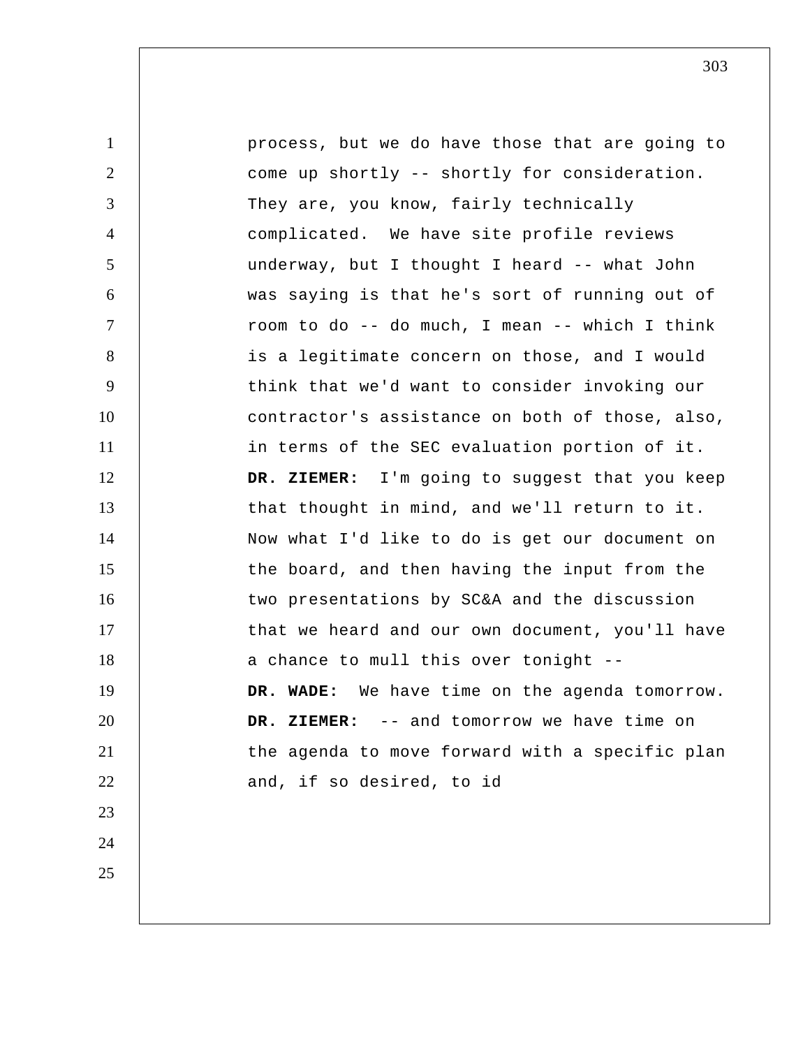process, but we do have those that are going to come up shortly -- shortly for consideration. They are, you know, fairly technically complicated. We have site profile reviews underway, but I thought I heard -- what John was saying is that he's sort of running out of room to do -- do much, I mean -- which I think is a legitimate concern on those, and I would think that we'd want to consider invoking our contractor's assistance on both of those, also, in terms of the SEC evaluation portion of it.

**DR. ZIEMER:** I'm going to suggest that you keep that thought in mind, and we'll return to it. Now what I'd like to do is get our document on the board, and then having the input from the two presentations by SC&A and the discussion that we heard and our own document, you'll have a chance to mull this over tonight --

**DR. WADE:** We have time on the agenda tomorrow.

**DR. ZIEMER:** -- and tomorrow we have time on the agenda to move forward with a specific plan and, if so desired, to id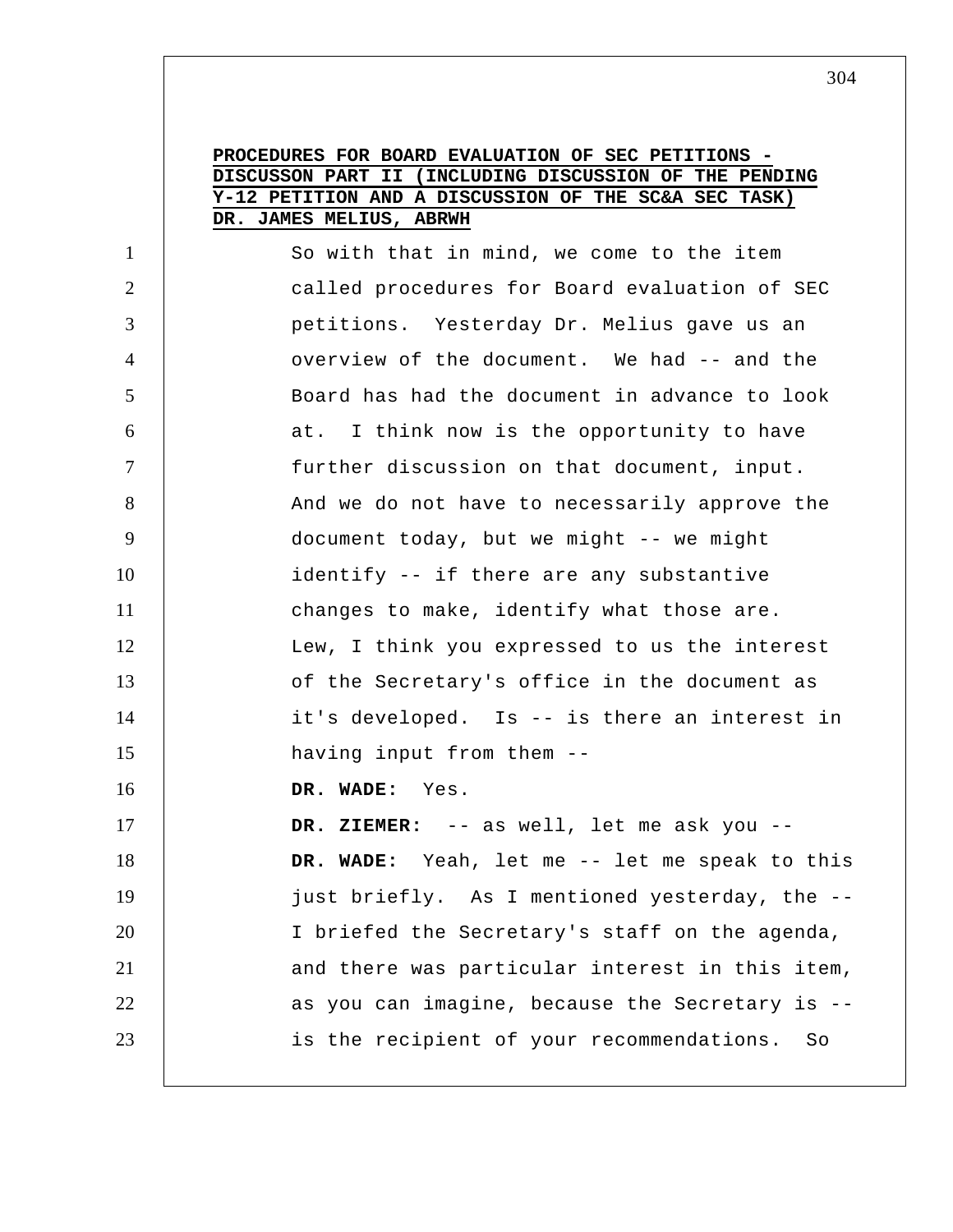**PROCEDURES FOR BOARD EVALUATION OF SEC PETITIONS - DISCUSSON PART II (INCLUDING DISCUSSION OF THE PENDING Y-12 PETITION AND A DISCUSSION OF THE SC&A SEC TASK) DR. JAMES MELIUS, ABRWH**

So with that in mind, we come to the item called procedures for Board evaluation of SEC petitions. Yesterday Dr. Melius gave us an overview of the document. We had -- and the Board has had the document in advance to look at. I think now is the opportunity to have further discussion on that document, input. And we do not have to necessarily approve the document today, but we might -- we might identify -- if there are any substantive changes to make, identify what those are. Lew, I think you expressed to us the interest of the Secretary's office in the document as it's developed. Is -- is there an interest in having input from them --

**DR. WADE:** Yes.

**DR. ZIEMER:** -- as well, let me ask you --

**DR. WADE:** Yeah, let me -- let me speak to this just briefly. As I mentioned yesterday, the -- I briefed the Secretary's staff on the agenda, and there was particular interest in this item, as you can imagine, because the Secretary is -- is the recipient of your recommendations. So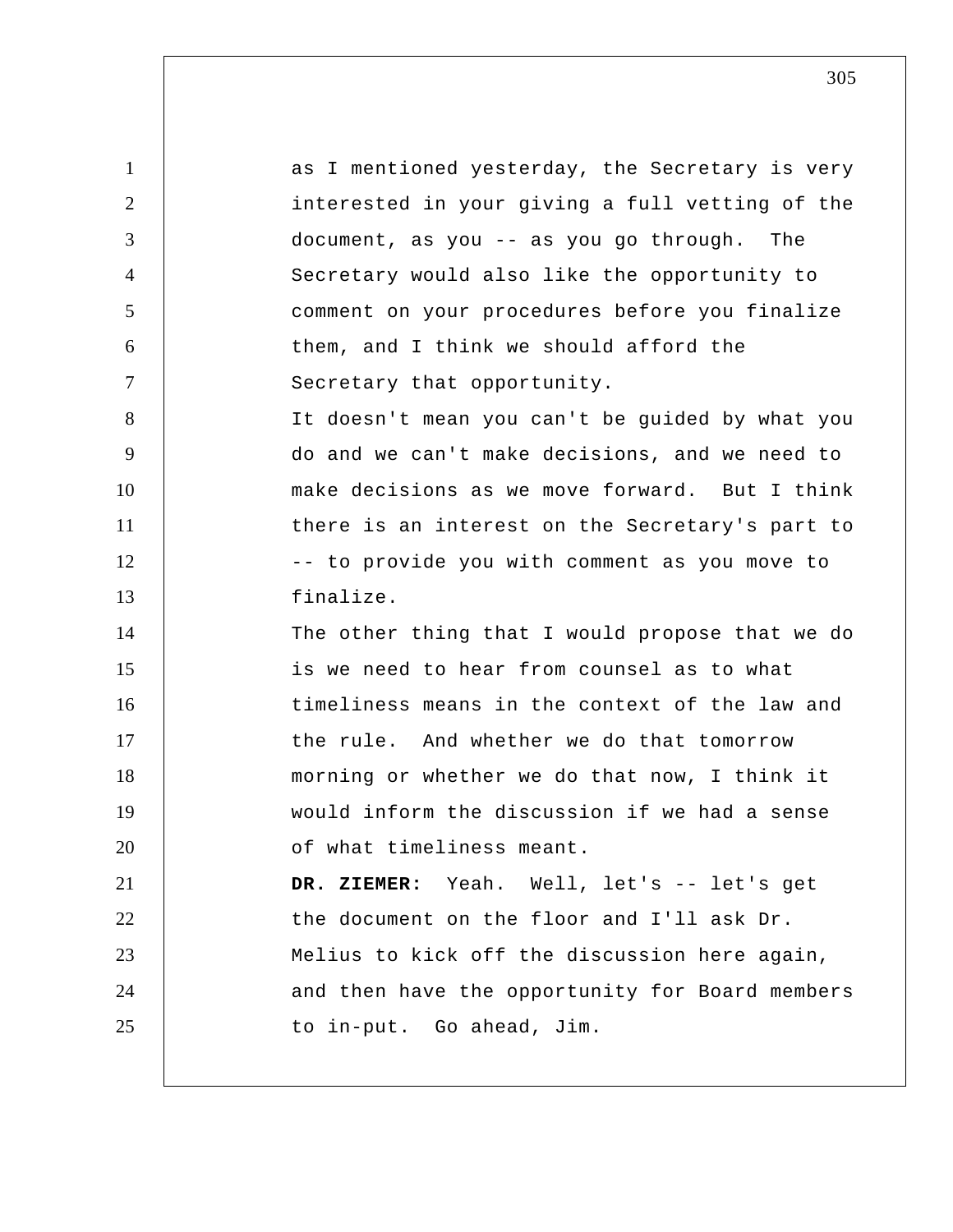as I mentioned yesterday, the Secretary is very interested in your giving a full vetting of the document, as you -- as you go through. The Secretary would also like the opportunity to comment on your procedures before you finalize them, and I think we should afford the Secretary that opportunity.

It doesn't mean you can't be guided by what you do and we can't make decisions, and we need to make decisions as we move forward. But I think there is an interest on the Secretary's part to -- to provide you with comment as you move to finalize.

The other thing that I would propose that we do is we need to hear from counsel as to what timeliness means in the context of the law and the rule. And whether we do that tomorrow morning or whether we do that now, I think it would inform the discussion if we had a sense of what timeliness meant.

**DR. ZIEMER:** Yeah. Well, let's -- let's get the document on the floor and I'll ask Dr. Melius to kick off the discussion here again, and then have the opportunity for Board members to in-put. Go ahead, Jim.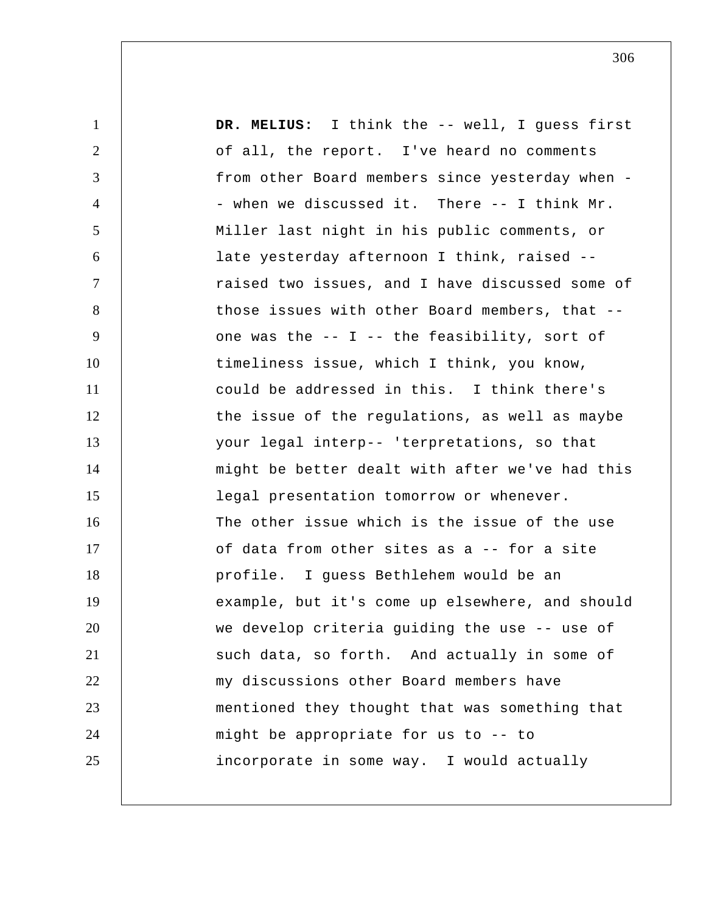**DR. MELIUS:** I think the -- well, I guess first of all, the report. I've heard no comments from other Board members since yesterday when -- when we discussed it. There -- I think Mr. Miller last night in his public comments, or late yesterday afternoon I think, raised -- raised two issues, and I have discussed some of those issues with other Board members, that -- one was the -- I -- the feasibility, sort of timeliness issue, which I think, you know, could be addressed in this. I think there's the issue of the regulations, as well as maybe your legal interp-- 'terpretations, so that might be better dealt with after we've had this legal presentation tomorrow or whenever.

The other issue which is the issue of the use of data from other sites as a -- for a site profile. I guess Bethlehem would be an example, but it's come up elsewhere, and should we develop criteria guiding the use -- use of such data, so forth. And actually in some of my discussions other Board members have mentioned they thought that was something that might be appropriate for us to -- to incorporate in some way. I would actually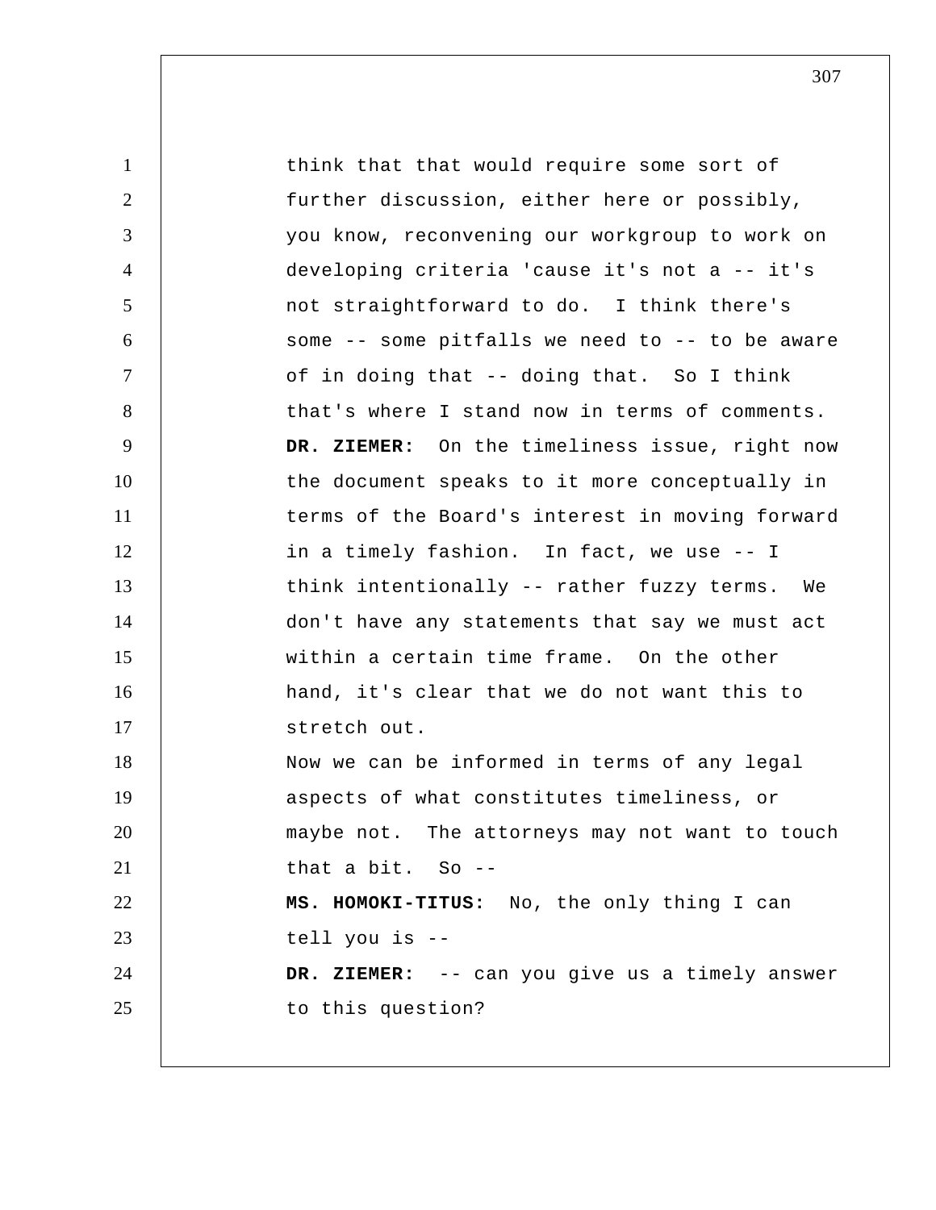think that that would require some sort of further discussion, either here or possibly, you know, reconvening our workgroup to work on developing criteria 'cause it's not a -- it's not straightforward to do. I think there's some -- some pitfalls we need to -- to be aware of in doing that -- doing that. So I think that's where I stand now in terms of comments.

**DR. ZIEMER:** On the timeliness issue, right now the document speaks to it more conceptually in terms of the Board's interest in moving forward in a timely fashion. In fact, we use -- I think intentionally -- rather fuzzy terms. We don't have any statements that say we must act within a certain time frame. On the other hand, it's clear that we do not want this to stretch out.

Now we can be informed in terms of any legal aspects of what constitutes timeliness, or maybe not. The attorneys may not want to touch that a bit. So --

**MS. HOMOKI-TITUS:** No, the only thing I can tell you is --

**DR. ZIEMER:** -- can you give us a timely answer to this question?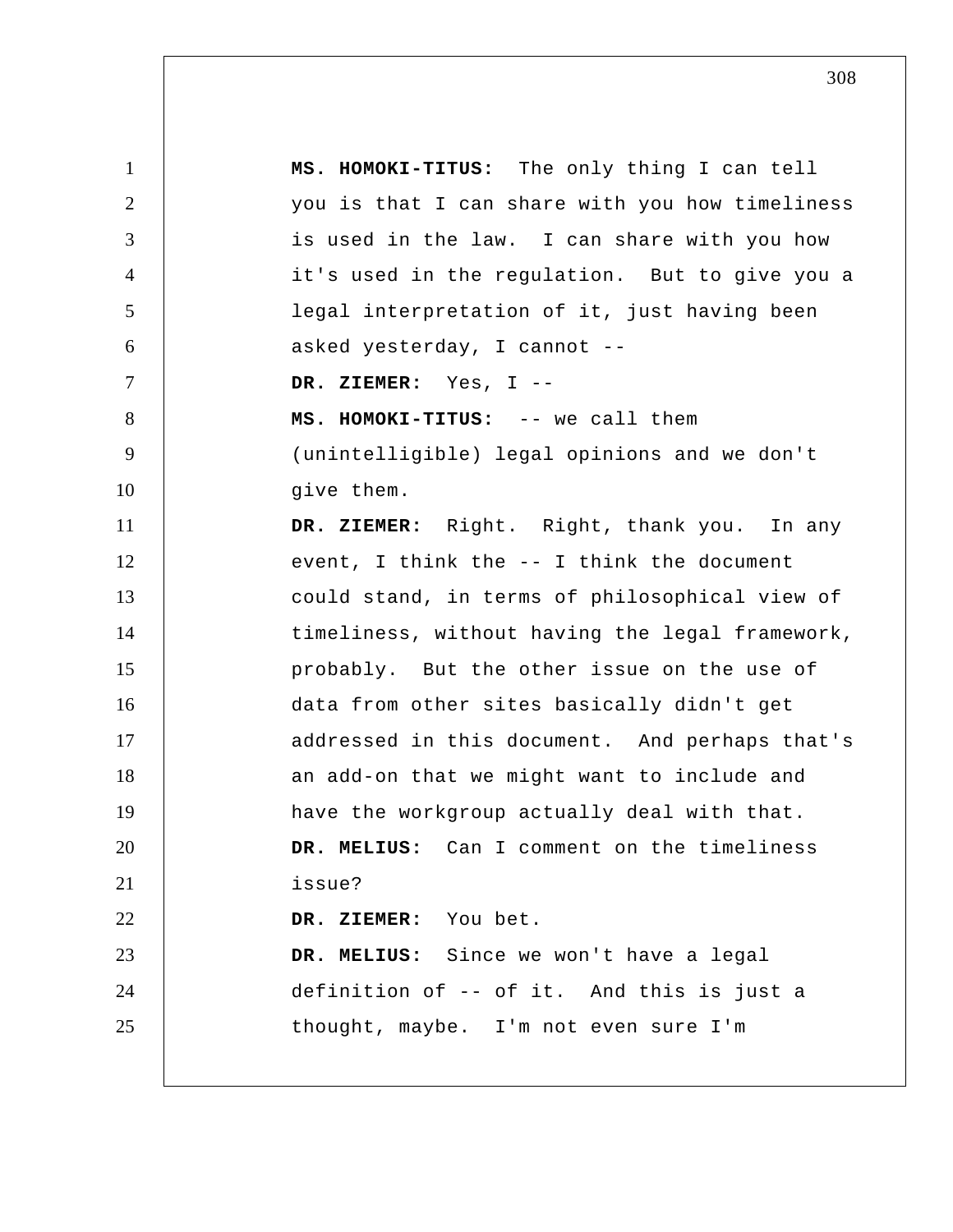**MS. HOMOKI-TITUS:** The only thing I can tell you is that I can share with you how timeliness is used in the law. I can share with you how it's used in the regulation. But to give you a legal interpretation of it, just having been asked yesterday, I cannot --

**DR. ZIEMER:** Yes, I --

**MS. HOMOKI-TITUS:** -- we call them (unintelligible) legal opinions and we don't give them.

**DR. ZIEMER:** Right. Right, thank you. In any event, I think the -- I think the document could stand, in terms of philosophical view of timeliness, without having the legal framework, probably. But the other issue on the use of data from other sites basically didn't get addressed in this document. And perhaps that's an add-on that we might want to include and have the workgroup actually deal with that.

**DR. MELIUS:** Can I comment on the timeliness issue?

**DR. ZIEMER:** You bet.

**DR. MELIUS:** Since we won't have a legal definition of -- of it. And this is just a thought, maybe. I'm not even sure I'm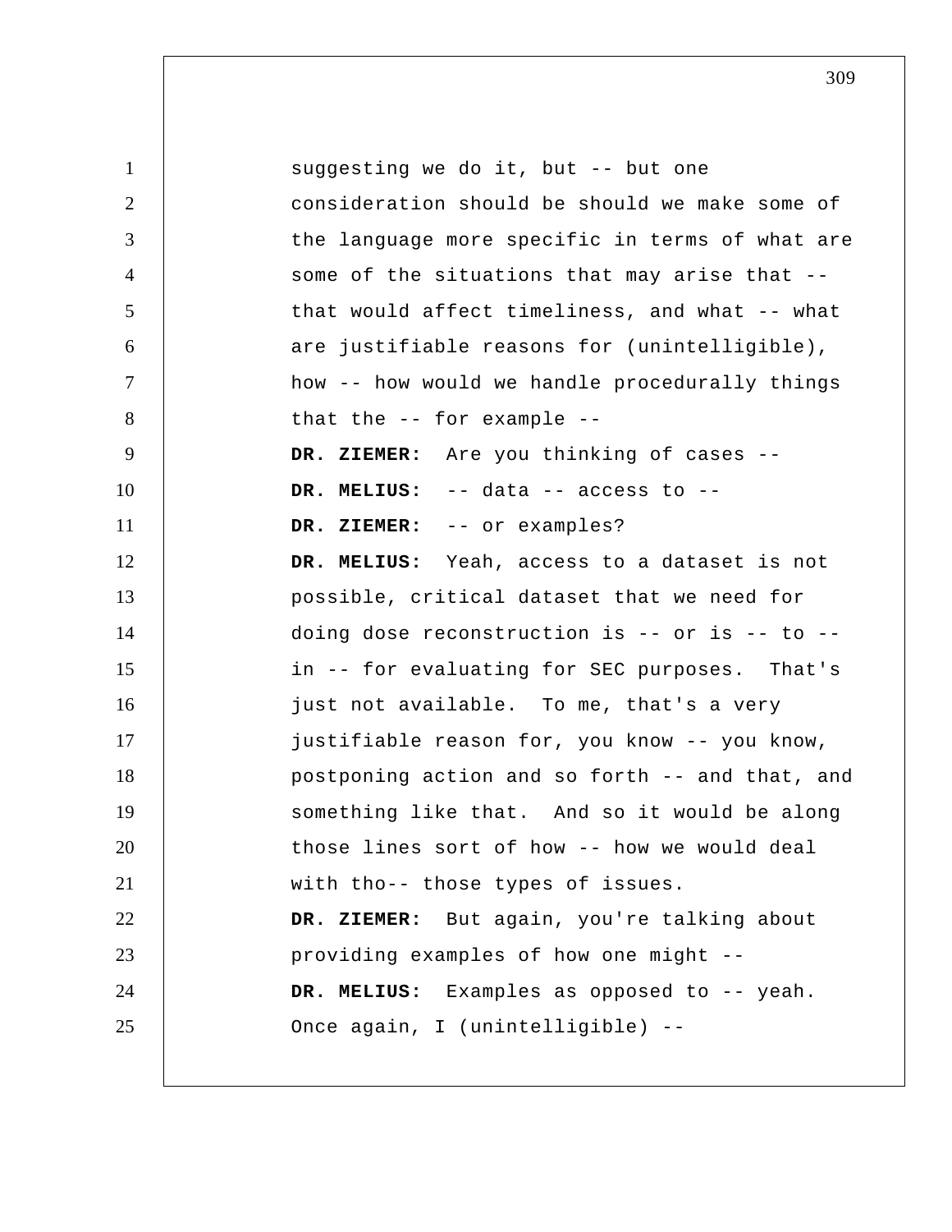suggesting we do it, but -- but one consideration should be should we make some of the language more specific in terms of what are some of the situations that may arise that -- that would affect timeliness, and what -- what are justifiable reasons for (unintelligible), how -- how would we handle procedurally things that the -- for example --

**DR. ZIEMER:** Are you thinking of cases --

**DR. MELIUS:** -- data -- access to --

**DR. ZIEMER:** -- or examples?

**DR. MELIUS:** Yeah, access to a dataset is not possible, critical dataset that we need for doing dose reconstruction is -- or is -- to -- in -- for evaluating for SEC purposes. That's just not available. To me, that's a very justifiable reason for, you know -- you know, postponing action and so forth -- and that, and something like that. And so it would be along those lines sort of how -- how we would deal with tho-- those types of issues.

**DR. ZIEMER:** But again, you're talking about providing examples of how one might --

**DR. MELIUS:** Examples as opposed to -- yeah. Once again, I (unintelligible) --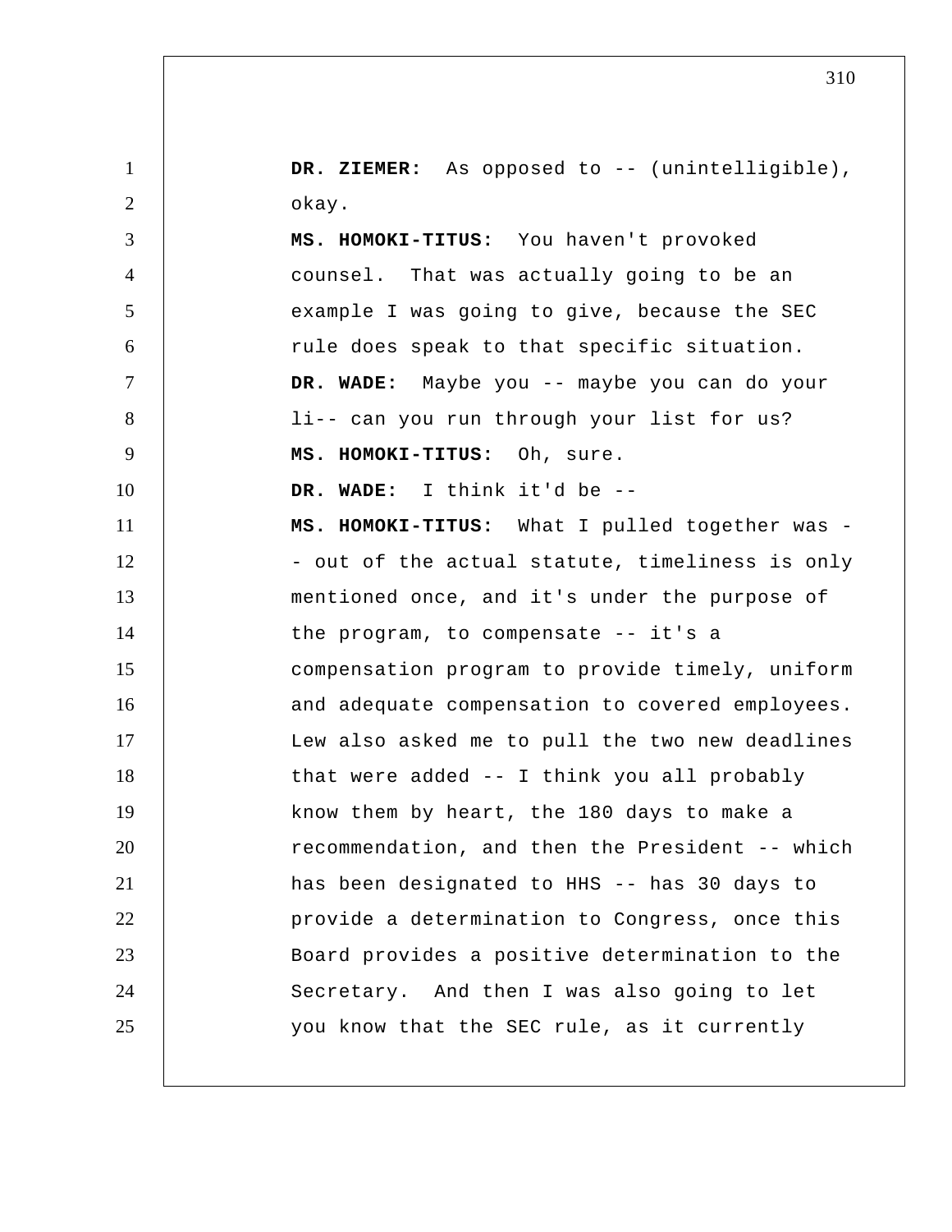**DR. ZIEMER:** As opposed to -- (unintelligible), okay.

**MS. HOMOKI-TITUS:** You haven't provoked counsel. That was actually going to be an example I was going to give, because the SEC rule does speak to that specific situation.

**DR. WADE:** Maybe you -- maybe you can do your li-- can you run through your list for us?

**MS. HOMOKI-TITUS:** Oh, sure.

**DR. WADE:** I think it'd be --

**MS. HOMOKI-TITUS:** What I pulled together was -- out of the actual statute, timeliness is only mentioned once, and it's under the purpose of the program, to compensate -- it's a compensation program to provide timely, uniform and adequate compensation to covered employees. Lew also asked me to pull the two new deadlines that were added -- I think you all probably know them by heart, the 180 days to make a recommendation, and then the President -- which has been designated to HHS -- has 30 days to provide a determination to Congress, once this Board provides a positive determination to the Secretary. And then I was also going to let you know that the SEC rule, as it currently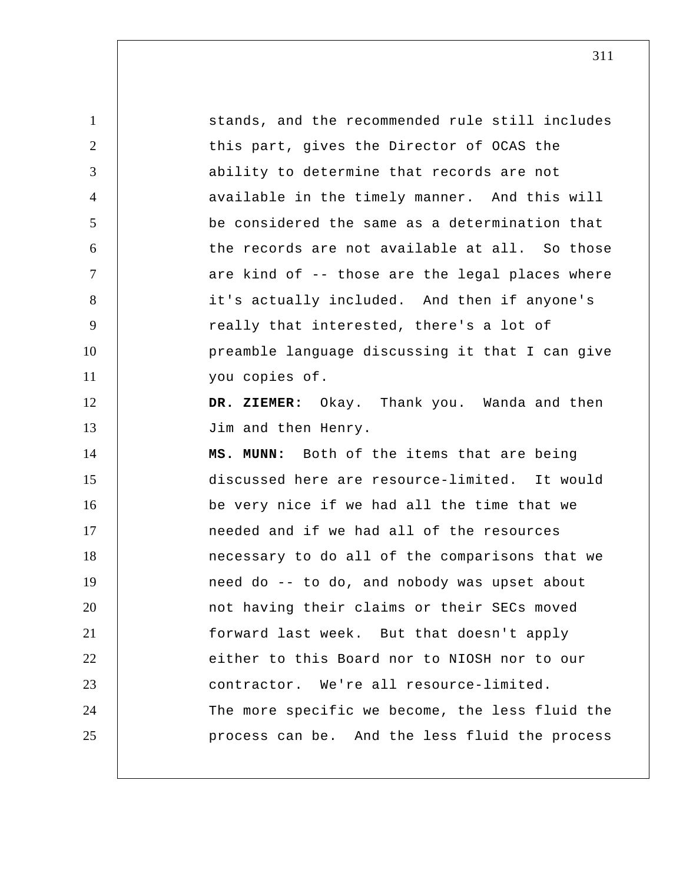stands, and the recommended rule still includes this part, gives the Director of OCAS the ability to determine that records are not available in the timely manner. And this will be considered the same as a determination that the records are not available at all. So those are kind of -- those are the legal places where it's actually included. And then if anyone's really that interested, there's a lot of preamble language discussing it that I can give you copies of.

**DR. ZIEMER:** Okay. Thank you. Wanda and then Jim and then Henry.

**MS. MUNN:** Both of the items that are being discussed here are resource-limited. It would be very nice if we had all the time that we needed and if we had all of the resources necessary to do all of the comparisons that we need do -- to do, and nobody was upset about not having their claims or their SECs moved forward last week. But that doesn't apply either to this Board nor to NIOSH nor to our contractor. We're all resource-limited.

The more specific we become, the less fluid the process can be. And the less fluid the process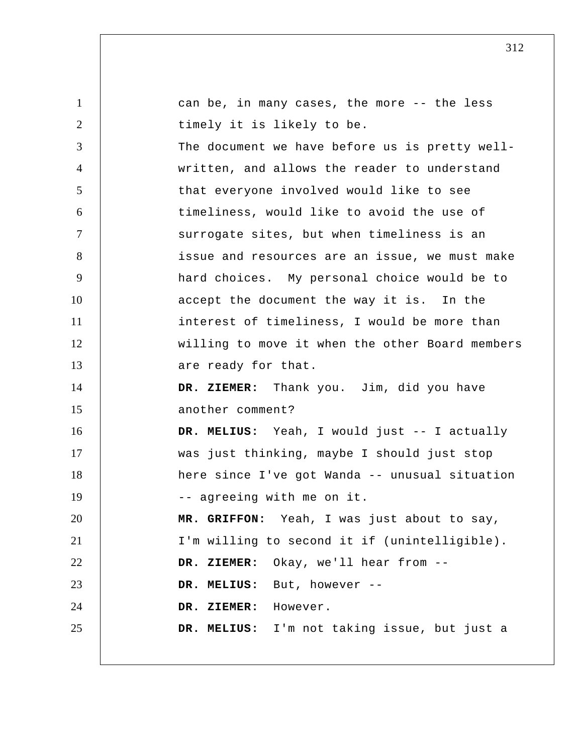can be, in many cases, the more -- the less timely it is likely to be.

The document we have before us is pretty well-written, and allows the reader to understand that everyone involved would like to see timeliness, would like to avoid the use of surrogate sites, but when timeliness is an issue and resources are an issue, we must make hard choices. My personal choice would be to accept the document the way it is. In the interest of timeliness, I would be more than willing to move it when the other Board members are ready for that.

**DR. ZIEMER:** Thank you. Jim, did you have another comment?

**DR. MELIUS:** Yeah, I would just -- I actually was just thinking, maybe I should just stop here since I've got Wanda -- unusual situation -- agreeing with me on it.

**MR. GRIFFON:** Yeah, I was just about to say, I'm willing to second it if (unintelligible).

**DR. ZIEMER:** Okay, we'll hear from --

**DR. MELIUS:** But, however --

**DR. ZIEMER:** However.

**DR. MELIUS:** I'm not taking issue, but just a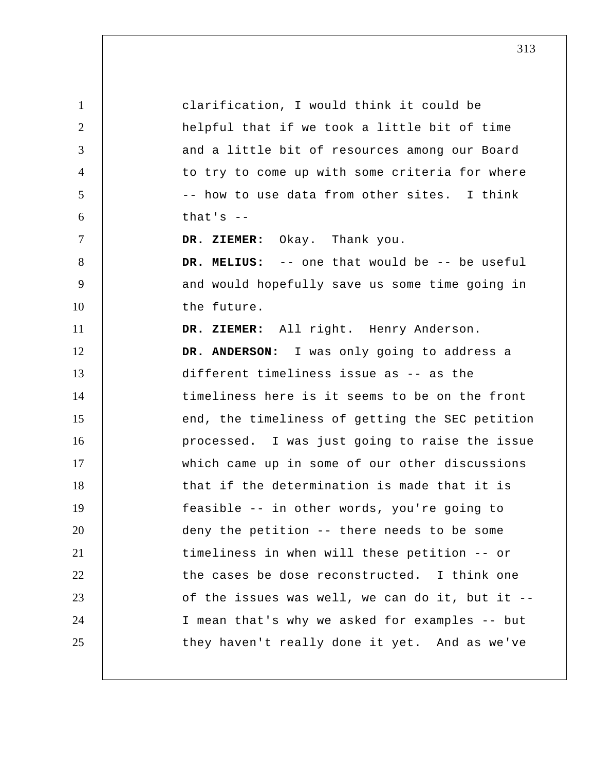clarification, I would think it could be helpful that if we took a little bit of time and a little bit of resources among our Board to try to come up with some criteria for where -- how to use data from other sites. I think that's --

**DR. ZIEMER:** Okay. Thank you.

**DR. MELIUS:** -- one that would be -- be useful and would hopefully save us some time going in the future.

**DR. ZIEMER:** All right. Henry Anderson.

**DR. ANDERSON:** I was only going to address a different timeliness issue as -- as the timeliness here is it seems to be on the front end, the timeliness of getting the SEC petition processed. I was just going to raise the issue which came up in some of our other discussions that if the determination is made that it is feasible -- in other words, you're going to deny the petition -- there needs to be some timeliness in when will these petition -- or the cases be dose reconstructed. I think one of the issues was well, we can do it, but it -- I mean that's why we asked for examples -- but they haven't really done it yet. And as we've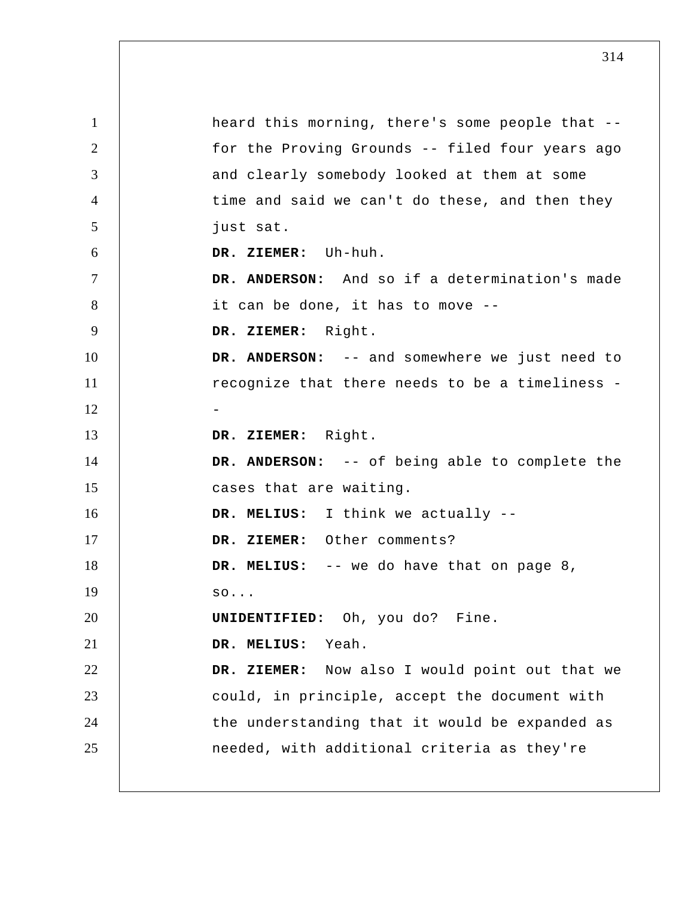heard this morning, there's some people that -- for the Proving Grounds -- filed four years ago and clearly somebody looked at them at some time and said we can't do these, and then they just sat.

**DR. ZIEMER:** Uh-huh.

**DR. ANDERSON:** And so if a determination's made it can be done, it has to move --

**DR. ZIEMER:** Right.

**DR. ANDERSON:** -- and somewhere we just need to recognize that there needs to be a timeliness --

**DR. ZIEMER:** Right.

**DR. ANDERSON:** -- of being able to complete the cases that are waiting.

**DR. MELIUS:** I think we actually --

**DR. ZIEMER:** Other comments?

**DR. MELIUS:** -- we do have that on page 8, so...

**UNIDENTIFIED:** Oh, you do? Fine.

**DR. MELIUS:** Yeah.

**DR. ZIEMER:** Now also I would point out that we could, in principle, accept the document with the understanding that it would be expanded as needed, with additional criteria as they're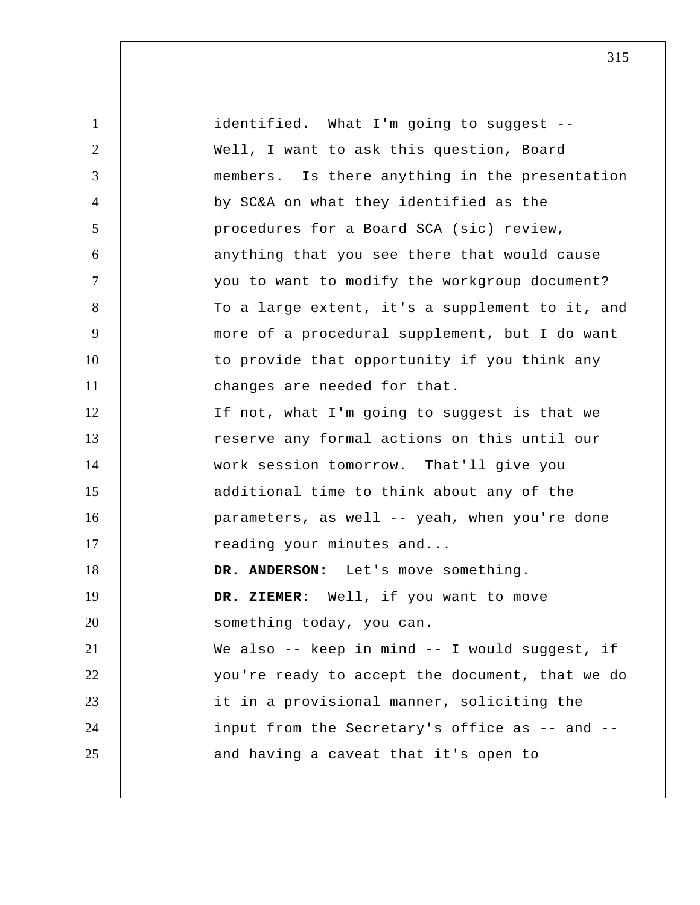identified. What I'm going to suggest -- Well, I want to ask this question, Board members. Is there anything in the presentation by SC&A on what they identified as the procedures for a Board SCA (sic) review, anything that you see there that would cause you to want to modify the workgroup document? To a large extent, it's a supplement to it, and more of a procedural supplement, but I do want to provide that opportunity if you think any changes are needed for that.

If not, what I'm going to suggest is that we reserve any formal actions on this until our work session tomorrow. That'll give you additional time to think about any of the parameters, as well -- yeah, when you're done reading your minutes and...

**DR. ANDERSON:** Let's move something.

**DR. ZIEMER:** Well, if you want to move something today, you can.

We also -- keep in mind -- I would suggest, if you're ready to accept the document, that we do it in a provisional manner, soliciting the input from the Secretary's office as -- and -- and having a caveat that it's open to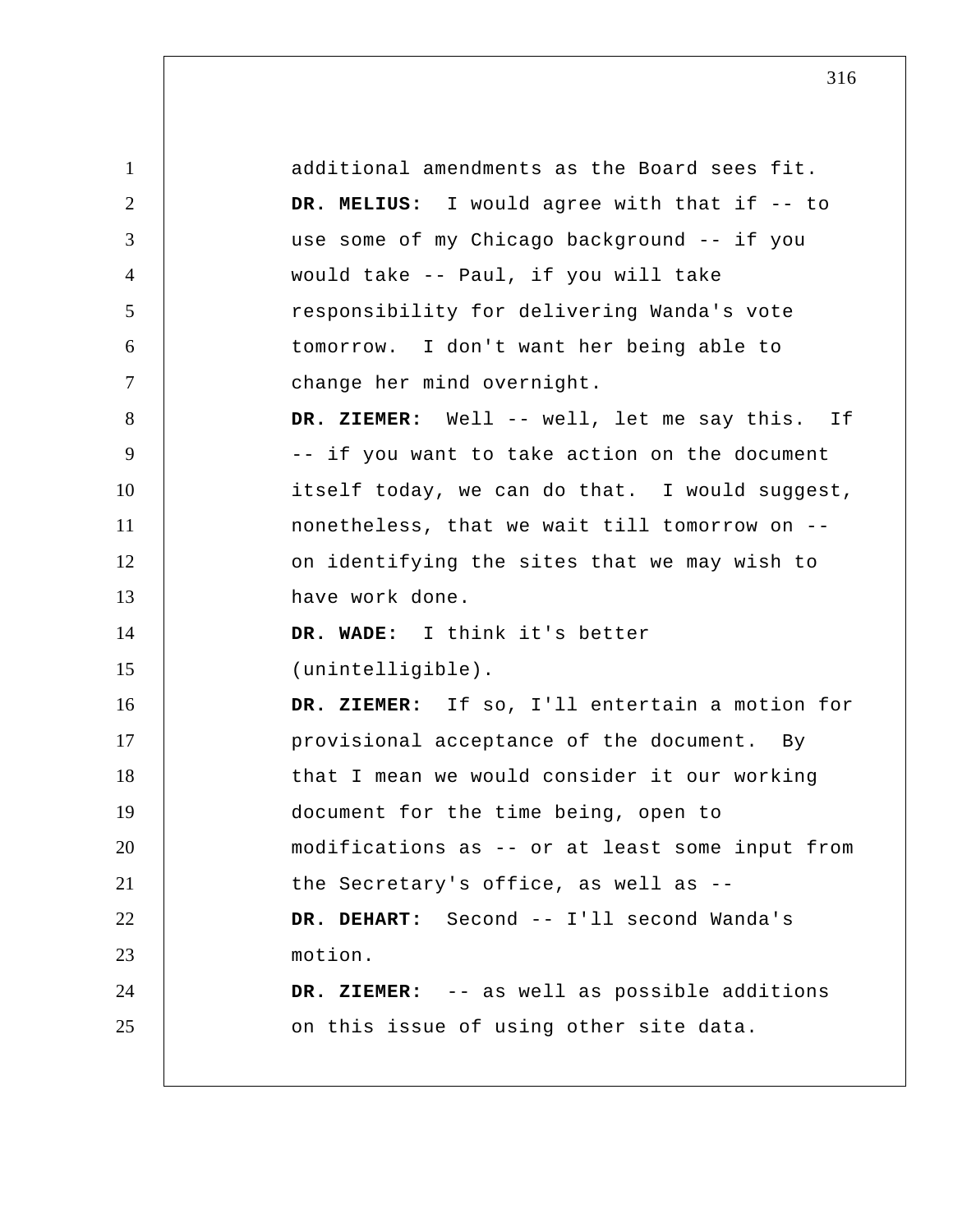additional amendments as the Board sees fit.

**DR. MELIUS:** I would agree with that if -- to use some of my Chicago background -- if you would take -- Paul, if you will take responsibility for delivering Wanda's vote tomorrow. I don't want her being able to change her mind overnight.

**DR. ZIEMER:** Well -- well, let me say this. If -- if you want to take action on the document itself today, we can do that. I would suggest, nonetheless, that we wait till tomorrow on -- on identifying the sites that we may wish to have work done.

**DR. WADE:** I think it's better (unintelligible).

**DR. ZIEMER:** If so, I'll entertain a motion for provisional acceptance of the document. By that I mean we would consider it our working document for the time being, open to modifications as -- or at least some input from the Secretary's office, as well as --

**DR. DEHART:** Second -- I'll second Wanda's motion.

**DR. ZIEMER:** -- as well as possible additions on this issue of using other site data.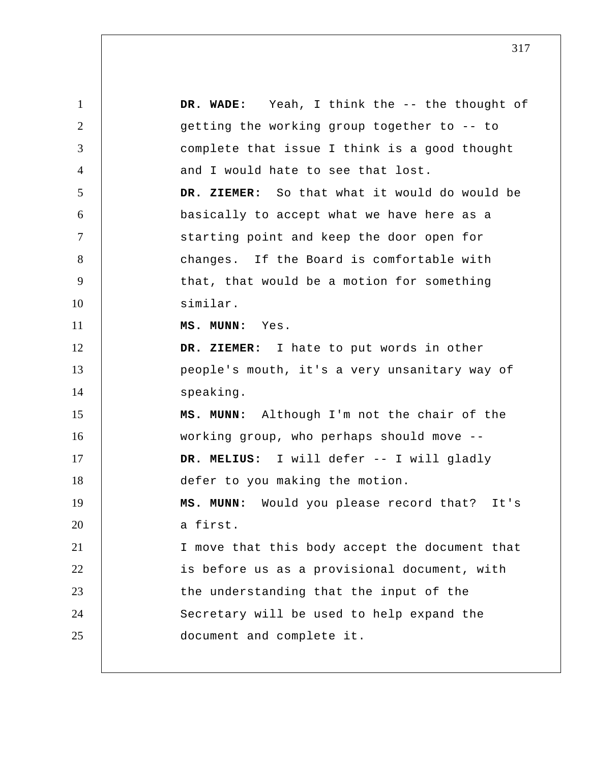**DR. WADE:** Yeah, I think the -- the thought of getting the working group together to -- to complete that issue I think is a good thought and I would hate to see that lost.

**DR. ZIEMER:** So that what it would do would be basically to accept what we have here as a starting point and keep the door open for changes. If the Board is comfortable with that, that would be a motion for something similar.

**MS. MUNN:** Yes.

**DR. ZIEMER:** I hate to put words in other people's mouth, it's a very unsanitary way of speaking.

**MS. MUNN:** Although I'm not the chair of the working group, who perhaps should move --

**DR. MELIUS:** I will defer -- I will gladly defer to you making the motion.

**MS. MUNN:** Would you please record that? It's a first.

I move that this body accept the document that is before us as a provisional document, with the understanding that the input of the Secretary will be used to help expand the document and complete it.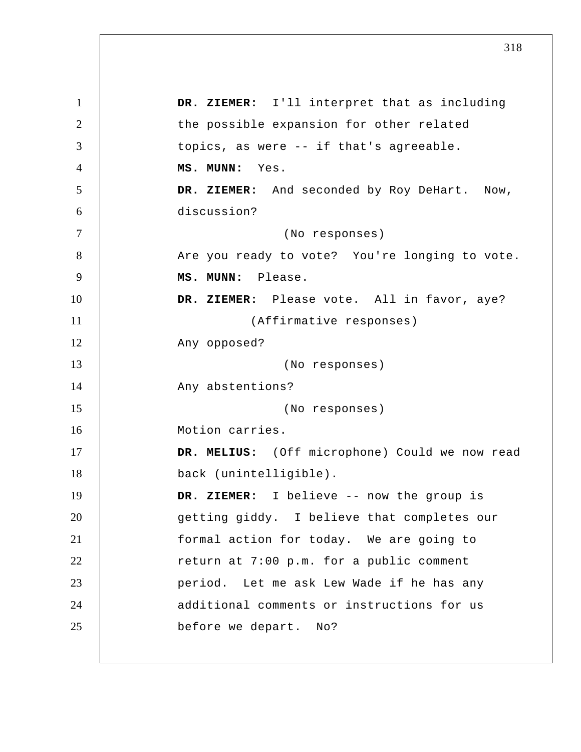**DR. ZIEMER:** I'll interpret that as including the possible expansion for other related topics, as were -- if that's agreeable.

**MS. MUNN:** Yes.

**DR. ZIEMER:** And seconded by Roy DeHart. Now, discussion?

(No responses)

Are you ready to vote? You're longing to vote.

**MS. MUNN:** Please.

**DR. ZIEMER:** Please vote. All in favor, aye?

(Affirmative responses)

Any opposed?

(No responses)

Any abstentions?

(No responses)

Motion carries.

**DR. MELIUS:** (Off microphone) Could we now read back (unintelligible).

**DR. ZIEMER:** I believe -- now the group is getting giddy. I believe that completes our formal action for today. We are going to return at 7:00 p.m. for a public comment period. Let me ask Lew Wade if he has any additional comments or instructions for us before we depart. No?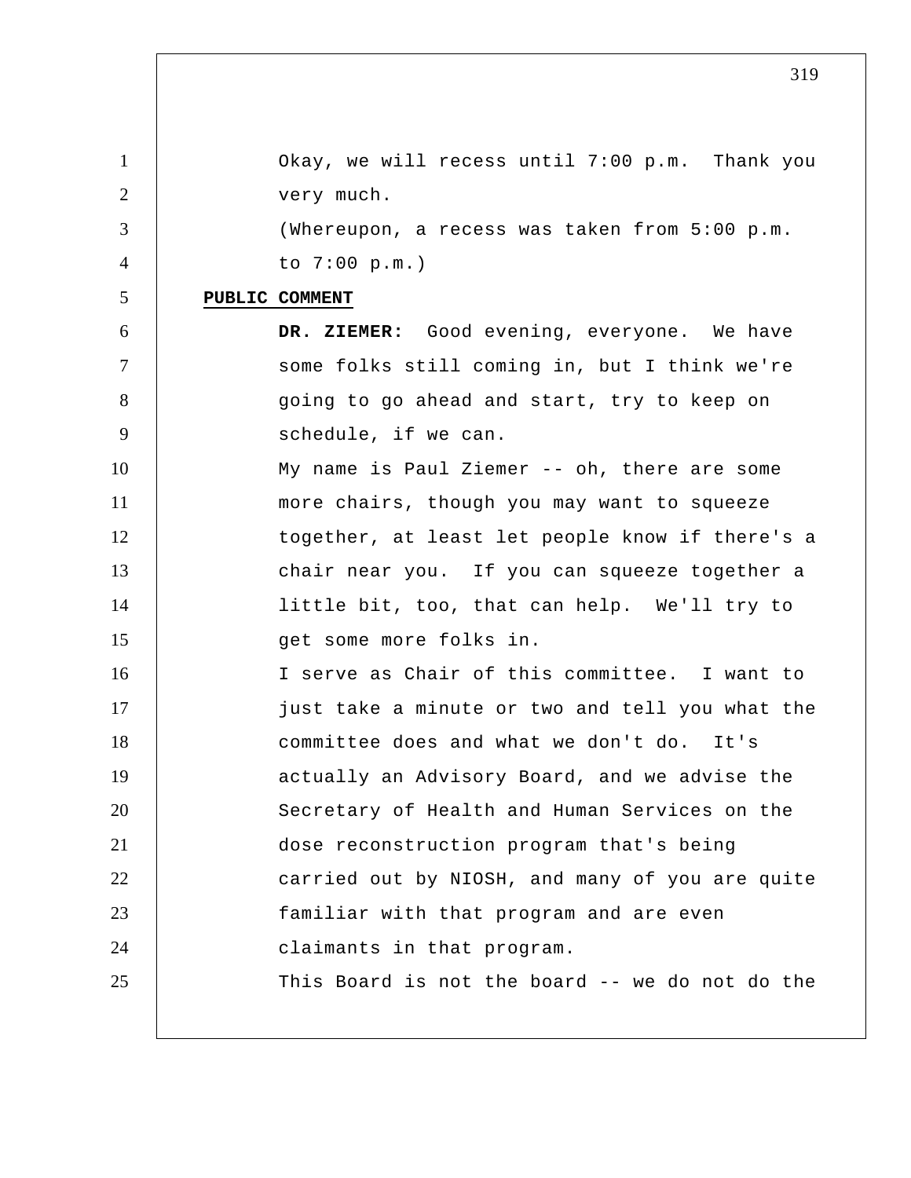Okay, we will recess until 7:00 p.m. Thank you very much.

(Whereupon, a recess was taken from 5:00 p.m. to 7:00 p.m.)

**PUBLIC COMMENT**

**DR. ZIEMER:** Good evening, everyone. We have some folks still coming in, but I think we're going to go ahead and start, try to keep on schedule, if we can.

My name is Paul Ziemer -- oh, there are some more chairs, though you may want to squeeze together, at least let people know if there's a chair near you. If you can squeeze together a little bit, too, that can help. We'll try to get some more folks in.

I serve as Chair of this committee. I want to just take a minute or two and tell you what the committee does and what we don't do. It's actually an Advisory Board, and we advise the Secretary of Health and Human Services on the dose reconstruction program that's being carried out by NIOSH, and many of you are quite familiar with that program and are even claimants in that program.

This Board is not the board -- we do not do the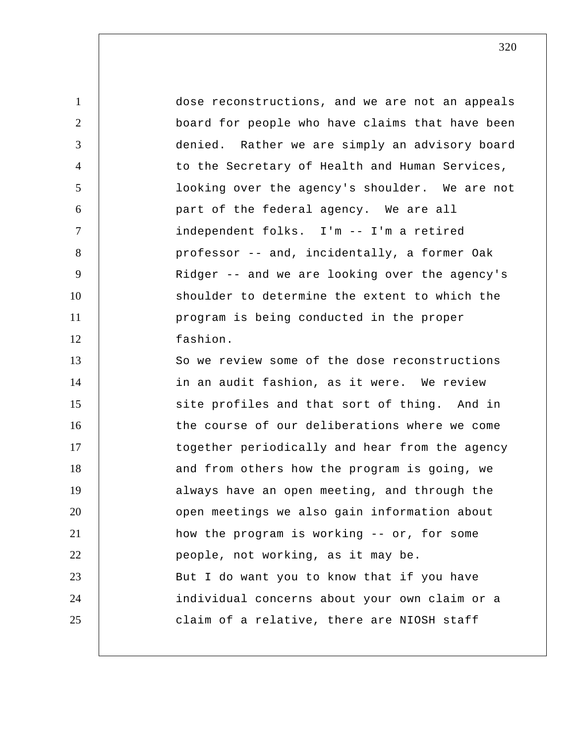dose reconstructions, and we are not an appeals board for people who have claims that have been denied. Rather we are simply an advisory board to the Secretary of Health and Human Services, looking over the agency's shoulder. We are not part of the federal agency. We are all independent folks. I'm -- I'm a retired professor -- and, incidentally, a former Oak Ridger -- and we are looking over the agency's shoulder to determine the extent to which the program is being conducted in the proper fashion.

So we review some of the dose reconstructions in an audit fashion, as it were. We review site profiles and that sort of thing. And in the course of our deliberations where we come together periodically and hear from the agency and from others how the program is going, we always have an open meeting, and through the open meetings we also gain information about how the program is working -- or, for some people, not working, as it may be.

But I do want you to know that if you have individual concerns about your own claim or a claim of a relative, there are NIOSH staff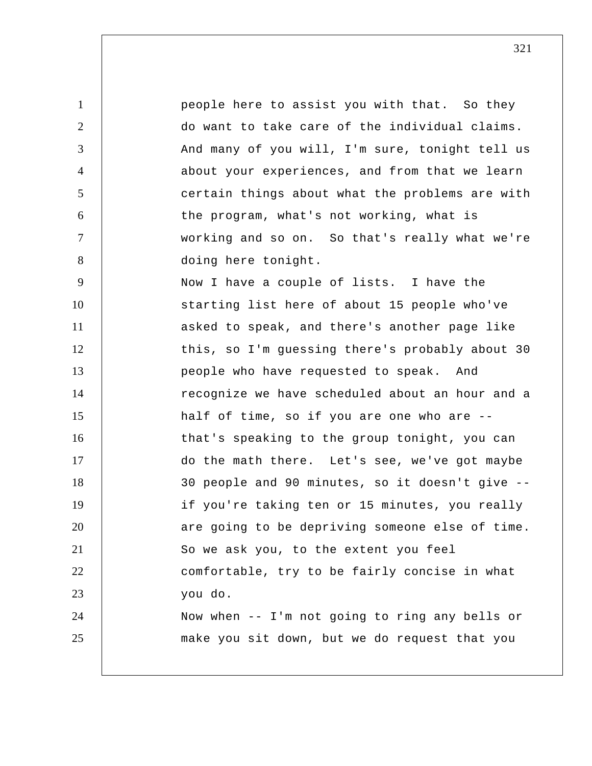people here to assist you with that. So they do want to take care of the individual claims. And many of you will, I'm sure, tonight tell us about your experiences, and from that we learn certain things about what the problems are with the program, what's not working, what is working and so on. So that's really what we're doing here tonight.

Now I have a couple of lists. I have the starting list here of about 15 people who've asked to speak, and there's another page like this, so I'm guessing there's probably about 30 people who have requested to speak. And recognize we have scheduled about an hour and a half of time, so if you are one who are -- that's speaking to the group tonight, you can do the math there. Let's see, we've got maybe 30 people and 90 minutes, so it doesn't give -- if you're taking ten or 15 minutes, you really are going to be depriving someone else of time. So we ask you, to the extent you feel comfortable, try to be fairly concise in what you do.

Now when -- I'm not going to ring any bells or make you sit down, but we do request that you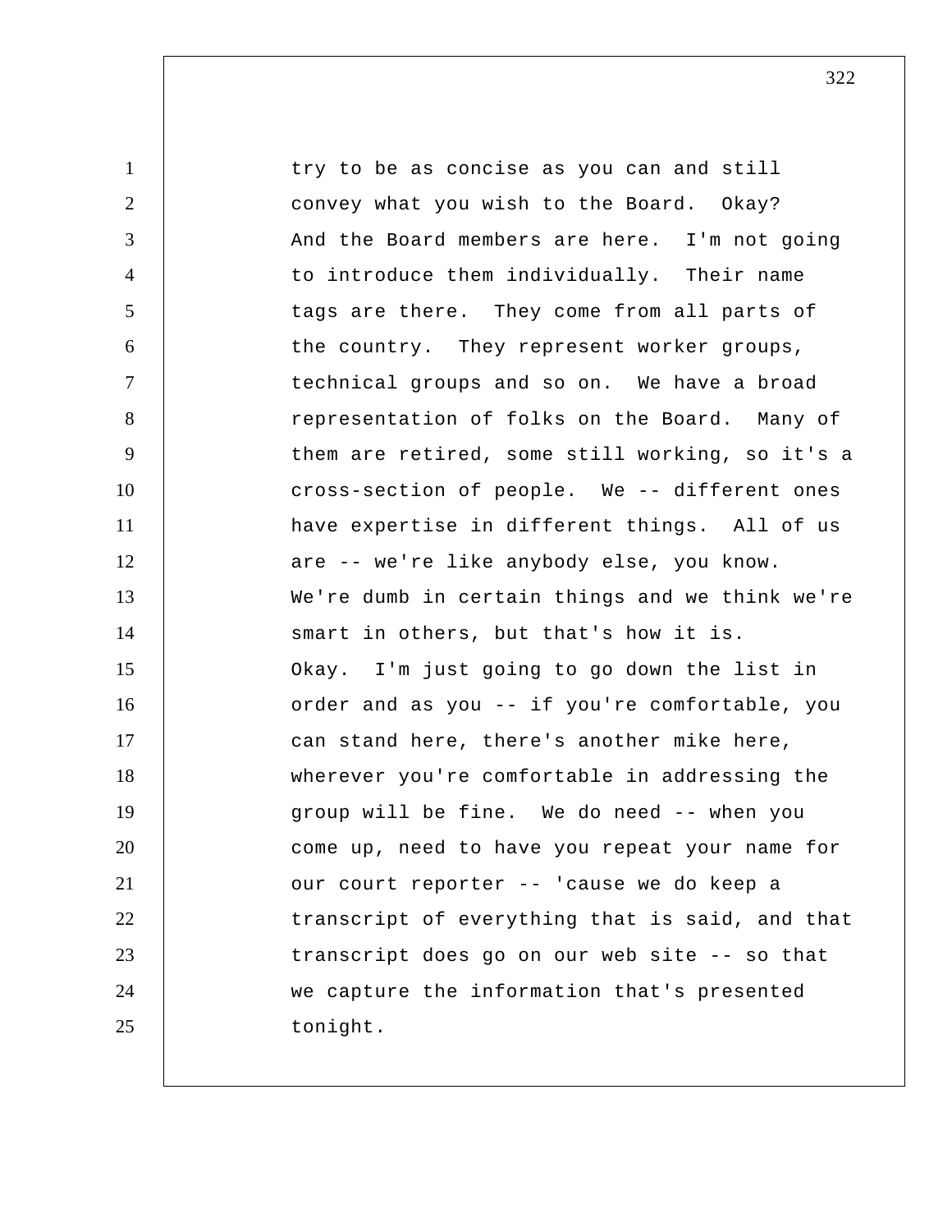try to be as concise as you can and still convey what you wish to the Board. Okay? And the Board members are here. I'm not going to introduce them individually. Their name tags are there. They come from all parts of the country. They represent worker groups, technical groups and so on. We have a broad representation of folks on the Board. Many of them are retired, some still working, so it's a cross-section of people. We -- different ones have expertise in different things. All of us are -- we're like anybody else, you know. We're dumb in certain things and we think we're smart in others, but that's how it is. Okay. I'm just going to go down the list in order and as you -- if you're comfortable, you can stand here, there's another mike here, wherever you're comfortable in addressing the group will be fine. We do need -- when you come up, need to have you repeat your name for our court reporter -- 'cause we do keep a transcript of everything that is said, and that transcript does go on our web site -- so that we capture the information that's presented tonight.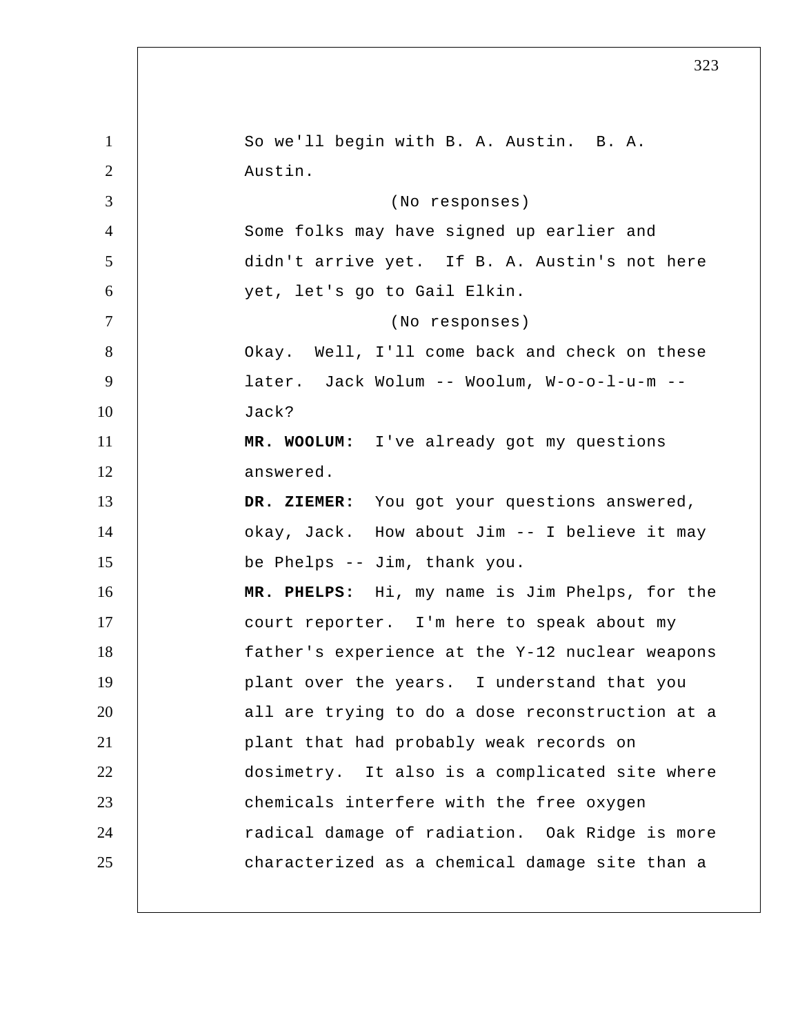So we'll begin with B. A. Austin. B. A. Austin.

(No responses)

Some folks may have signed up earlier and didn't arrive yet. If B. A. Austin's not here yet, let's go to Gail Elkin.

(No responses)

Okay. Well, I'll come back and check on these later. Jack Wolum -- Woolum, W-o-o-l-u-m -- Jack?

**MR. WOOLUM:** I've already got my questions answered.

**DR. ZIEMER:** You got your questions answered, okay, Jack. How about Jim -- I believe it may be Phelps -- Jim, thank you.

**MR. PHELPS:** Hi, my name is Jim Phelps, for the court reporter. I'm here to speak about my father's experience at the Y-12 nuclear weapons plant over the years. I understand that you all are trying to do a dose reconstruction at a plant that had probably weak records on dosimetry. It also is a complicated site where chemicals interfere with the free oxygen radical damage of radiation. Oak Ridge is more characterized as a chemical damage site than a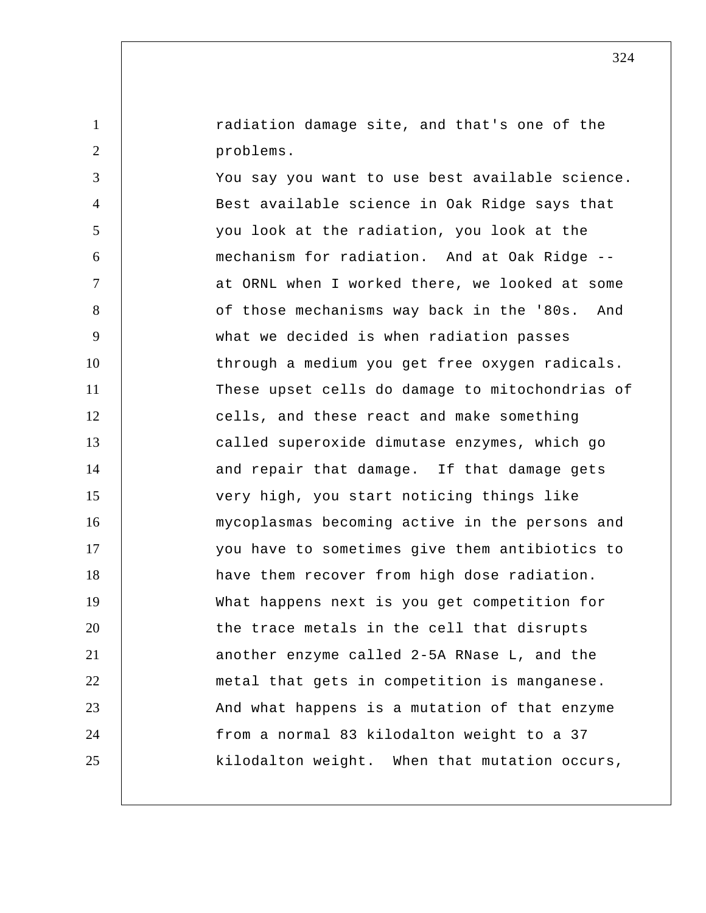radiation damage site, and that's one of the problems.

You say you want to use best available science. Best available science in Oak Ridge says that you look at the radiation, you look at the mechanism for radiation. And at Oak Ridge -- at ORNL when I worked there, we looked at some of those mechanisms way back in the '80s. And what we decided is when radiation passes through a medium you get free oxygen radicals. These upset cells do damage to mitochondrias of cells, and these react and make something called superoxide dimutase enzymes, which go and repair that damage. If that damage gets very high, you start noticing things like mycoplasmas becoming active in the persons and you have to sometimes give them antibiotics to have them recover from high dose radiation. What happens next is you get competition for the trace metals in the cell that disrupts another enzyme called 2-5A RNase L, and the metal that gets in competition is manganese. And what happens is a mutation of that enzyme from a normal 83 kilodalton weight to a 37 kilodalton weight. When that mutation occurs,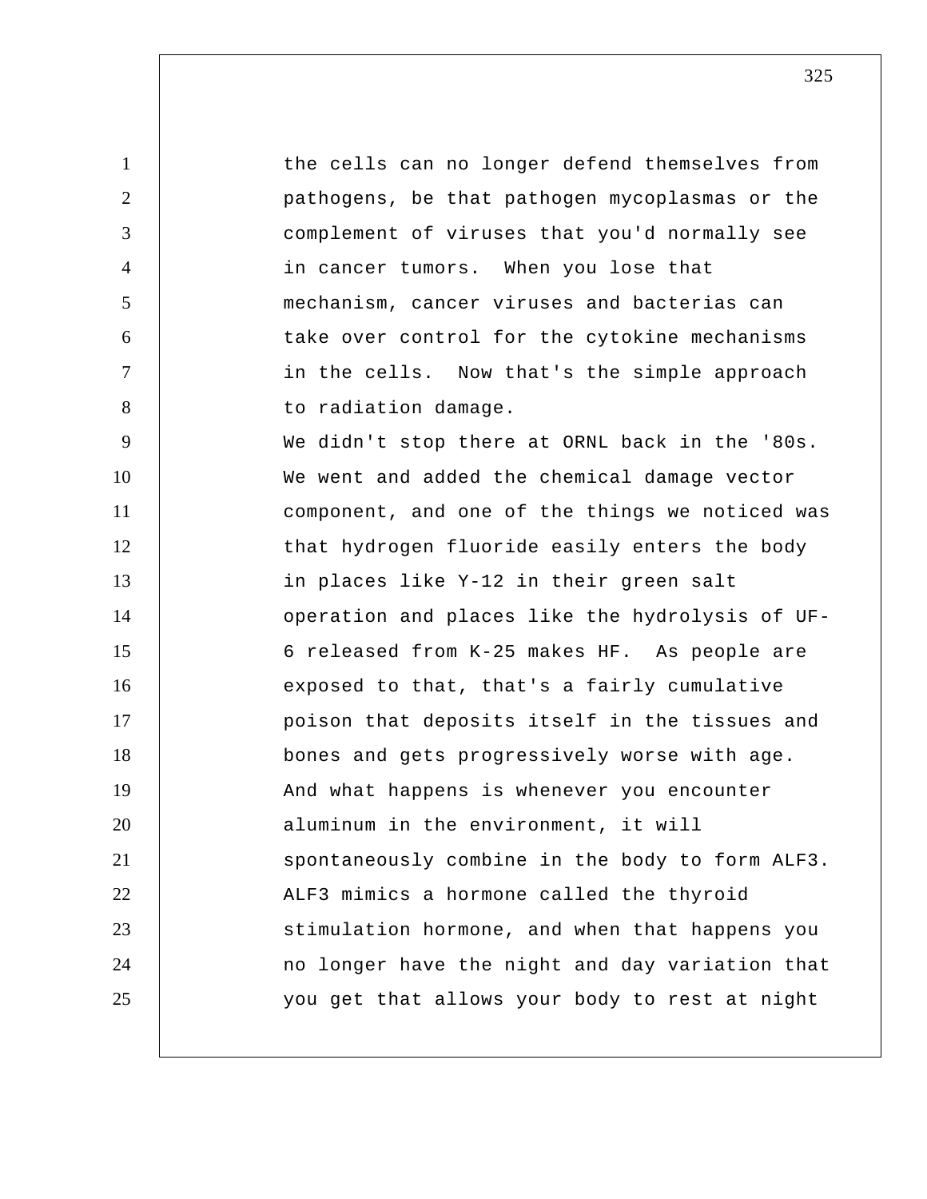the cells can no longer defend themselves from pathogens, be that pathogen mycoplasmas or the complement of viruses that you'd normally see in cancer tumors. When you lose that mechanism, cancer viruses and bacterias can take over control for the cytokine mechanisms in the cells. Now that's the simple approach to radiation damage.

We didn't stop there at ORNL back in the '80s. We went and added the chemical damage vector component, and one of the things we noticed was that hydrogen fluoride easily enters the body in places like Y-12 in their green salt operation and places like the hydrolysis of UF-6 released from K-25 makes HF. As people are exposed to that, that's a fairly cumulative poison that deposits itself in the tissues and bones and gets progressively worse with age. And what happens is whenever you encounter aluminum in the environment, it will spontaneously combine in the body to form ALF3. ALF3 mimics a hormone called the thyroid stimulation hormone, and when that happens you no longer have the night and day variation that you get that allows your body to rest at night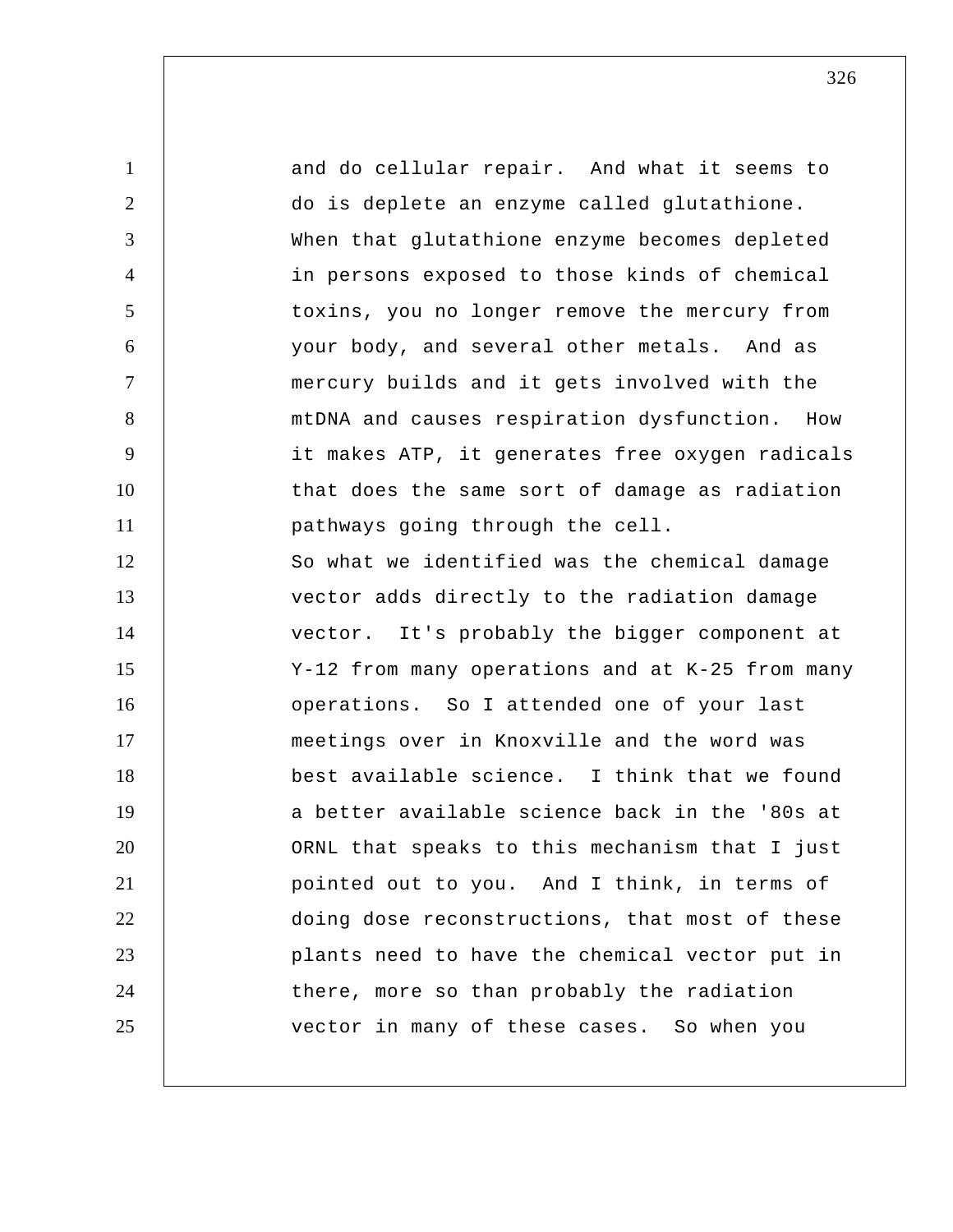and do cellular repair. And what it seems to do is deplete an enzyme called glutathione. When that glutathione enzyme becomes depleted in persons exposed to those kinds of chemical toxins, you no longer remove the mercury from your body, and several other metals. And as mercury builds and it gets involved with the mtDNA and causes respiration dysfunction. How it makes ATP, it generates free oxygen radicals that does the same sort of damage as radiation pathways going through the cell.

So what we identified was the chemical damage vector adds directly to the radiation damage vector. It's probably the bigger component at Y-12 from many operations and at K-25 from many operations. So I attended one of your last meetings over in Knoxville and the word was best available science. I think that we found a better available science back in the '80s at ORNL that speaks to this mechanism that I just pointed out to you. And I think, in terms of doing dose reconstructions, that most of these plants need to have the chemical vector put in there, more so than probably the radiation vector in many of these cases. So when you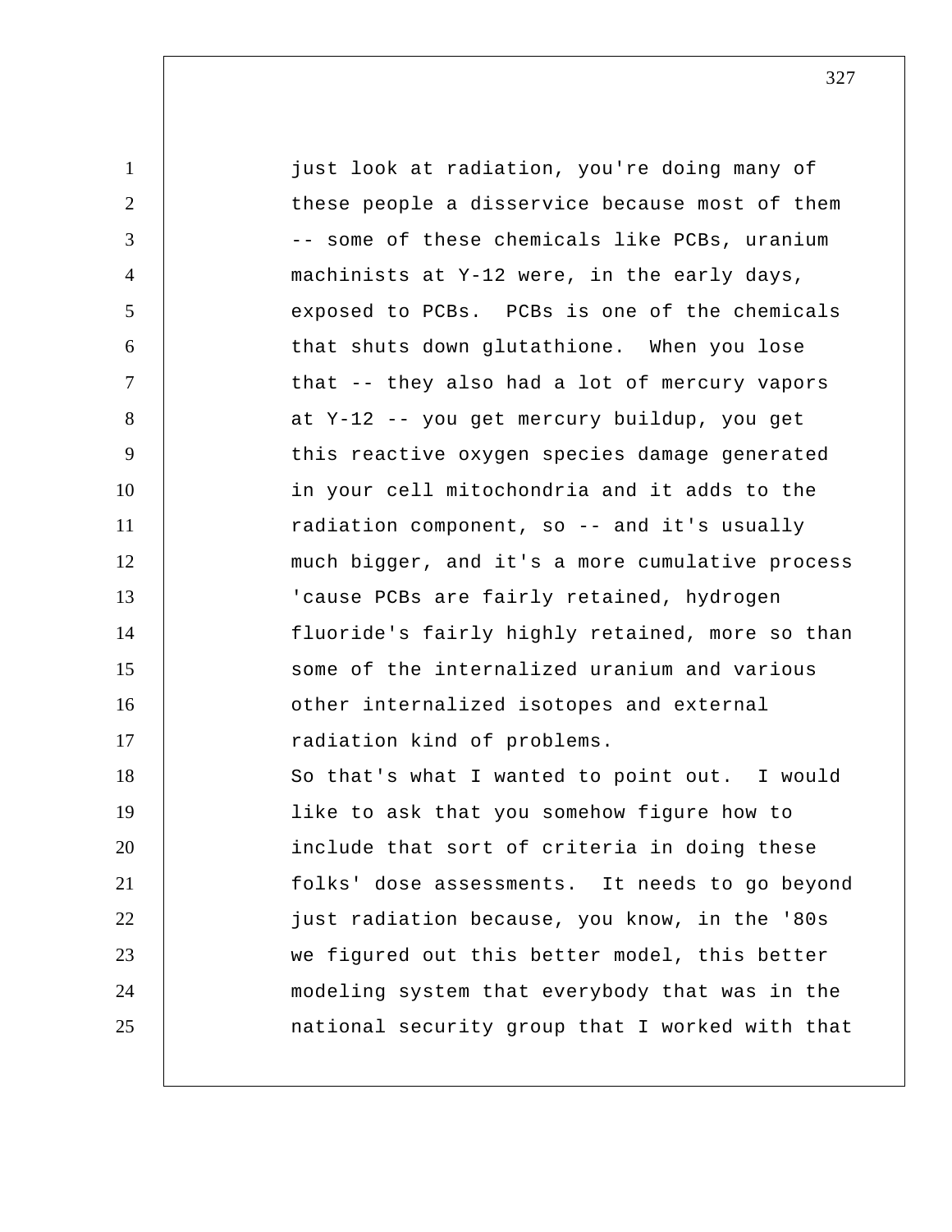just look at radiation, you're doing many of these people a disservice because most of them -- some of these chemicals like PCBs, uranium machinists at Y-12 were, in the early days, exposed to PCBs. PCBs is one of the chemicals that shuts down glutathione. When you lose that -- they also had a lot of mercury vapors at Y-12 -- you get mercury buildup, you get this reactive oxygen species damage generated in your cell mitochondria and it adds to the radiation component, so -- and it's usually much bigger, and it's a more cumulative process 'cause PCBs are fairly retained, hydrogen fluoride's fairly highly retained, more so than some of the internalized uranium and various other internalized isotopes and external radiation kind of problems.

So that's what I wanted to point out. I would like to ask that you somehow figure how to include that sort of criteria in doing these folks' dose assessments. It needs to go beyond just radiation because, you know, in the '80s we figured out this better model, this better modeling system that everybody that was in the national security group that I worked with that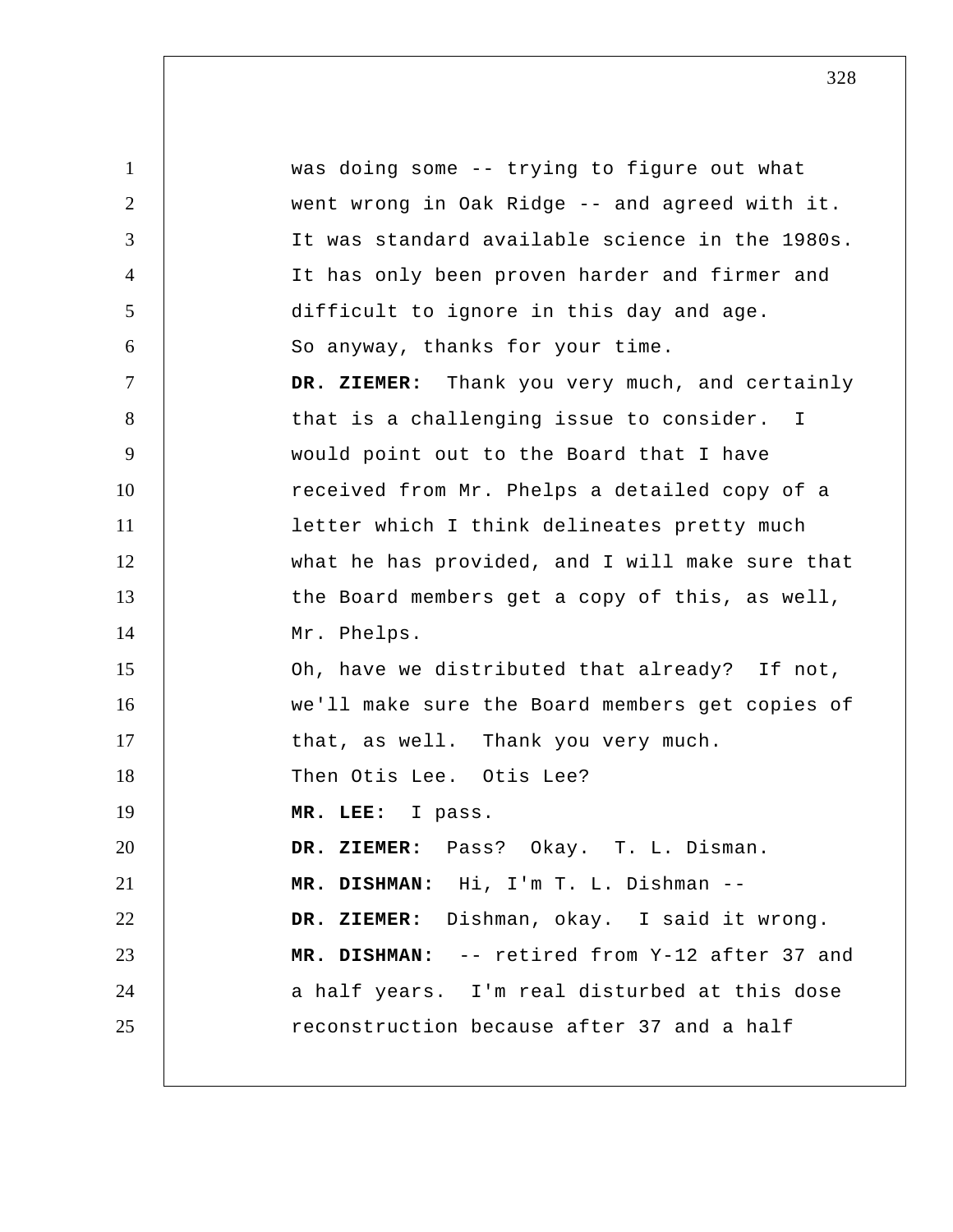was doing some -- trying to figure out what went wrong in Oak Ridge -- and agreed with it. It was standard available science in the 1980s. It has only been proven harder and firmer and difficult to ignore in this day and age.

So anyway, thanks for your time.

**DR. ZIEMER:** Thank you very much, and certainly that is a challenging issue to consider. I would point out to the Board that I have received from Mr. Phelps a detailed copy of a letter which I think delineates pretty much what he has provided, and I will make sure that the Board members get a copy of this, as well, Mr. Phelps.

Oh, have we distributed that already? If not, we'll make sure the Board members get copies of that, as well. Thank you very much.

Then Otis Lee. Otis Lee?

**MR. LEE:** I pass.

**DR. ZIEMER:** Pass? Okay. T. L. Disman.

**MR. DISHMAN:** Hi, I'm T. L. Dishman --

**DR. ZIEMER:** Dishman, okay. I said it wrong.

**MR. DISHMAN:** -- retired from Y-12 after 37 and a half years. I'm real disturbed at this dose reconstruction because after 37 and a half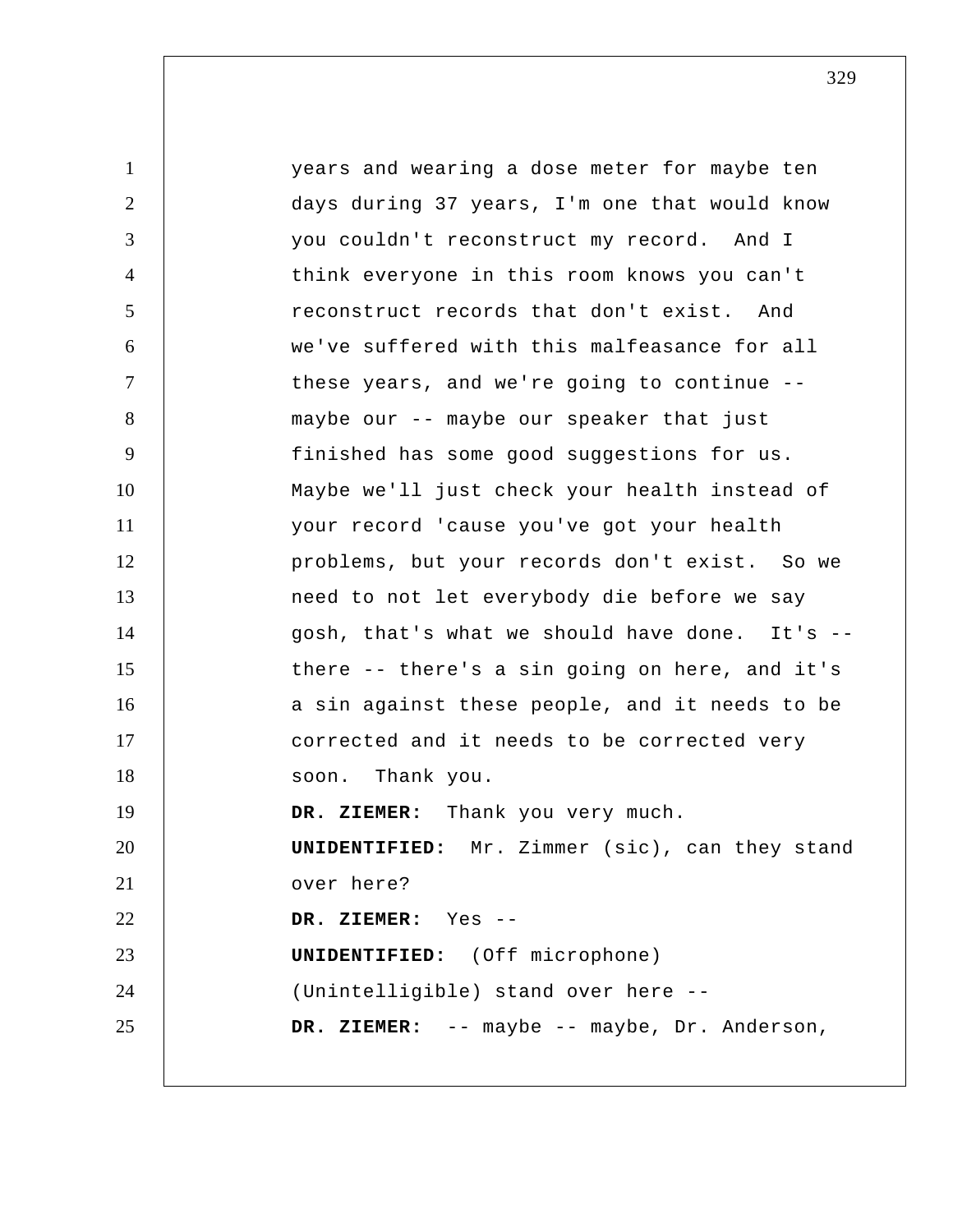years and wearing a dose meter for maybe ten days during 37 years, I'm one that would know you couldn't reconstruct my record. And I think everyone in this room knows you can't reconstruct records that don't exist. And we've suffered with this malfeasance for all these years, and we're going to continue -- maybe our -- maybe our speaker that just finished has some good suggestions for us. Maybe we'll just check your health instead of your record 'cause you've got your health problems, but your records don't exist. So we need to not let everybody die before we say gosh, that's what we should have done. It's -- there -- there's a sin going on here, and it's a sin against these people, and it needs to be corrected and it needs to be corrected very soon. Thank you.

**DR. ZIEMER:** Thank you very much.

**UNIDENTIFIED:** Mr. Zimmer (sic), can they stand over here?

**DR. ZIEMER:** Yes --

**UNIDENTIFIED:** (Off microphone) (Unintelligible) stand over here --

**DR. ZIEMER:** -- maybe -- maybe, Dr. Anderson,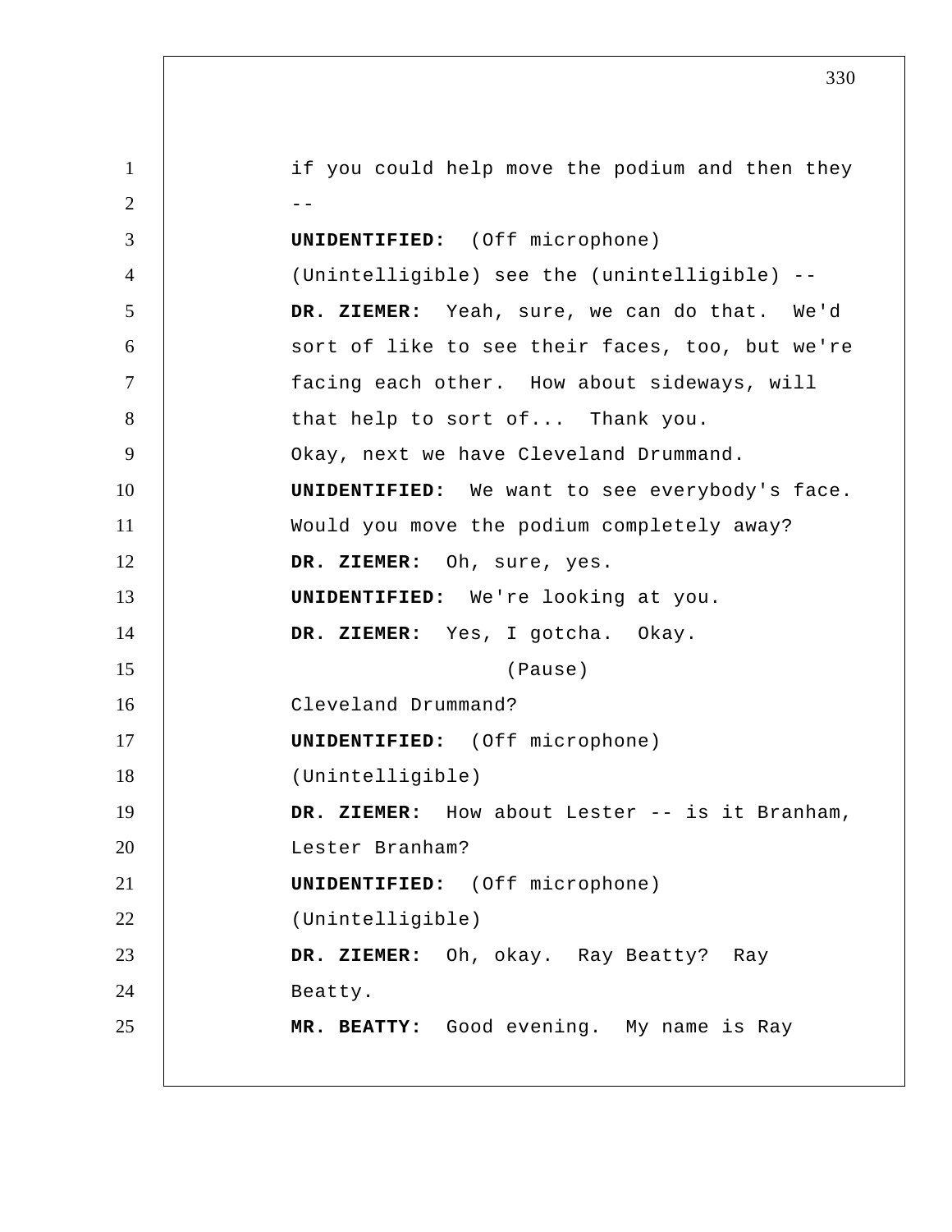if you could help move the podium and then they --

**UNIDENTIFIED:** (Off microphone) (Unintelligible) see the (unintelligible) --

**DR. ZIEMER:** Yeah, sure, we can do that. We'd sort of like to see their faces, too, but we're facing each other. How about sideways, will that help to sort of... Thank you.

Okay, next we have Cleveland Drummand.

**UNIDENTIFIED:** We want to see everybody's face. Would you move the podium completely away?

**DR. ZIEMER:** Oh, sure, yes.

**UNIDENTIFIED:** We're looking at you.

**DR. ZIEMER:** Yes, I gotcha. Okay.

(Pause)

Cleveland Drummand?

**UNIDENTIFIED:** (Off microphone) (Unintelligible)

**DR. ZIEMER:** How about Lester -- is it Branham, Lester Branham?

**UNIDENTIFIED:** (Off microphone) (Unintelligible)

**DR. ZIEMER:** Oh, okay. Ray Beatty? Ray Beatty.

**MR. BEATTY:** Good evening. My name is Ray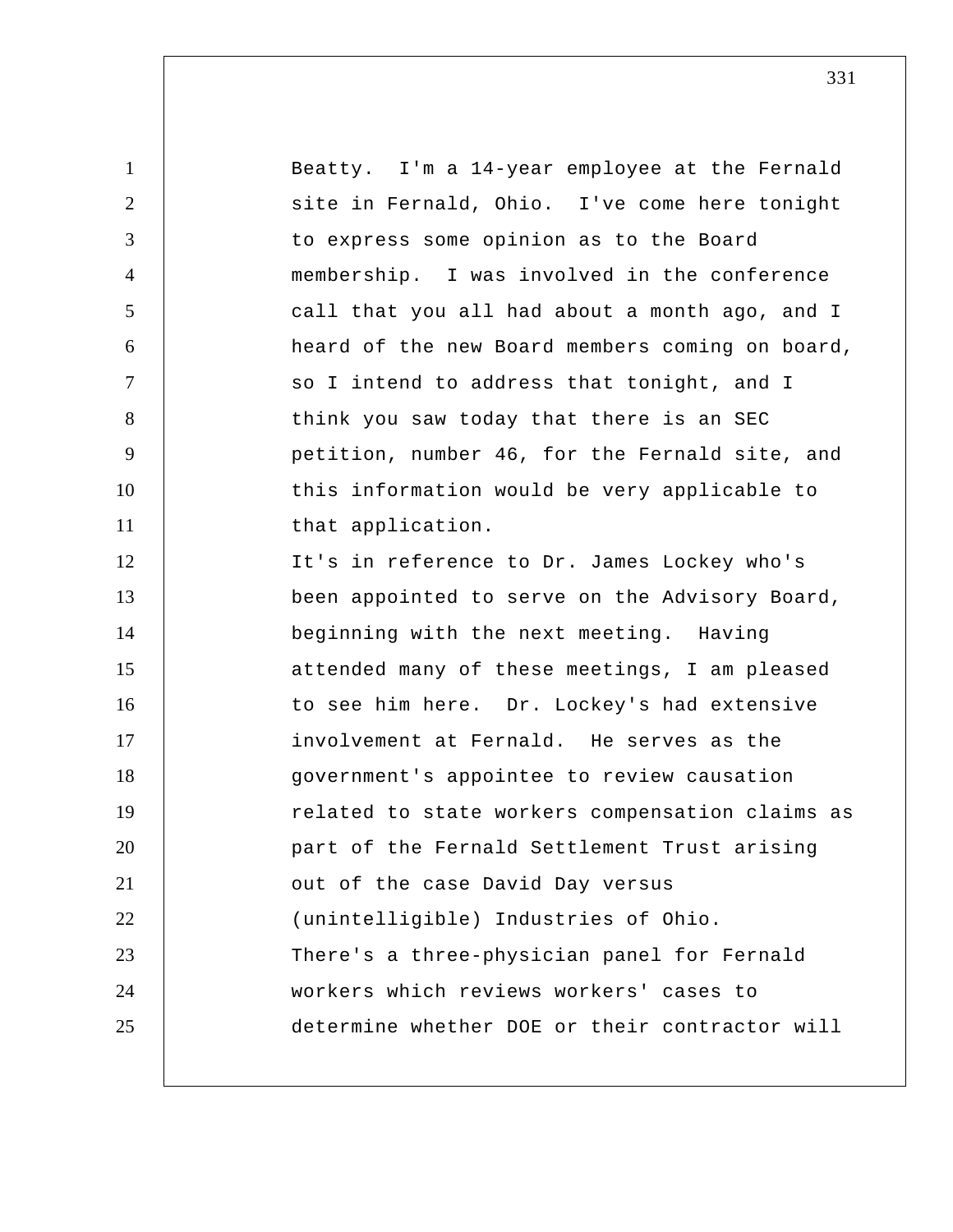Beatty. I'm a 14-year employee at the Fernald site in Fernald, Ohio. I've come here tonight to express some opinion as to the Board membership. I was involved in the conference call that you all had about a month ago, and I heard of the new Board members coming on board, so I intend to address that tonight, and I think you saw today that there is an SEC petition, number 46, for the Fernald site, and this information would be very applicable to that application.

It's in reference to Dr. James Lockey who's been appointed to serve on the Advisory Board, beginning with the next meeting. Having attended many of these meetings, I am pleased to see him here. Dr. Lockey's had extensive involvement at Fernald. He serves as the government's appointee to review causation related to state workers compensation claims as part of the Fernald Settlement Trust arising out of the case David Day versus (unintelligible) Industries of Ohio.

There's a three-physician panel for Fernald workers which reviews workers' cases to determine whether DOE or their contractor will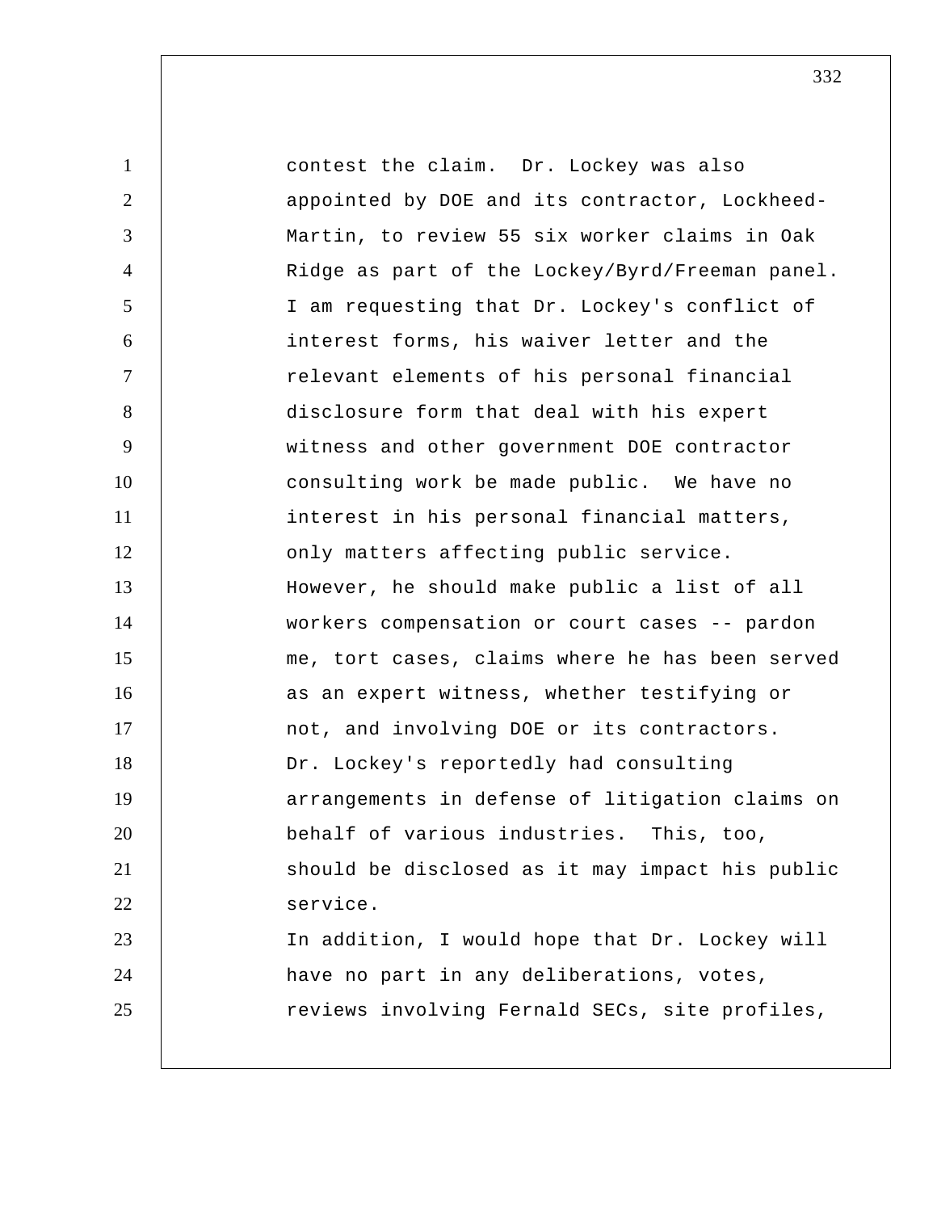contest the claim. Dr. Lockey was also appointed by DOE and its contractor, Lockheed-Martin, to review 55 six worker claims in Oak Ridge as part of the Lockey/Byrd/Freeman panel.

I am requesting that Dr. Lockey's conflict of interest forms, his waiver letter and the relevant elements of his personal financial disclosure form that deal with his expert witness and other government DOE contractor consulting work be made public. We have no interest in his personal financial matters, only matters affecting public service.

However, he should make public a list of all workers compensation or court cases -- pardon me, tort cases, claims where he has been served as an expert witness, whether testifying or not, and involving DOE or its contractors.

Dr. Lockey's reportedly had consulting arrangements in defense of litigation claims on behalf of various industries. This, too, should be disclosed as it may impact his public service.

In addition, I would hope that Dr. Lockey will have no part in any deliberations, votes, reviews involving Fernald SECs, site profiles,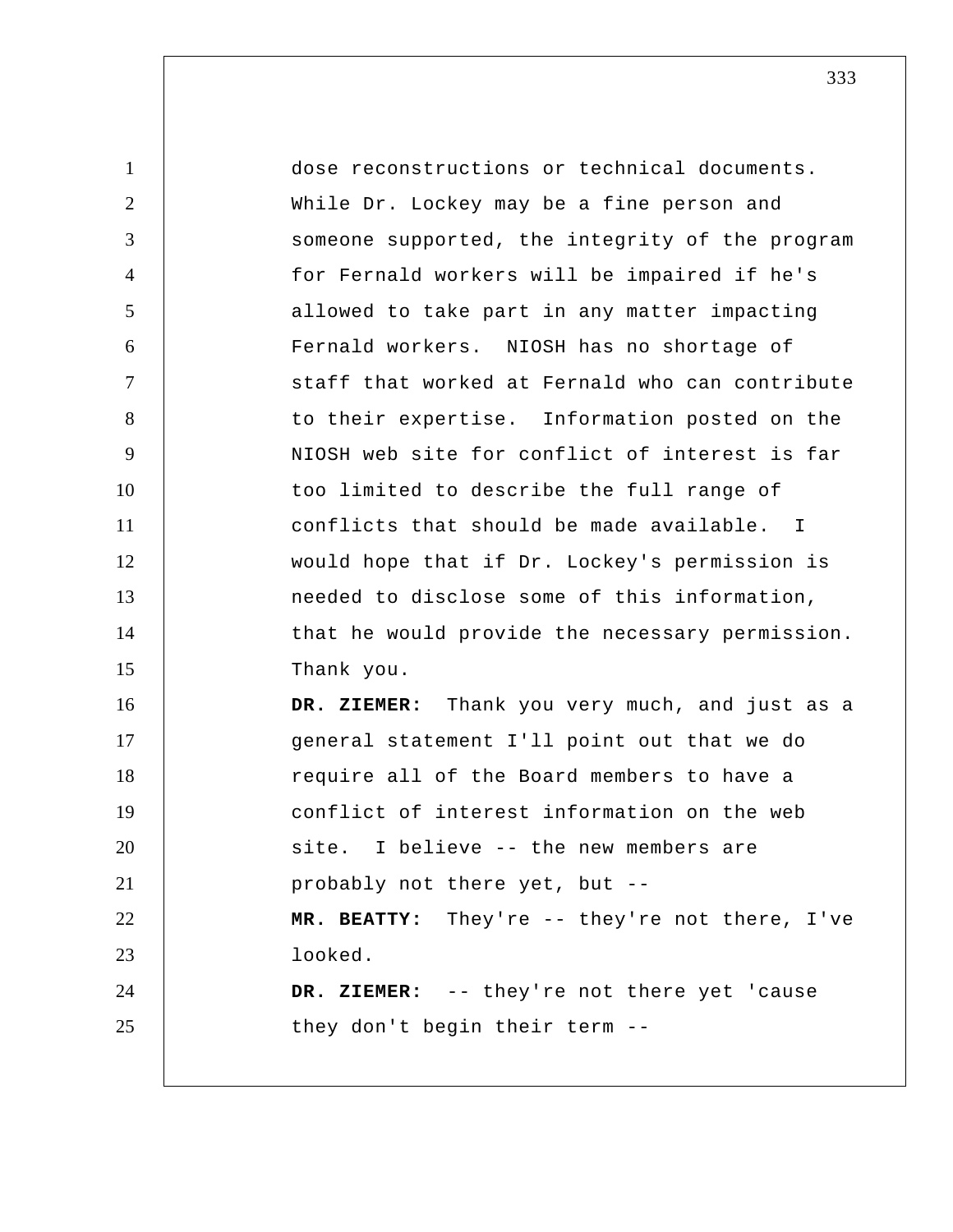dose reconstructions or technical documents. While Dr. Lockey may be a fine person and someone supported, the integrity of the program for Fernald workers will be impaired if he's allowed to take part in any matter impacting Fernald workers. NIOSH has no shortage of staff that worked at Fernald who can contribute to their expertise. Information posted on the NIOSH web site for conflict of interest is far too limited to describe the full range of conflicts that should be made available. I would hope that if Dr. Lockey's permission is needed to disclose some of this information, that he would provide the necessary permission. Thank you.

**DR. ZIEMER:** Thank you very much, and just as a general statement I'll point out that we do require all of the Board members to have a conflict of interest information on the web site. I believe -- the new members are probably not there yet, but --

**MR. BEATTY:** They're -- they're not there, I've looked.

**DR. ZIEMER:** -- they're not there yet 'cause they don't begin their term --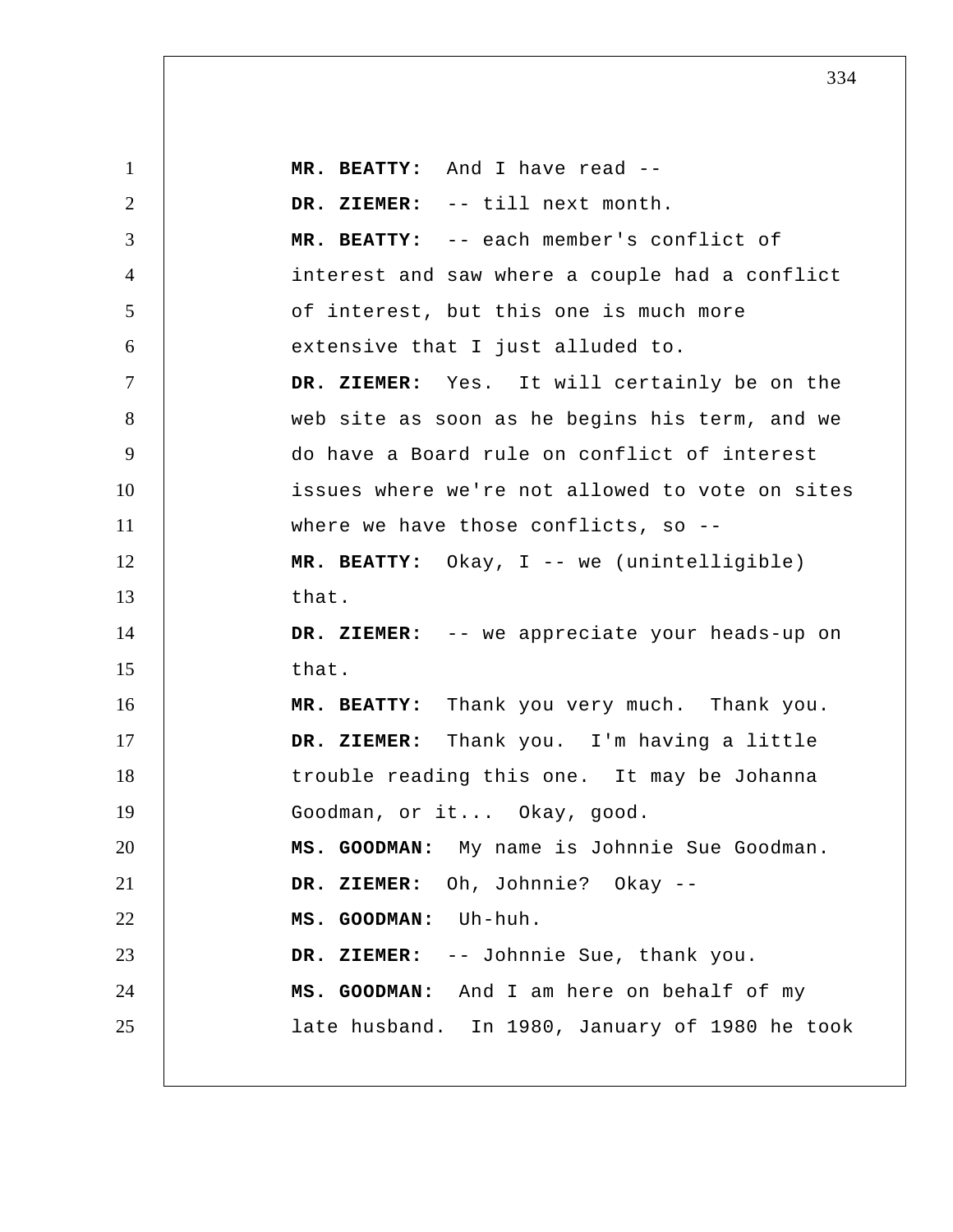**MR. BEATTY:** And I have read --

**DR. ZIEMER:** -- till next month.

**MR. BEATTY:** -- each member's conflict of interest and saw where a couple had a conflict of interest, but this one is much more extensive that I just alluded to.

**DR. ZIEMER:** Yes. It will certainly be on the web site as soon as he begins his term, and we do have a Board rule on conflict of interest issues where we're not allowed to vote on sites where we have those conflicts, so --

**MR. BEATTY:** Okay, I -- we (unintelligible) that.

**DR. ZIEMER:** -- we appreciate your heads-up on that.

**MR. BEATTY:** Thank you very much. Thank you.

**DR. ZIEMER:** Thank you. I'm having a little trouble reading this one. It may be Johanna Goodman, or it... Okay, good.

**MS. GOODMAN:** My name is Johnnie Sue Goodman.

**DR. ZIEMER:** Oh, Johnnie? Okay --

**MS. GOODMAN:** Uh-huh.

**DR. ZIEMER:** -- Johnnie Sue, thank you.

**MS. GOODMAN:** And I am here on behalf of my late husband. In 1980, January of 1980 he took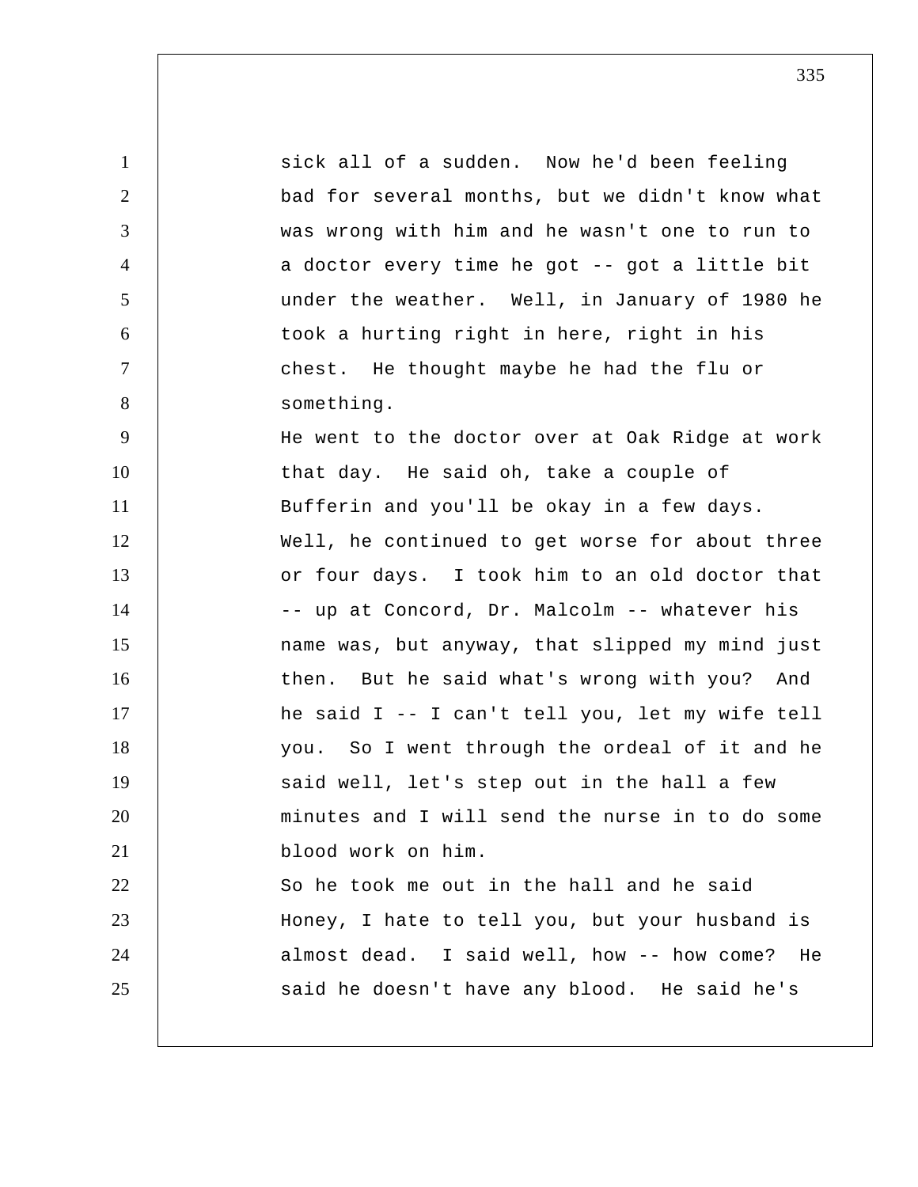sick all of a sudden. Now he'd been feeling bad for several months, but we didn't know what was wrong with him and he wasn't one to run to a doctor every time he got -- got a little bit under the weather. Well, in January of 1980 he took a hurting right in here, right in his chest. He thought maybe he had the flu or something.

He went to the doctor over at Oak Ridge at work that day. He said oh, take a couple of Bufferin and you'll be okay in a few days. Well, he continued to get worse for about three or four days. I took him to an old doctor that -- up at Concord, Dr. Malcolm -- whatever his name was, but anyway, that slipped my mind just then. But he said what's wrong with you? And he said I -- I can't tell you, let my wife tell you. So I went through the ordeal of it and he said well, let's step out in the hall a few minutes and I will send the nurse in to do some blood work on him.

So he took me out in the hall and he said Honey, I hate to tell you, but your husband is almost dead. I said well, how -- how come? He said he doesn't have any blood. He said he's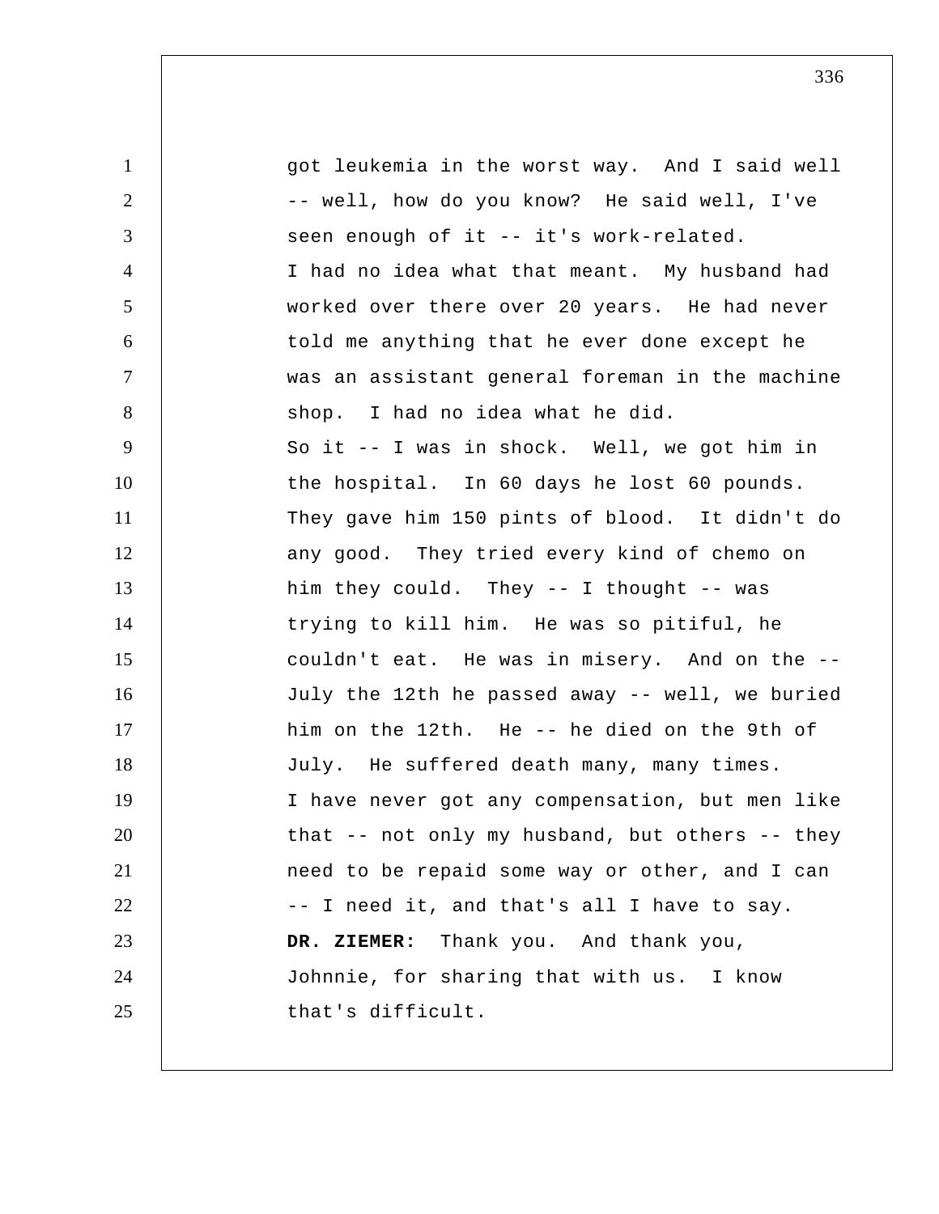got leukemia in the worst way. And I said well -- well, how do you know? He said well, I've seen enough of it -- it's work-related.

I had no idea what that meant. My husband had worked over there over 20 years. He had never told me anything that he ever done except he was an assistant general foreman in the machine shop. I had no idea what he did.

So it -- I was in shock. Well, we got him in the hospital. In 60 days he lost 60 pounds. They gave him 150 pints of blood. It didn't do any good. They tried every kind of chemo on him they could. They -- I thought -- was trying to kill him. He was so pitiful, he couldn't eat. He was in misery. And on the -- July the 12th he passed away -- well, we buried him on the 12th. He -- he died on the 9th of July. He suffered death many, many times.

I have never got any compensation, but men like that -- not only my husband, but others -- they need to be repaid some way or other, and I can -- I need it, and that's all I have to say.

**DR. ZIEMER:** Thank you. And thank you, Johnnie, for sharing that with us. I know that's difficult.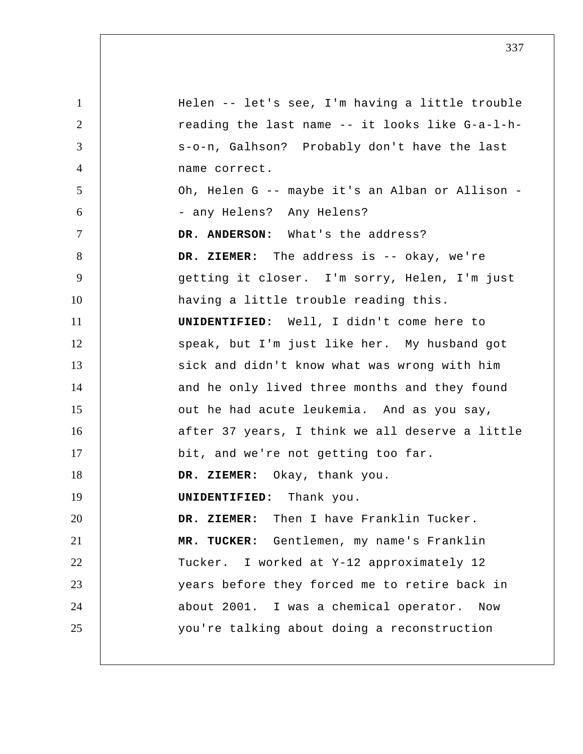Helen -- let's see, I'm having a little trouble reading the last name -- it looks like G-a-l-h-s-o-n, Galhson? Probably don't have the last name correct.

Oh, Helen G -- maybe it's an Alban or Allison -- any Helens? Any Helens?

**DR. ANDERSON:** What's the address?

**DR. ZIEMER:** The address is -- okay, we're getting it closer. I'm sorry, Helen, I'm just having a little trouble reading this.

**UNIDENTIFIED:** Well, I didn't come here to speak, but I'm just like her. My husband got sick and didn't know what was wrong with him and he only lived three months and they found out he had acute leukemia. And as you say, after 37 years, I think we all deserve a little bit, and we're not getting too far.

**DR. ZIEMER:** Okay, thank you.

**UNIDENTIFIED:** Thank you.

**DR. ZIEMER:** Then I have Franklin Tucker.

**MR. TUCKER:** Gentlemen, my name's Franklin Tucker. I worked at Y-12 approximately 12 years before they forced me to retire back in about 2001. I was a chemical operator. Now you're talking about doing a reconstruction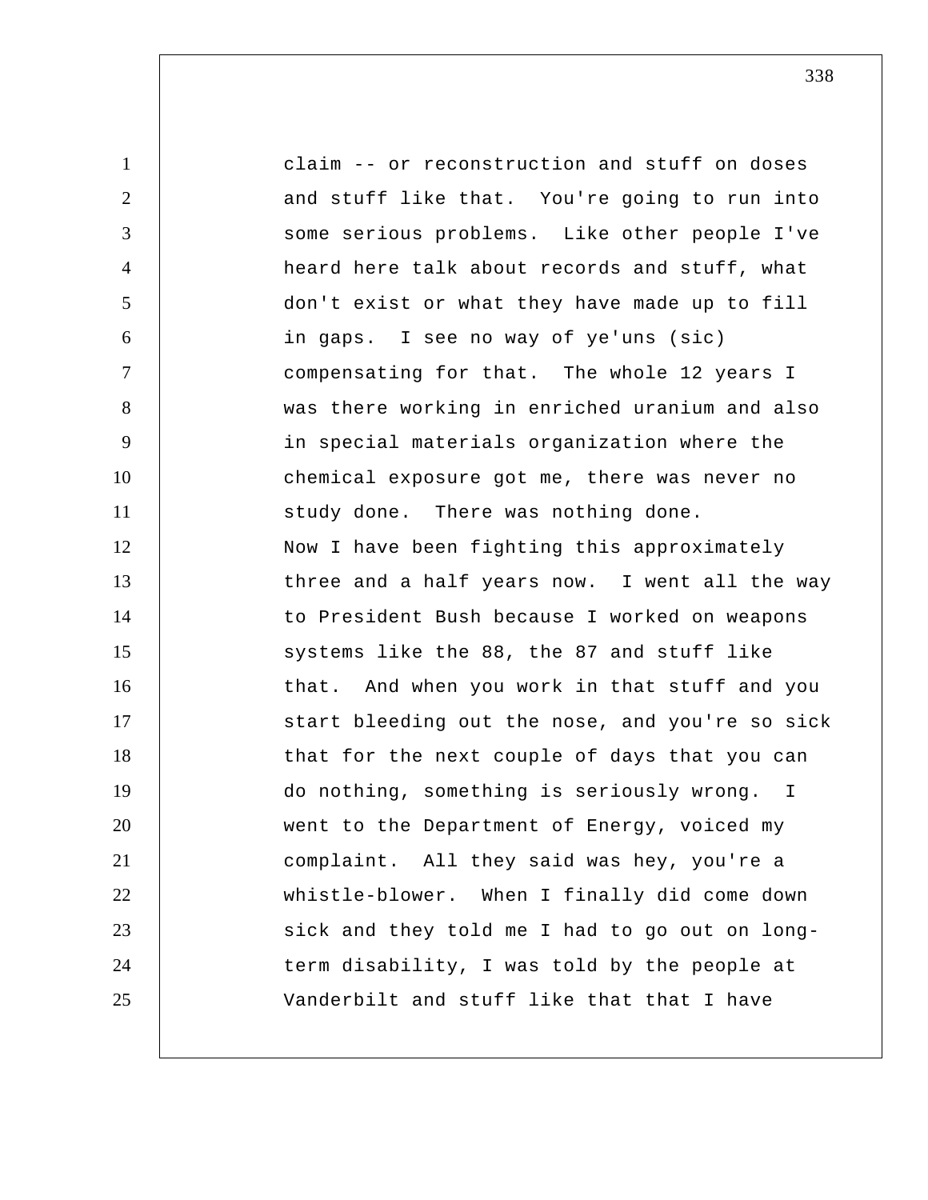claim -- or reconstruction and stuff on doses and stuff like that. You're going to run into some serious problems. Like other people I've heard here talk about records and stuff, what don't exist or what they have made up to fill in gaps. I see no way of ye'uns (sic) compensating for that. The whole 12 years I was there working in enriched uranium and also in special materials organization where the chemical exposure got me, there was never no study done. There was nothing done.

Now I have been fighting this approximately three and a half years now. I went all the way to President Bush because I worked on weapons systems like the 88, the 87 and stuff like that. And when you work in that stuff and you start bleeding out the nose, and you're so sick that for the next couple of days that you can do nothing, something is seriously wrong. I went to the Department of Energy, voiced my complaint. All they said was hey, you're a whistle-blower. When I finally did come down sick and they told me I had to go out on long-term disability, I was told by the people at Vanderbilt and stuff like that that I have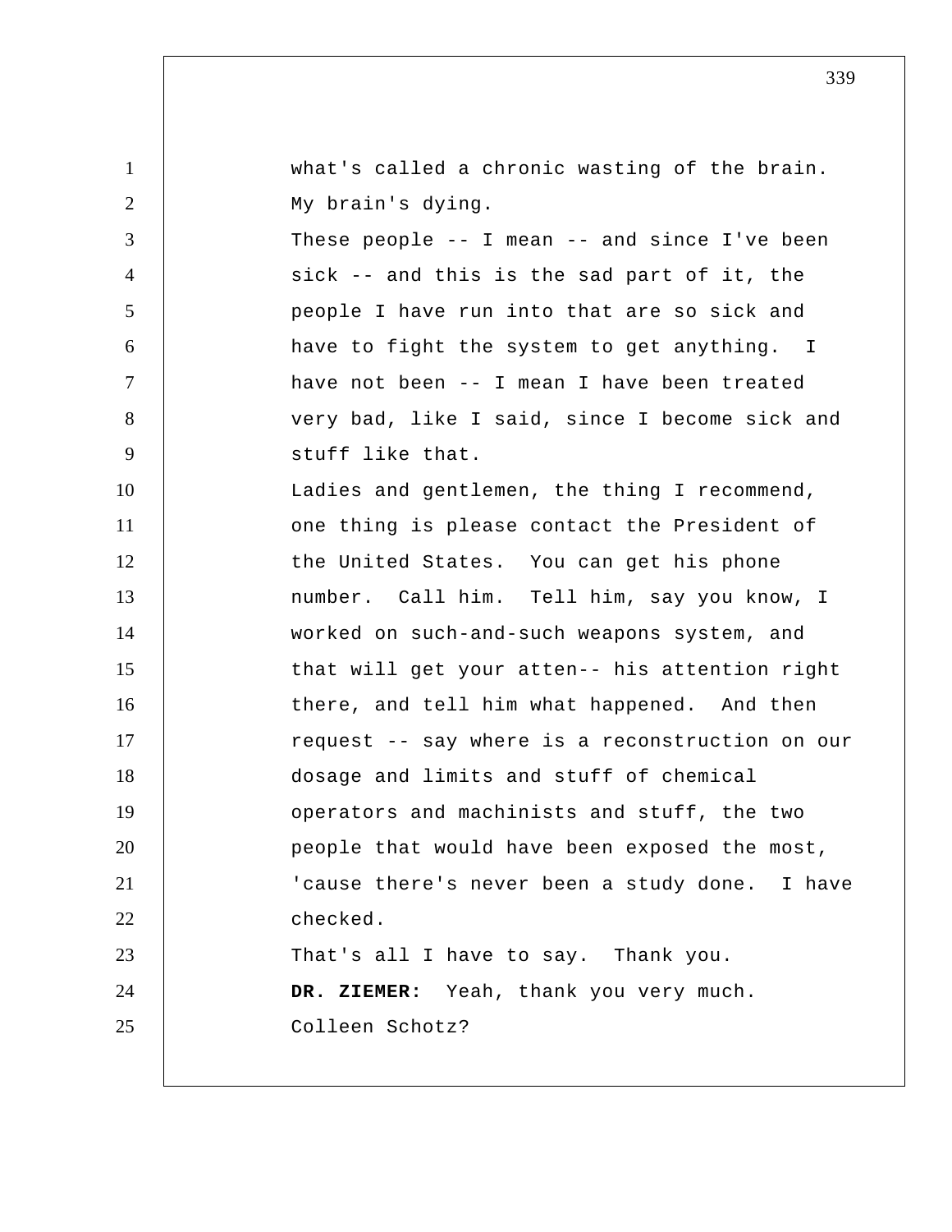what's called a chronic wasting of the brain. My brain's dying.

These people -- I mean -- and since I've been sick -- and this is the sad part of it, the people I have run into that are so sick and have to fight the system to get anything. I have not been -- I mean I have been treated very bad, like I said, since I become sick and stuff like that.

Ladies and gentlemen, the thing I recommend, one thing is please contact the President of the United States. You can get his phone number. Call him. Tell him, say you know, I worked on such-and-such weapons system, and that will get your atten-- his attention right there, and tell him what happened. And then request -- say where is a reconstruction on our dosage and limits and stuff of chemical operators and machinists and stuff, the two people that would have been exposed the most, 'cause there's never been a study done. I have checked.

That's all I have to say. Thank you.

**DR. ZIEMER:** Yeah, thank you very much. Colleen Schotz?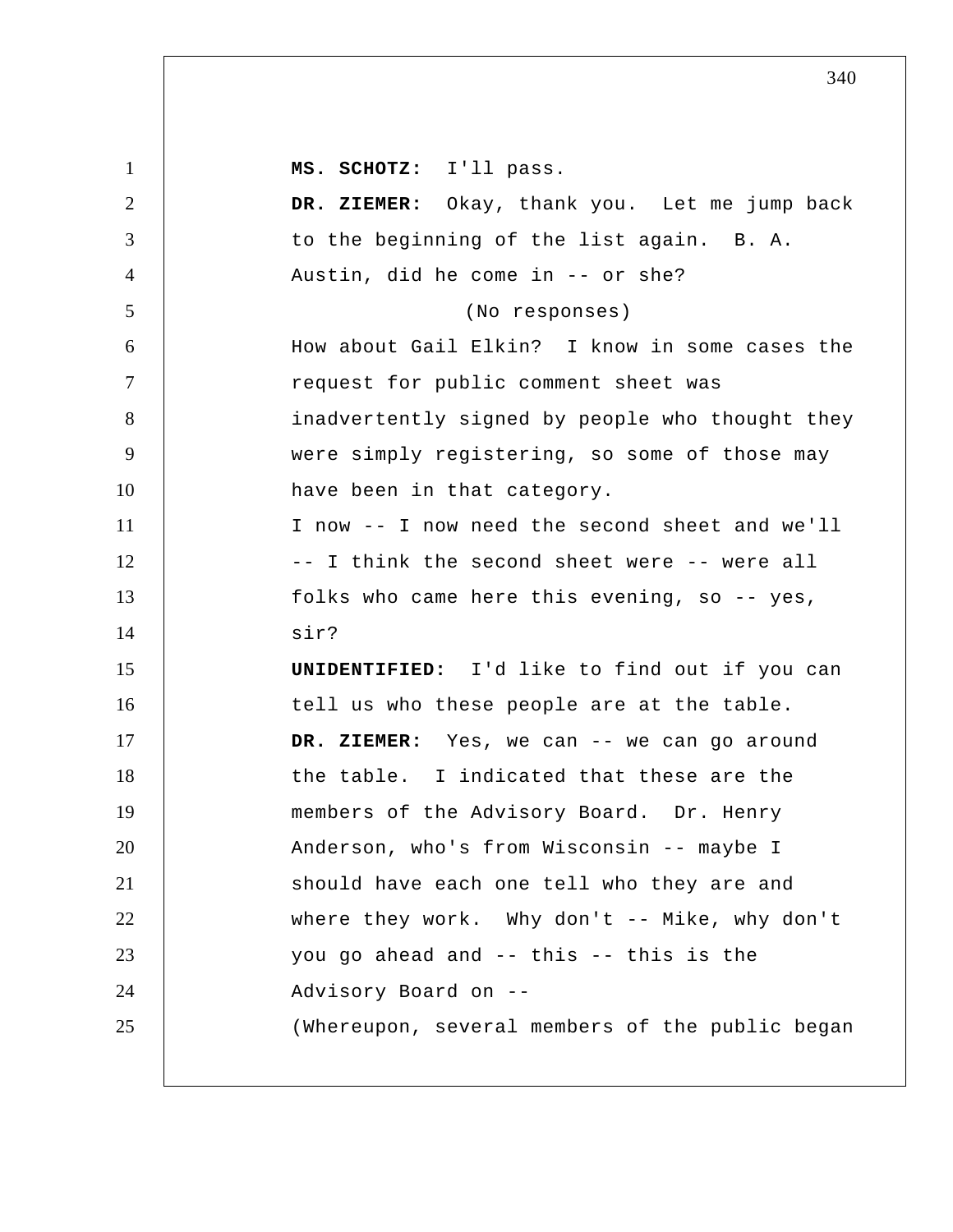**MS. SCHOTZ:** I'll pass.

**DR. ZIEMER:** Okay, thank you. Let me jump back to the beginning of the list again. B. A. Austin, did he come in -- or she?

(No responses)

How about Gail Elkin? I know in some cases the request for public comment sheet was inadvertently signed by people who thought they were simply registering, so some of those may have been in that category.

I now -- I now need the second sheet and we'll -- I think the second sheet were -- were all folks who came here this evening, so -- yes, sir?

**UNIDENTIFIED:** I'd like to find out if you can tell us who these people are at the table.

**DR. ZIEMER:** Yes, we can -- we can go around the table. I indicated that these are the members of the Advisory Board. Dr. Henry Anderson, who's from Wisconsin -- maybe I should have each one tell who they are and where they work. Why don't -- Mike, why don't you go ahead and -- this -- this is the Advisory Board on --

(Whereupon, several members of the public began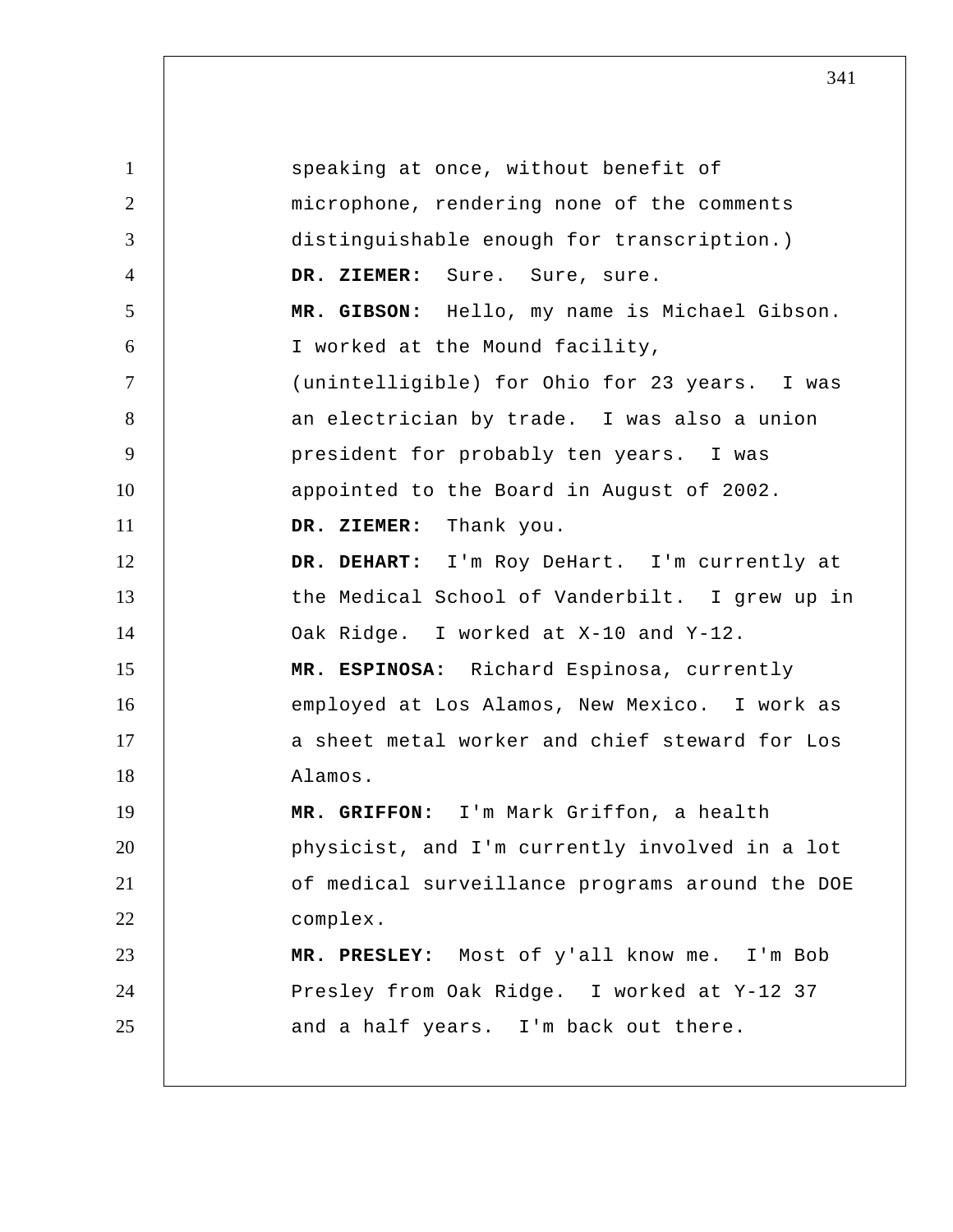speaking at once, without benefit of microphone, rendering none of the comments distinguishable enough for transcription.)

**DR. ZIEMER:** Sure. Sure, sure.

**MR. GIBSON:** Hello, my name is Michael Gibson. I worked at the Mound facility, (unintelligible) for Ohio for 23 years. I was an electrician by trade. I was also a union president for probably ten years. I was appointed to the Board in August of 2002.

**DR. ZIEMER:** Thank you.

**DR. DEHART:** I'm Roy DeHart. I'm currently at the Medical School of Vanderbilt. I grew up in Oak Ridge. I worked at X-10 and Y-12.

**MR. ESPINOSA:** Richard Espinosa, currently employed at Los Alamos, New Mexico. I work as a sheet metal worker and chief steward for Los Alamos.

**MR. GRIFFON:** I'm Mark Griffon, a health physicist, and I'm currently involved in a lot of medical surveillance programs around the DOE complex.

**MR. PRESLEY:** Most of y'all know me. I'm Bob Presley from Oak Ridge. I worked at Y-12 37 and a half years. I'm back out there.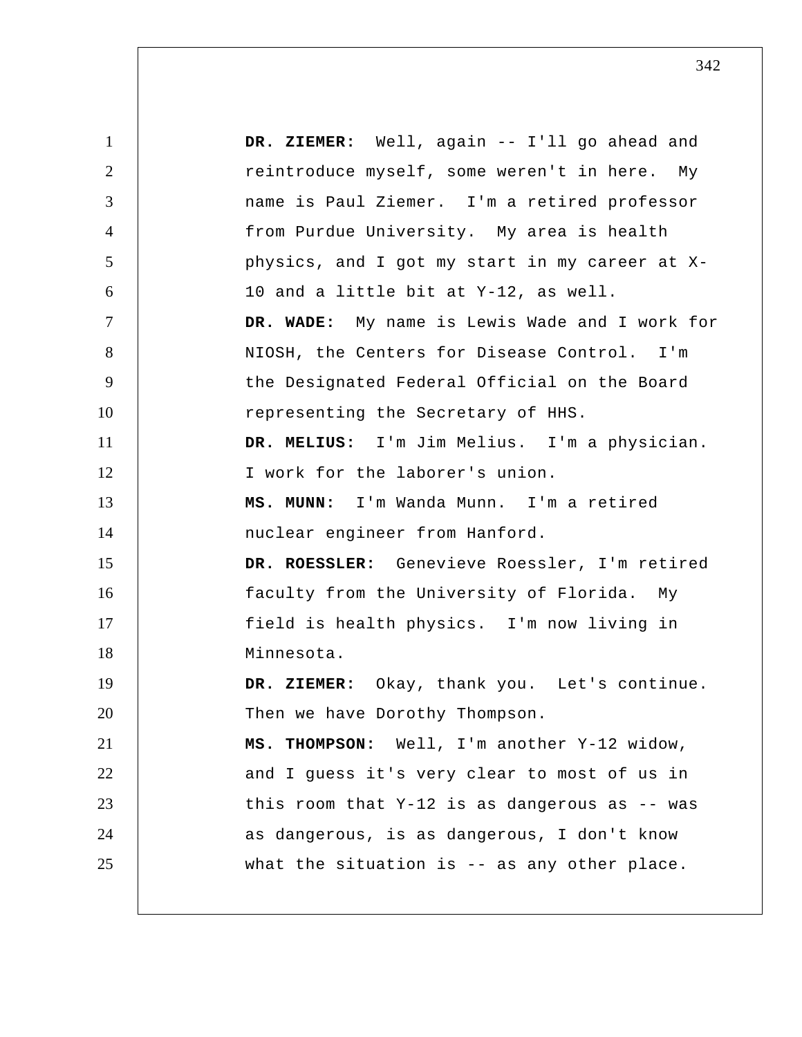**DR. ZIEMER:** Well, again -- I'll go ahead and reintroduce myself, some weren't in here. My name is Paul Ziemer. I'm a retired professor from Purdue University. My area is health physics, and I got my start in my career at X-10 and a little bit at Y-12, as well.

**DR. WADE:** My name is Lewis Wade and I work for NIOSH, the Centers for Disease Control. I'm the Designated Federal Official on the Board representing the Secretary of HHS.

**DR. MELIUS:** I'm Jim Melius. I'm a physician. I work for the laborer's union.

**MS. MUNN:** I'm Wanda Munn. I'm a retired nuclear engineer from Hanford.

**DR. ROESSLER:** Genevieve Roessler, I'm retired faculty from the University of Florida. My field is health physics. I'm now living in Minnesota.

**DR. ZIEMER:** Okay, thank you. Let's continue. Then we have Dorothy Thompson.

**MS. THOMPSON:** Well, I'm another Y-12 widow, and I guess it's very clear to most of us in this room that Y-12 is as dangerous as -- was as dangerous, is as dangerous, I don't know what the situation is -- as any other place.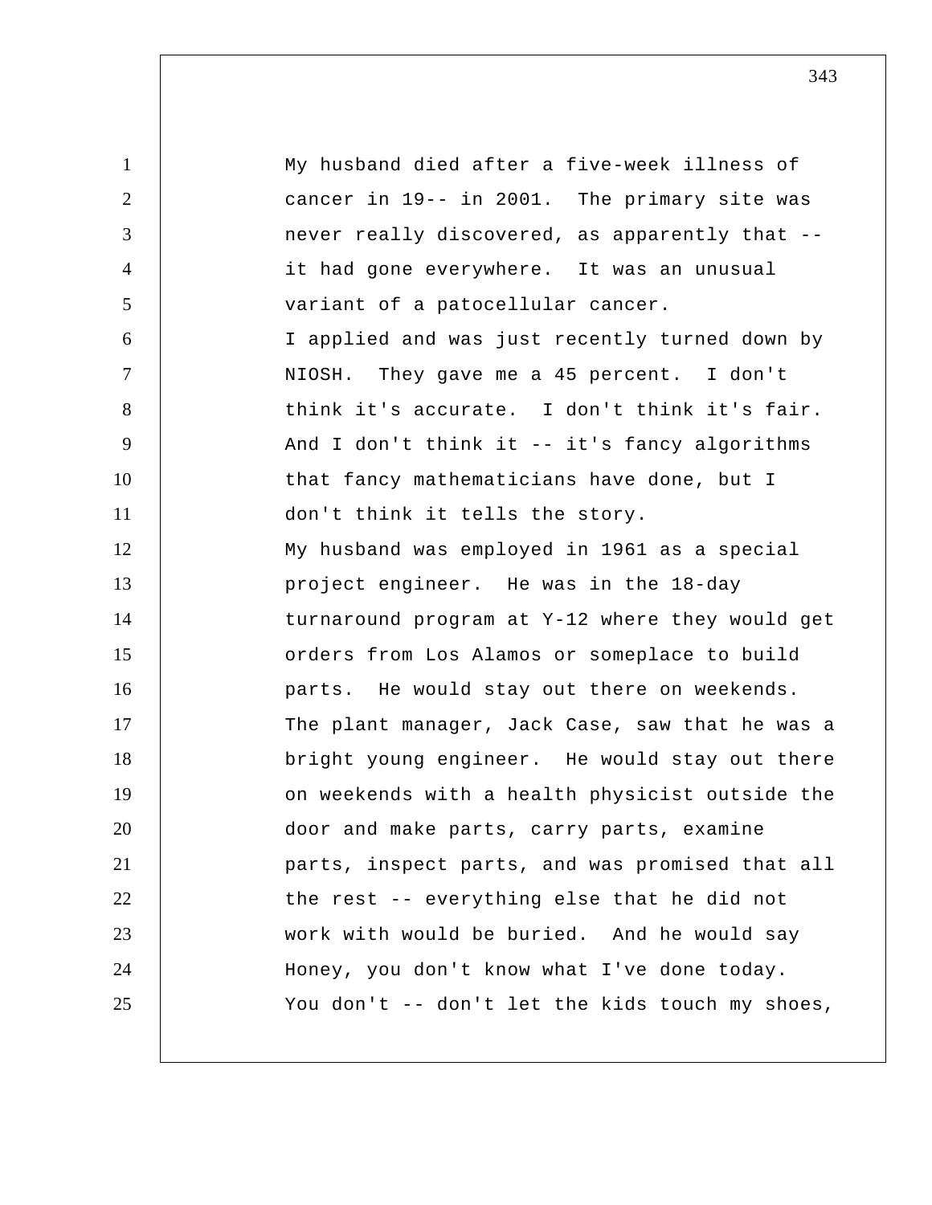My husband died after a five-week illness of cancer in 19-- in 2001. The primary site was never really discovered, as apparently that -- it had gone everywhere. It was an unusual variant of a patocellular cancer.

I applied and was just recently turned down by NIOSH. They gave me a 45 percent. I don't think it's accurate. I don't think it's fair. And I don't think it -- it's fancy algorithms that fancy mathematicians have done, but I don't think it tells the story.

My husband was employed in 1961 as a special project engineer. He was in the 18-day turnaround program at Y-12 where they would get orders from Los Alamos or someplace to build parts. He would stay out there on weekends. The plant manager, Jack Case, saw that he was a bright young engineer. He would stay out there on weekends with a health physicist outside the door and make parts, carry parts, examine parts, inspect parts, and was promised that all the rest -- everything else that he did not work with would be buried. And he would say Honey, you don't know what I've done today. You don't -- don't let the kids touch my shoes,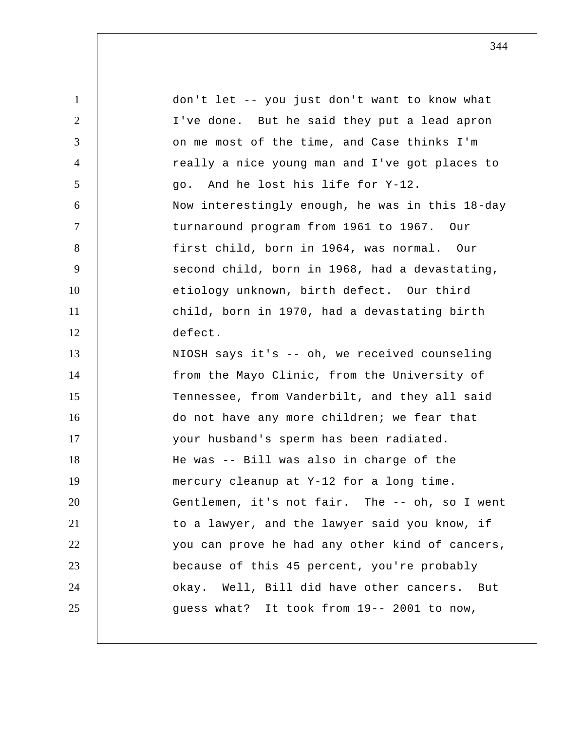don't let -- you just don't want to know what I've done. But he said they put a lead apron on me most of the time, and Case thinks I'm really a nice young man and I've got places to go. And he lost his life for Y-12.

Now interestingly enough, he was in this 18-day turnaround program from 1961 to 1967. Our first child, born in 1964, was normal. Our second child, born in 1968, had a devastating, etiology unknown, birth defect. Our third child, born in 1970, had a devastating birth defect.

NIOSH says it's -- oh, we received counseling from the Mayo Clinic, from the University of Tennessee, from Vanderbilt, and they all said do not have any more children; we fear that your husband's sperm has been radiated.

He was -- Bill was also in charge of the mercury cleanup at Y-12 for a long time.

Gentlemen, it's not fair. The -- oh, so I went to a lawyer, and the lawyer said you know, if you can prove he had any other kind of cancers, because of this 45 percent, you're probably okay. Well, Bill did have other cancers. But guess what? It took from 19-- 2001 to now,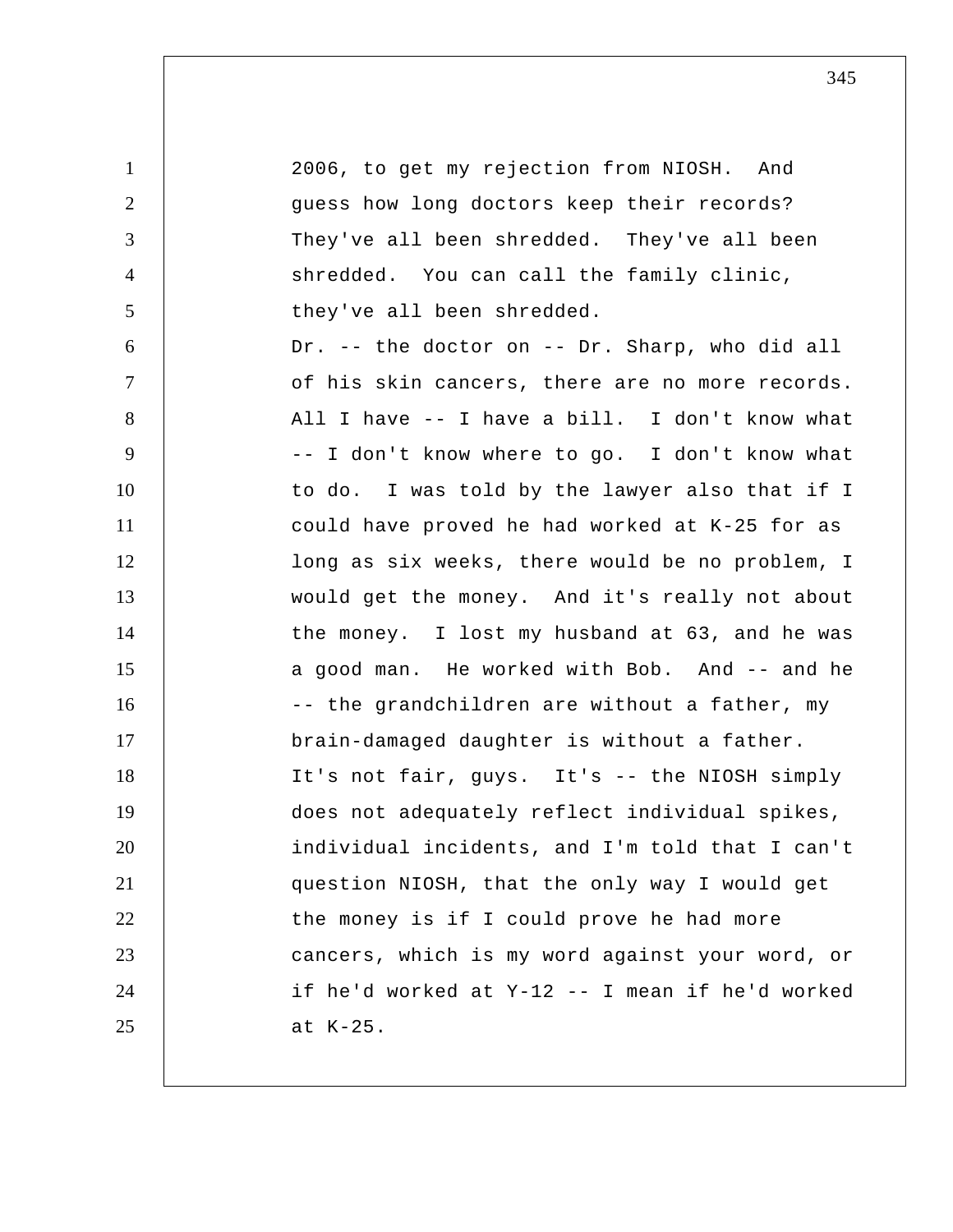2006, to get my rejection from NIOSH. And guess how long doctors keep their records? They've all been shredded. They've all been shredded. You can call the family clinic, they've all been shredded.

Dr. -- the doctor on -- Dr. Sharp, who did all of his skin cancers, there are no more records. All I have -- I have a bill. I don't know what -- I don't know where to go. I don't know what to do. I was told by the lawyer also that if I could have proved he had worked at K-25 for as long as six weeks, there would be no problem, I would get the money. And it's really not about the money. I lost my husband at 63, and he was a good man. He worked with Bob. And -- and he -- the grandchildren are without a father, my brain-damaged daughter is without a father.

It's not fair, guys. It's -- the NIOSH simply does not adequately reflect individual spikes, individual incidents, and I'm told that I can't question NIOSH, that the only way I would get the money is if I could prove he had more cancers, which is my word against your word, or if he'd worked at Y-12 -- I mean if he'd worked at K-25.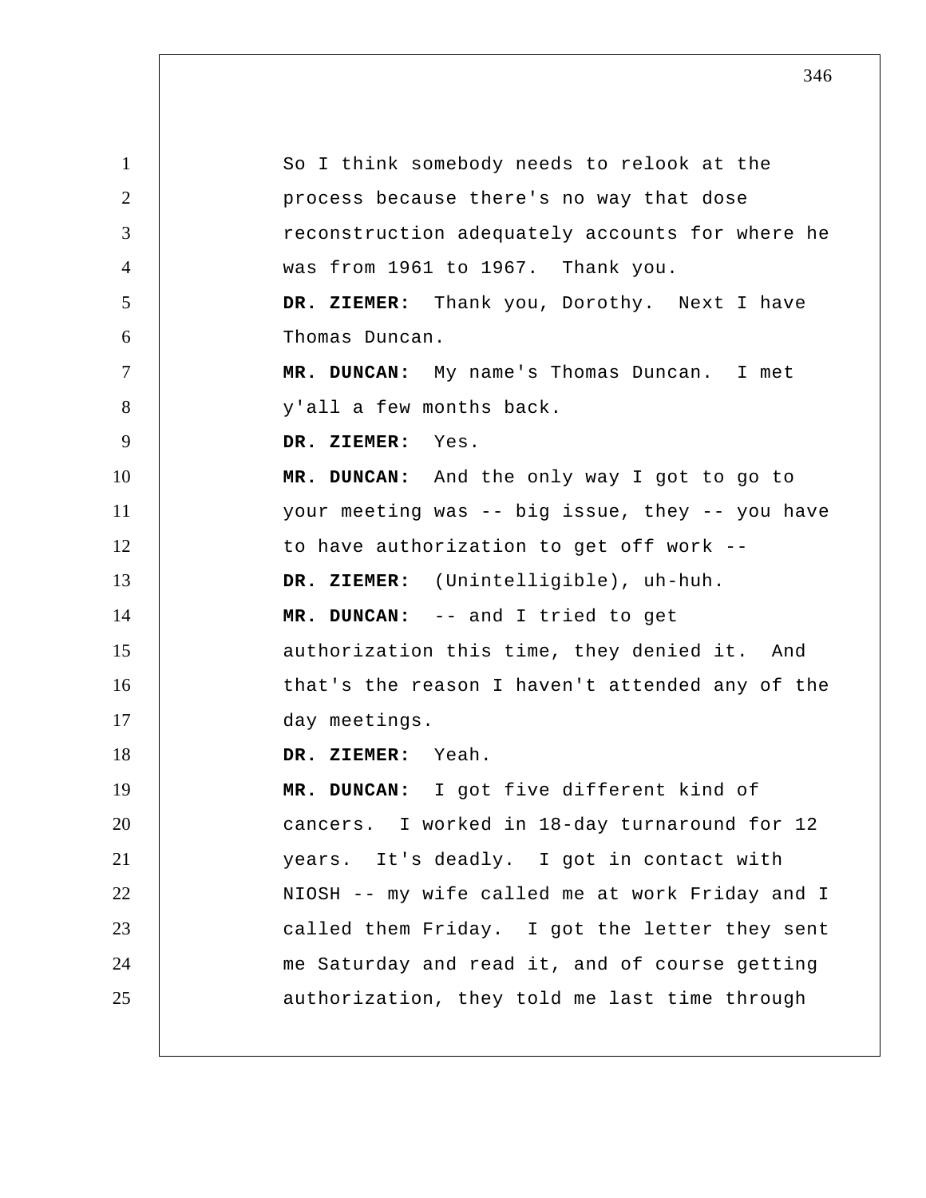So I think somebody needs to relook at the process because there's no way that dose reconstruction adequately accounts for where he was from 1961 to 1967. Thank you.

**DR. ZIEMER:** Thank you, Dorothy. Next I have Thomas Duncan.

**MR. DUNCAN:** My name's Thomas Duncan. I met y'all a few months back.

**DR. ZIEMER:** Yes.

**MR. DUNCAN:** And the only way I got to go to your meeting was -- big issue, they -- you have to have authorization to get off work --

**DR. ZIEMER:** (Unintelligible), uh-huh.

**MR. DUNCAN:** -- and I tried to get authorization this time, they denied it. And that's the reason I haven't attended any of the day meetings.

**DR. ZIEMER:** Yeah.

**MR. DUNCAN:** I got five different kind of cancers. I worked in 18-day turnaround for 12 years. It's deadly. I got in contact with NIOSH -- my wife called me at work Friday and I called them Friday. I got the letter they sent me Saturday and read it, and of course getting authorization, they told me last time through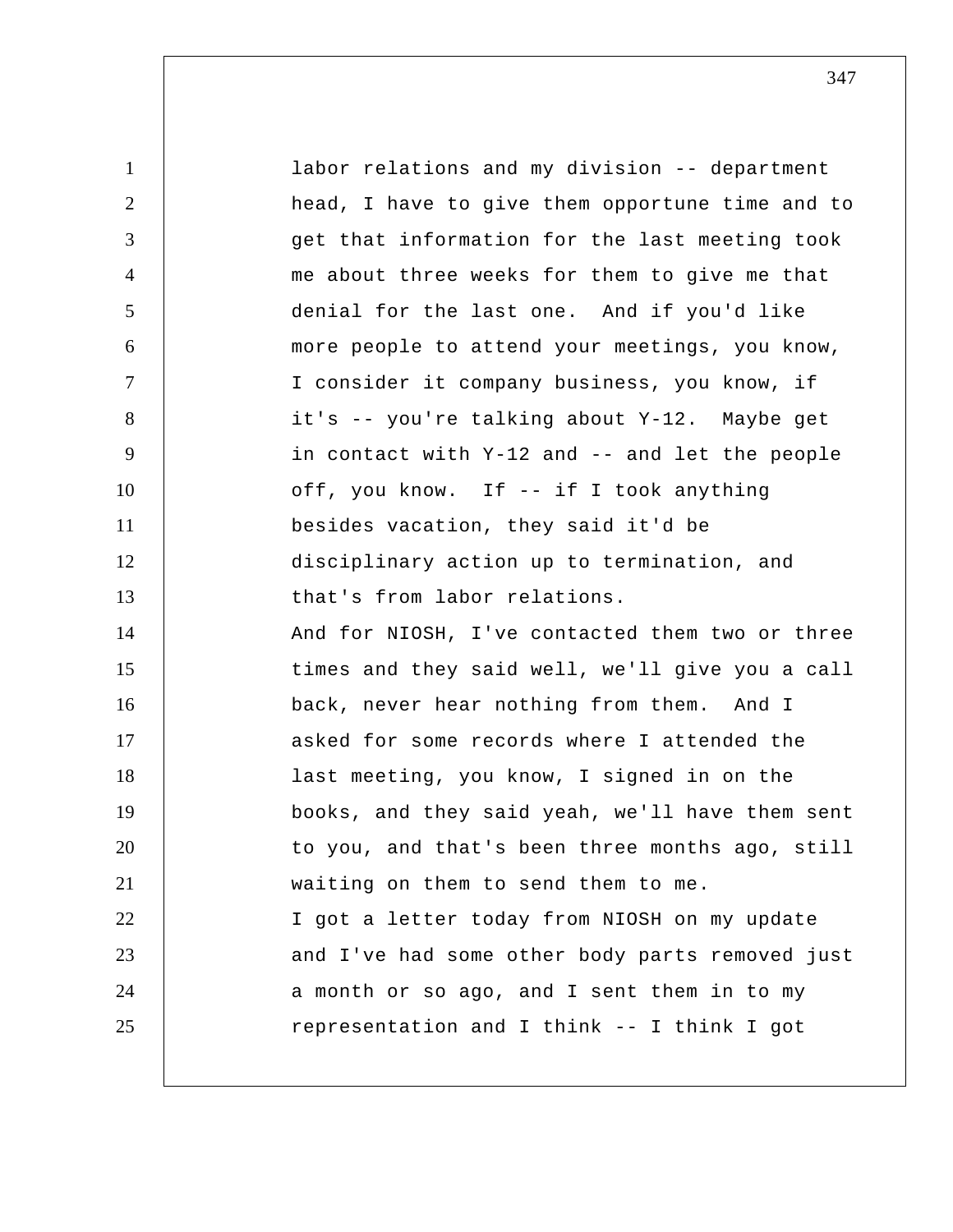labor relations and my division -- department head, I have to give them opportune time and to get that information for the last meeting took me about three weeks for them to give me that denial for the last one. And if you'd like more people to attend your meetings, you know, I consider it company business, you know, if it's -- you're talking about Y-12. Maybe get in contact with Y-12 and -- and let the people off, you know. If -- if I took anything besides vacation, they said it'd be disciplinary action up to termination, and that's from labor relations.

And for NIOSH, I've contacted them two or three times and they said well, we'll give you a call back, never hear nothing from them. And I asked for some records where I attended the last meeting, you know, I signed in on the books, and they said yeah, we'll have them sent to you, and that's been three months ago, still waiting on them to send them to me.

I got a letter today from NIOSH on my update and I've had some other body parts removed just a month or so ago, and I sent them in to my representation and I think -- I think I got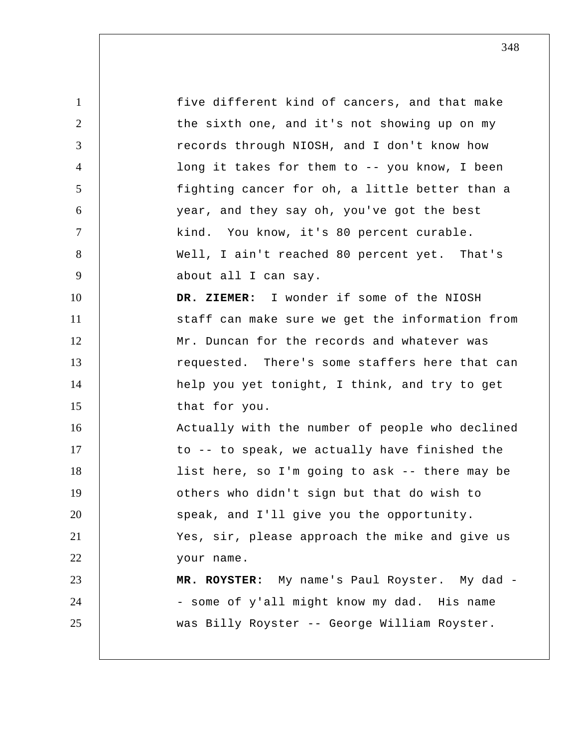five different kind of cancers, and that make the sixth one, and it's not showing up on my records through NIOSH, and I don't know how long it takes for them to -- you know, I been fighting cancer for oh, a little better than a year, and they say oh, you've got the best kind. You know, it's 80 percent curable. Well, I ain't reached 80 percent yet. That's about all I can say.

**DR. ZIEMER:** I wonder if some of the NIOSH staff can make sure we get the information from Mr. Duncan for the records and whatever was requested. There's some staffers here that can help you yet tonight, I think, and try to get that for you.

Actually with the number of people who declined to -- to speak, we actually have finished the list here, so I'm going to ask -- there may be others who didn't sign but that do wish to speak, and I'll give you the opportunity.

Yes, sir, please approach the mike and give us your name.

**MR. ROYSTER:** My name's Paul Royster. My dad -- some of y'all might know my dad. His name was Billy Royster -- George William Royster.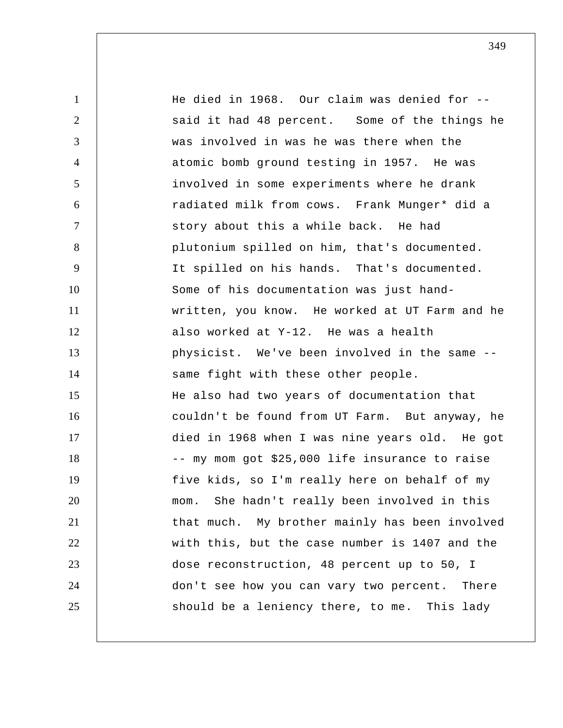He died in 1968. Our claim was denied for -- said it had 48 percent. Some of the things he was involved in was he was there when the atomic bomb ground testing in 1957. He was involved in some experiments where he drank radiated milk from cows. Frank Munger* did a story about this a while back. He had plutonium spilled on him, that's documented. It spilled on his hands. That's documented. Some of his documentation was just hand-written, you know. He worked at UT Farm and he also worked at Y-12. He was a health physicist. We've been involved in the same -- same fight with these other people.

He also had two years of documentation that couldn't be found from UT Farm. But anyway, he died in 1968 when I was nine years old. He got -- my mom got $25,000 life insurance to raise five kids, so I'm really here on behalf of my mom. She hadn't really been involved in this that much. My brother mainly has been involved with this, but the case number is 1407 and the dose reconstruction, 48 percent up to 50, I don't see how you can vary two percent. There should be a leniency there, to me. This lady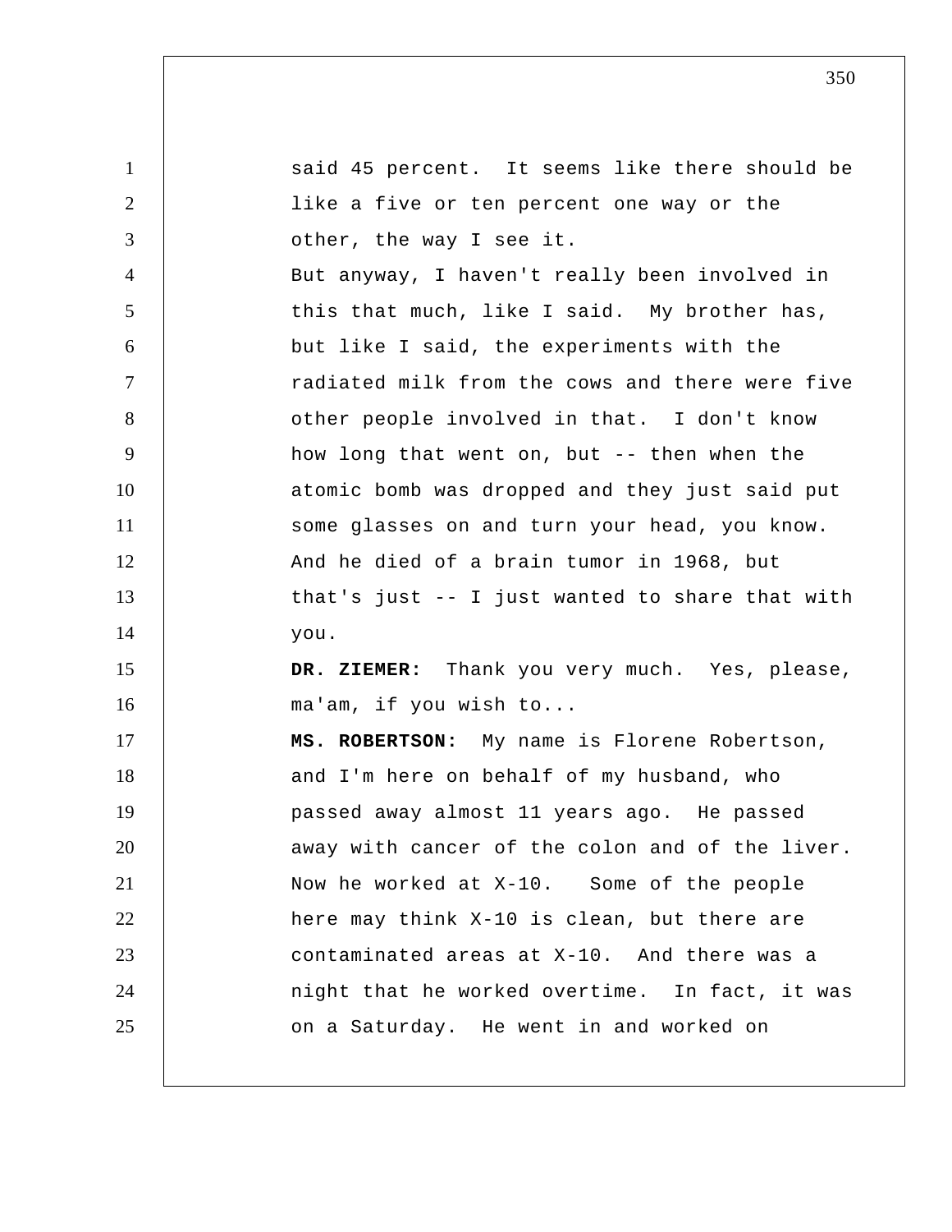said 45 percent. It seems like there should be like a five or ten percent one way or the other, the way I see it.

But anyway, I haven't really been involved in this that much, like I said. My brother has, but like I said, the experiments with the radiated milk from the cows and there were five other people involved in that. I don't know how long that went on, but -- then when the atomic bomb was dropped and they just said put some glasses on and turn your head, you know. And he died of a brain tumor in 1968, but that's just -- I just wanted to share that with you.

**DR. ZIEMER:** Thank you very much. Yes, please, ma'am, if you wish to...

**MS. ROBERTSON:** My name is Florene Robertson, and I'm here on behalf of my husband, who passed away almost 11 years ago. He passed away with cancer of the colon and of the liver. Now he worked at X-10. Some of the people here may think X-10 is clean, but there are contaminated areas at X-10. And there was a night that he worked overtime. In fact, it was on a Saturday. He went in and worked on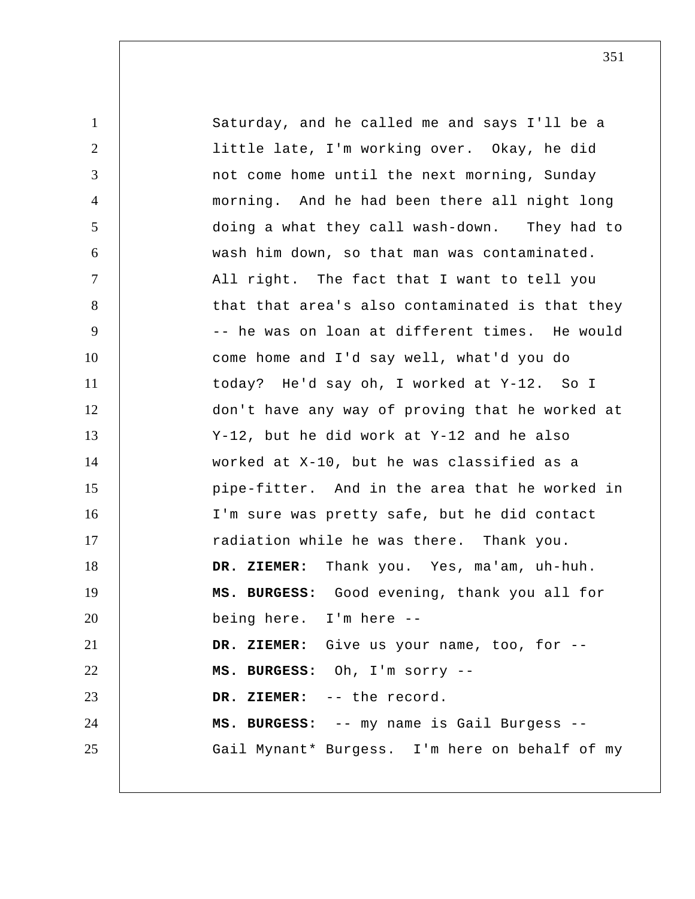Saturday, and he called me and says I'll be a little late, I'm working over. Okay, he did not come home until the next morning, Sunday morning. And he had been there all night long doing a what they call wash-down. They had to wash him down, so that man was contaminated. All right. The fact that I want to tell you that that area's also contaminated is that they -- he was on loan at different times. He would come home and I'd say well, what'd you do today? He'd say oh, I worked at Y-12. So I don't have any way of proving that he worked at Y-12, but he did work at Y-12 and he also worked at X-10, but he was classified as a pipe-fitter. And in the area that he worked in I'm sure was pretty safe, but he did contact radiation while he was there. Thank you.

**DR. ZIEMER:** Thank you. Yes, ma'am, uh-huh.

**MS. BURGESS:** Good evening, thank you all for being here. I'm here --

**DR. ZIEMER:** Give us your name, too, for --

**MS. BURGESS:** Oh, I'm sorry --

**DR. ZIEMER:** -- the record.

**MS. BURGESS:** -- my name is Gail Burgess -- Gail Mynant* Burgess. I'm here on behalf of my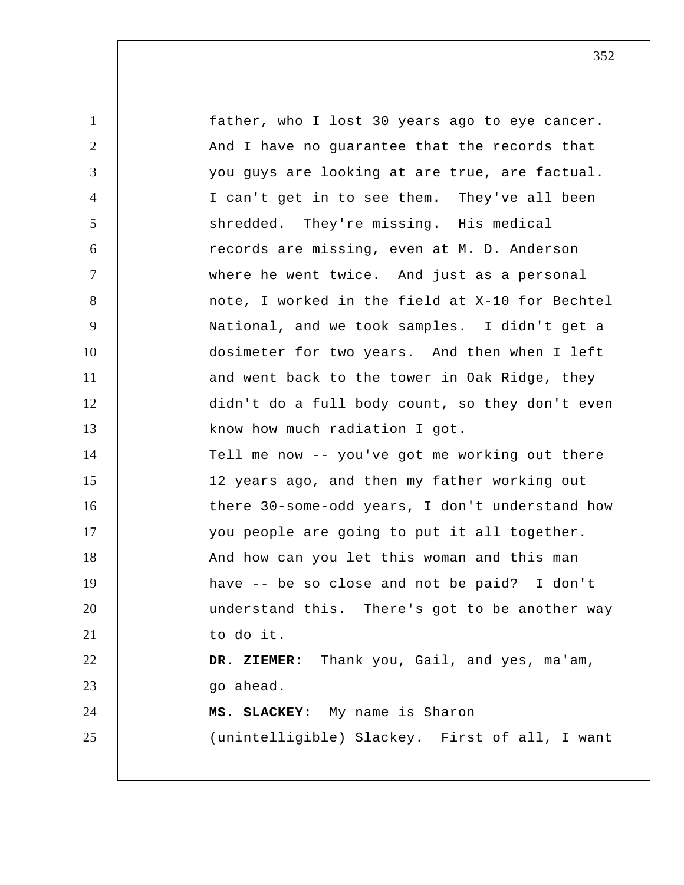father, who I lost 30 years ago to eye cancer. And I have no guarantee that the records that you guys are looking at are true, are factual. I can't get in to see them. They've all been shredded. They're missing. His medical records are missing, even at M. D. Anderson where he went twice. And just as a personal note, I worked in the field at X-10 for Bechtel National, and we took samples. I didn't get a dosimeter for two years. And then when I left and went back to the tower in Oak Ridge, they didn't do a full body count, so they don't even know how much radiation I got.

Tell me now -- you've got me working out there 12 years ago, and then my father working out there 30-some-odd years, I don't understand how you people are going to put it all together. And how can you let this woman and this man have -- be so close and not be paid? I don't understand this. There's got to be another way to do it.

**DR. ZIEMER:** Thank you, Gail, and yes, ma'am, go ahead.

**MS. SLACKEY:** My name is Sharon (unintelligible) Slackey. First of all, I want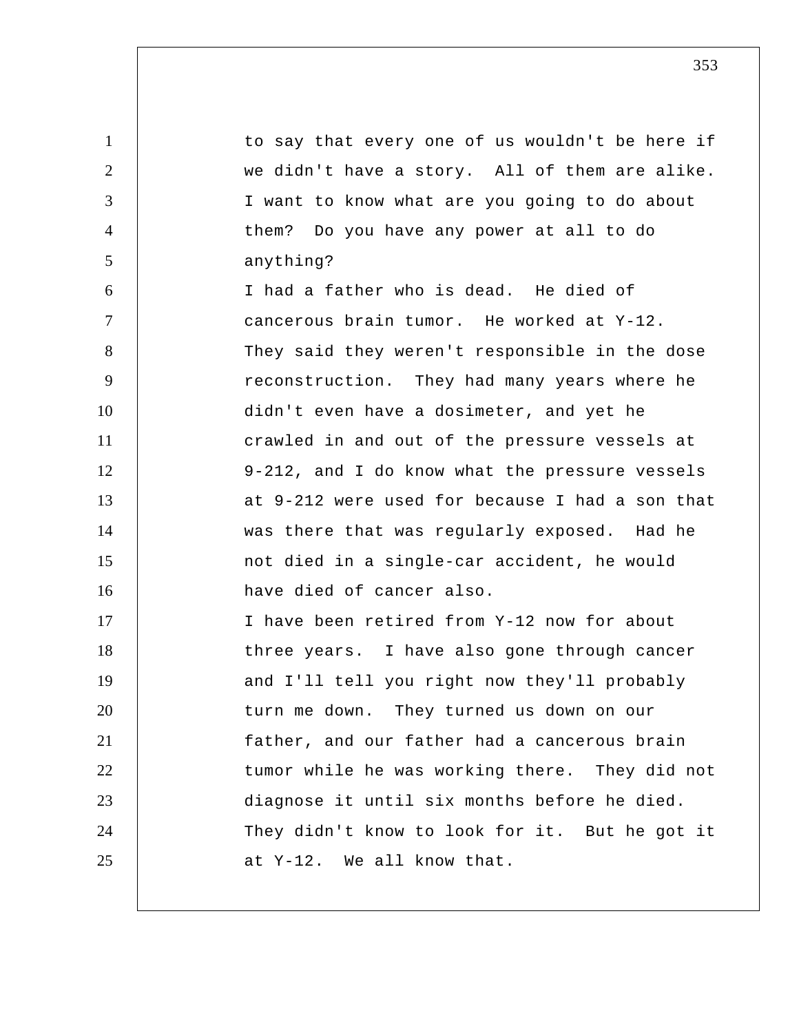to say that every one of us wouldn't be here if we didn't have a story. All of them are alike. I want to know what are you going to do about them? Do you have any power at all to do anything?

I had a father who is dead. He died of cancerous brain tumor. He worked at Y-12. They said they weren't responsible in the dose reconstruction. They had many years where he didn't even have a dosimeter, and yet he crawled in and out of the pressure vessels at 9-212, and I do know what the pressure vessels at 9-212 were used for because I had a son that was there that was regularly exposed. Had he not died in a single-car accident, he would have died of cancer also.

I have been retired from Y-12 now for about three years. I have also gone through cancer and I'll tell you right now they'll probably turn me down. They turned us down on our father, and our father had a cancerous brain tumor while he was working there. They did not diagnose it until six months before he died. They didn't know to look for it. But he got it at Y-12. We all know that.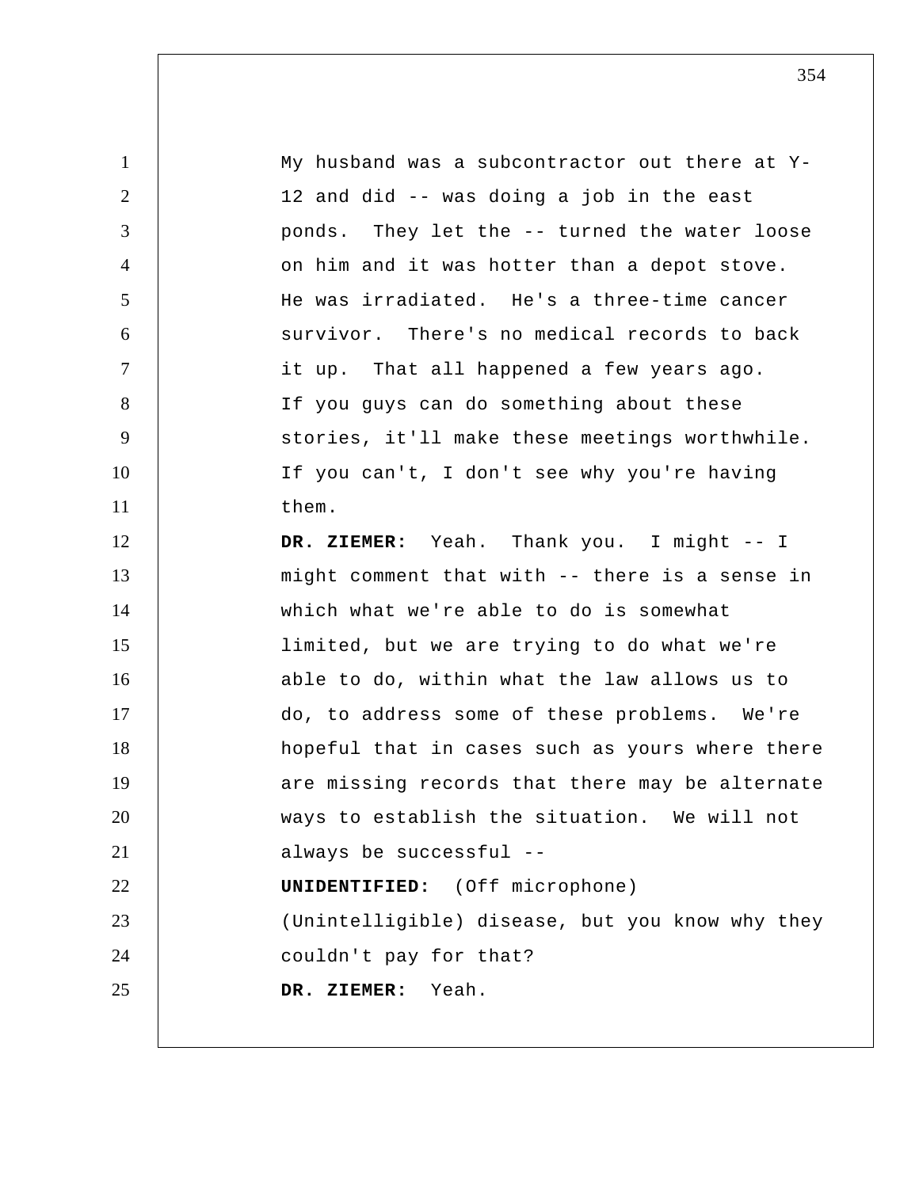My husband was a subcontractor out there at Y-12 and did -- was doing a job in the east ponds. They let the -- turned the water loose on him and it was hotter than a depot stove. He was irradiated. He's a three-time cancer survivor. There's no medical records to back it up. That all happened a few years ago. If you guys can do something about these stories, it'll make these meetings worthwhile. If you can't, I don't see why you're having them.

**DR. ZIEMER:** Yeah. Thank you. I might -- I might comment that with -- there is a sense in which what we're able to do is somewhat limited, but we are trying to do what we're able to do, within what the law allows us to do, to address some of these problems. We're hopeful that in cases such as yours where there are missing records that there may be alternate ways to establish the situation. We will not always be successful --

**UNIDENTIFIED:** (Off microphone) (Unintelligible) disease, but you know why they couldn't pay for that?

**DR. ZIEMER:** Yeah.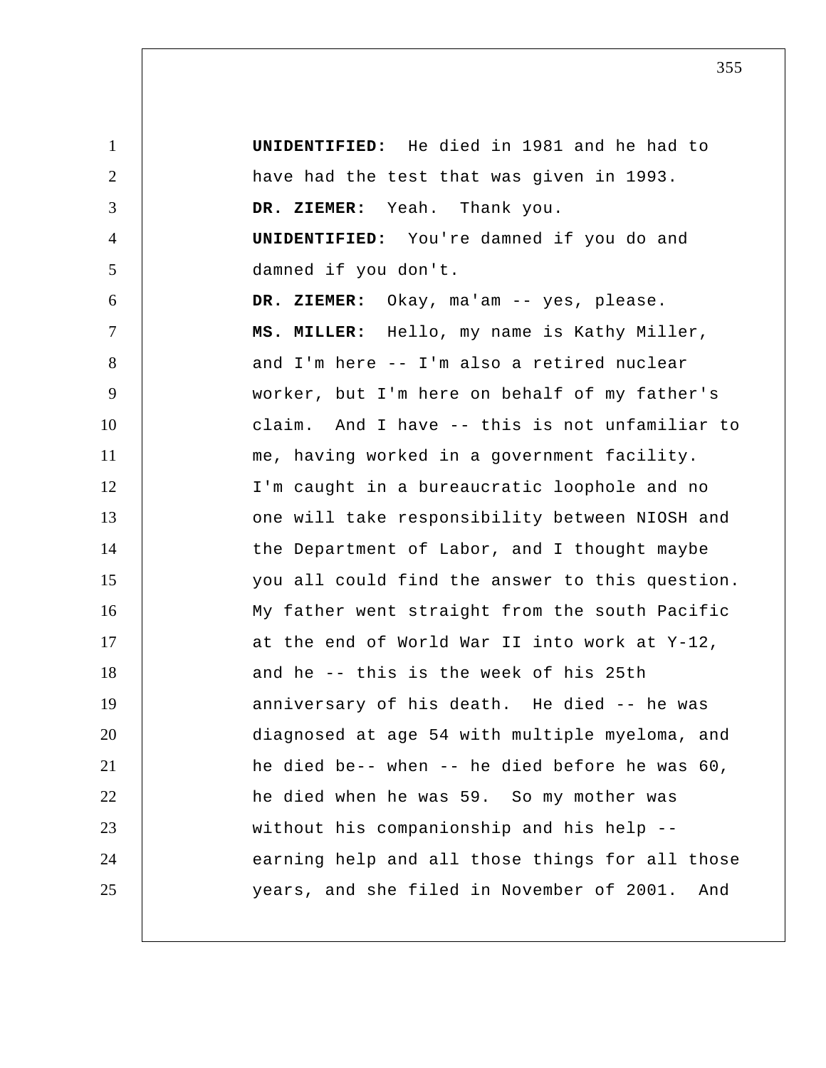**UNIDENTIFIED:** He died in 1981 and he had to have had the test that was given in 1993.

**DR. ZIEMER:** Yeah. Thank you.

**UNIDENTIFIED:** You're damned if you do and damned if you don't.

**DR. ZIEMER:** Okay, ma'am -- yes, please.

**MS. MILLER:** Hello, my name is Kathy Miller, and I'm here -- I'm also a retired nuclear worker, but I'm here on behalf of my father's claim. And I have -- this is not unfamiliar to me, having worked in a government facility. I'm caught in a bureaucratic loophole and no one will take responsibility between NIOSH and the Department of Labor, and I thought maybe you all could find the answer to this question. My father went straight from the south Pacific at the end of World War II into work at Y-12, and he -- this is the week of his 25th anniversary of his death. He died -- he was diagnosed at age 54 with multiple myeloma, and he died be-- when -- he died before he was 60, he died when he was 59. So my mother was without his companionship and his help -- earning help and all those things for all those years, and she filed in November of 2001. And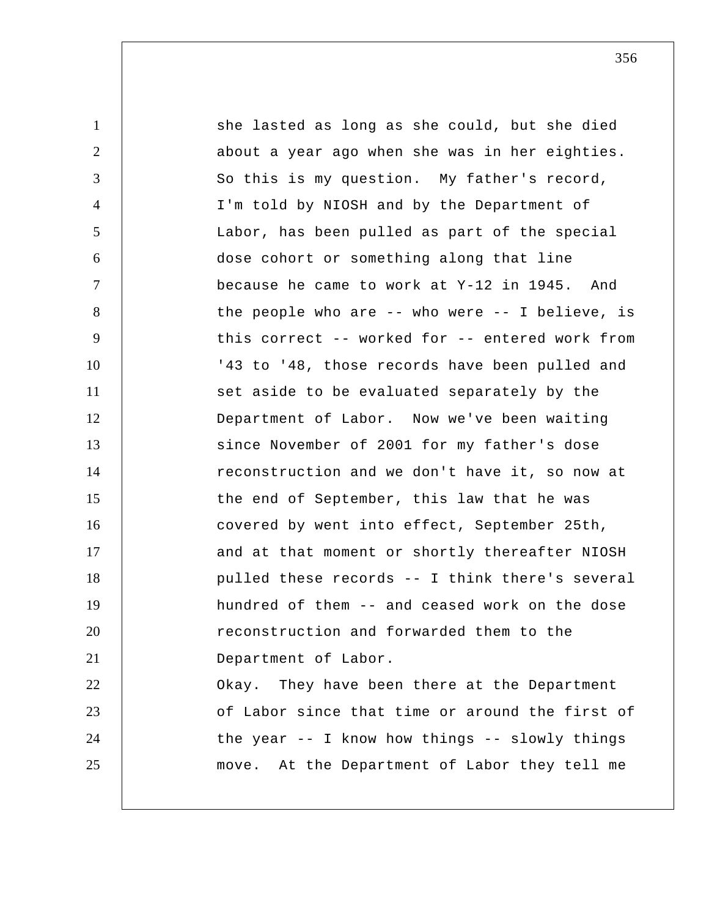she lasted as long as she could, but she died about a year ago when she was in her eighties. So this is my question. My father's record, I'm told by NIOSH and by the Department of Labor, has been pulled as part of the special dose cohort or something along that line because he came to work at Y-12 in 1945. And the people who are -- who were -- I believe, is this correct -- worked for -- entered work from '43 to '48, those records have been pulled and set aside to be evaluated separately by the Department of Labor. Now we've been waiting since November of 2001 for my father's dose reconstruction and we don't have it, so now at the end of September, this law that he was covered by went into effect, September 25th, and at that moment or shortly thereafter NIOSH pulled these records -- I think there's several hundred of them -- and ceased work on the dose reconstruction and forwarded them to the Department of Labor.

Okay. They have been there at the Department of Labor since that time or around the first of the year -- I know how things -- slowly things move. At the Department of Labor they tell me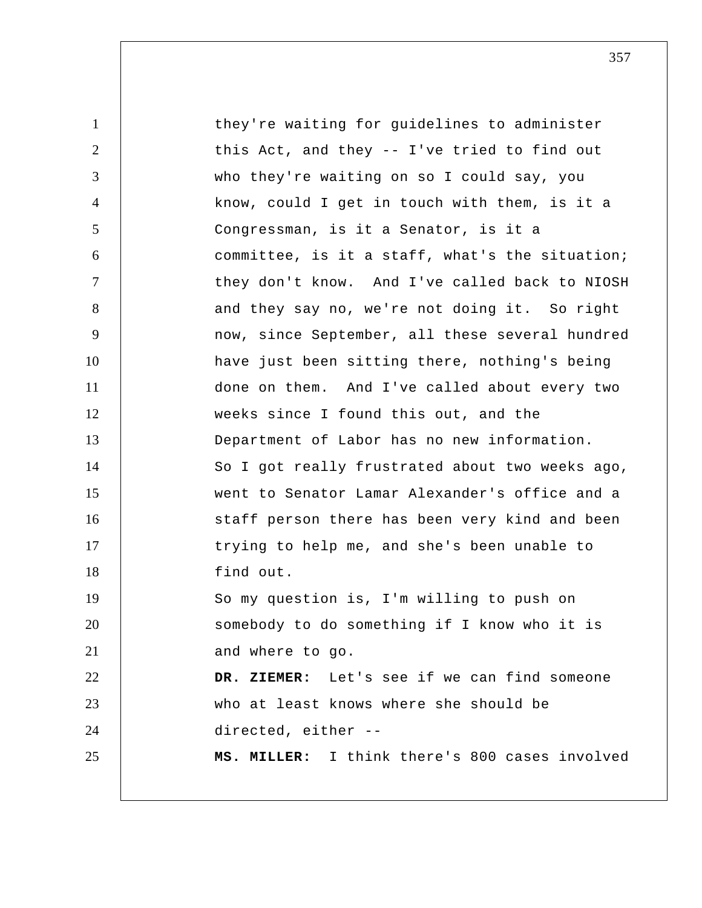they're waiting for guidelines to administer this Act, and they -- I've tried to find out who they're waiting on so I could say, you know, could I get in touch with them, is it a Congressman, is it a Senator, is it a committee, is it a staff, what's the situation; they don't know. And I've called back to NIOSH and they say no, we're not doing it. So right now, since September, all these several hundred have just been sitting there, nothing's being done on them. And I've called about every two weeks since I found this out, and the Department of Labor has no new information.

So I got really frustrated about two weeks ago, went to Senator Lamar Alexander's office and a staff person there has been very kind and been trying to help me, and she's been unable to find out.

So my question is, I'm willing to push on somebody to do something if I know who it is and where to go.

**DR. ZIEMER:** Let's see if we can find someone who at least knows where she should be directed, either --

**MS. MILLER:** I think there's 800 cases involved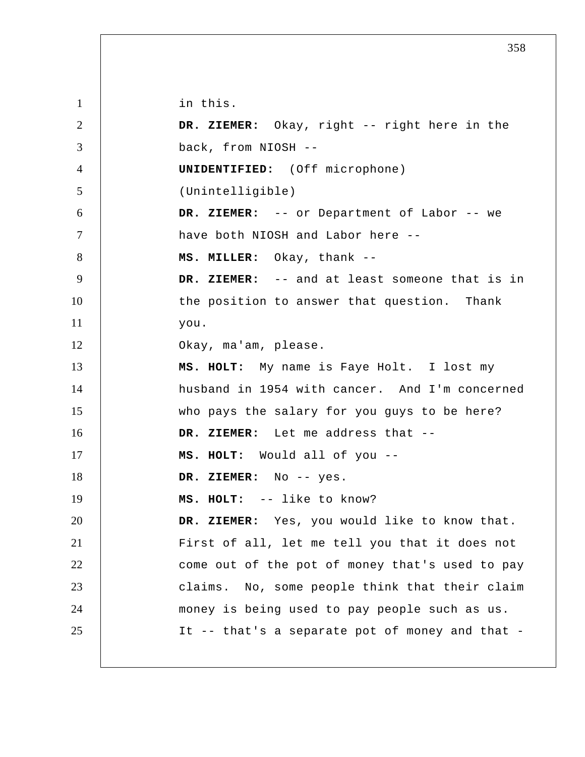in this.

**DR. ZIEMER:** Okay, right -- right here in the back, from NIOSH --

**UNIDENTIFIED:** (Off microphone) (Unintelligible)

**DR. ZIEMER:** -- or Department of Labor -- we have both NIOSH and Labor here --

**MS. MILLER:** Okay, thank --

**DR. ZIEMER:** -- and at least someone that is in the position to answer that question. Thank you.

Okay, ma'am, please.

**MS. HOLT:** My name is Faye Holt. I lost my husband in 1954 with cancer. And I'm concerned who pays the salary for you guys to be here?

**DR. ZIEMER:** Let me address that --

**MS. HOLT:** Would all of you --

**DR. ZIEMER:** No -- yes.

**MS. HOLT:** -- like to know?

**DR. ZIEMER:** Yes, you would like to know that. First of all, let me tell you that it does not come out of the pot of money that's used to pay claims. No, some people think that their claim money is being used to pay people such as us. It -- that's a separate pot of money and that -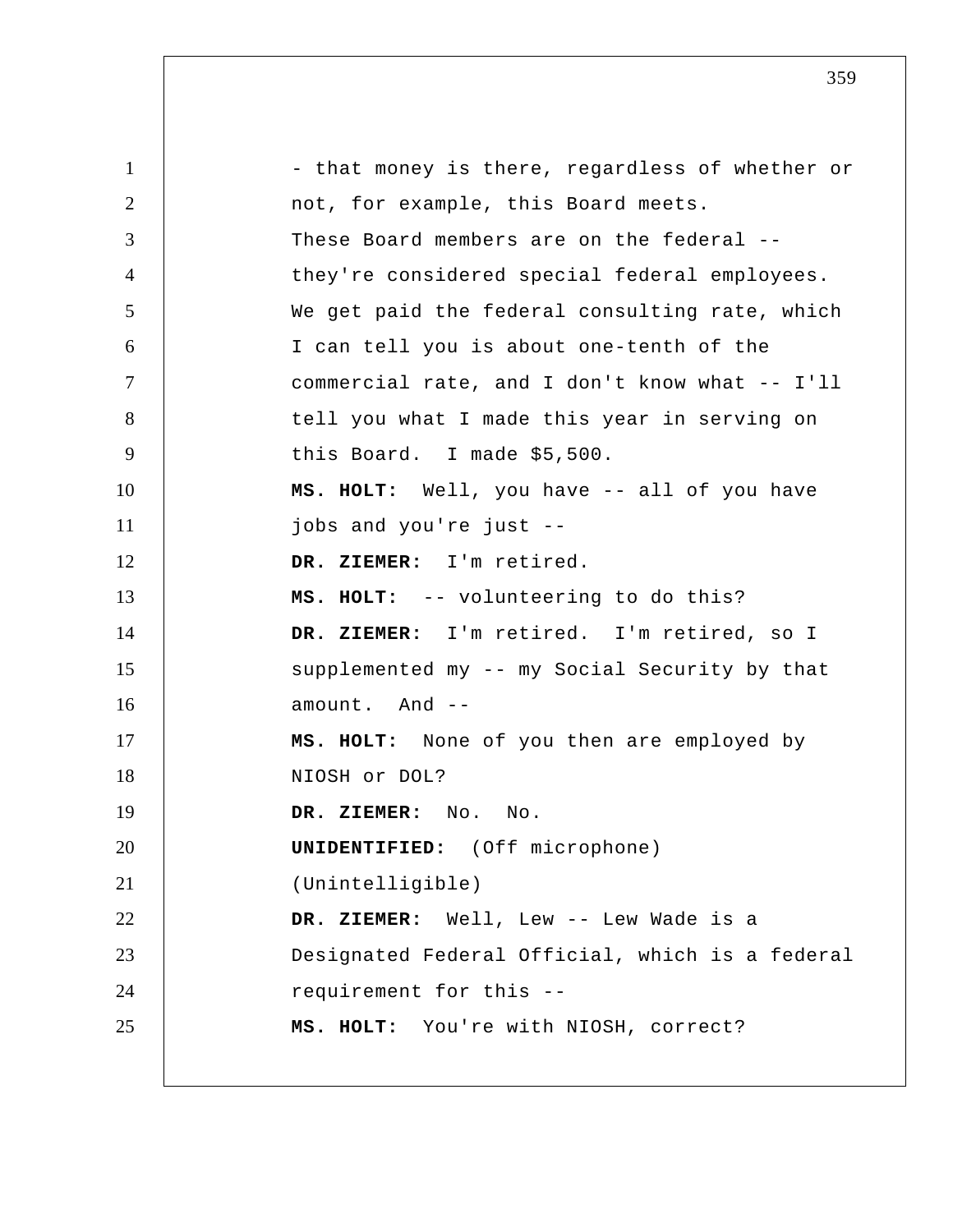- that money is there, regardless of whether or not, for example, this Board meets. These Board members are on the federal -- they're considered special federal employees. We get paid the federal consulting rate, which I can tell you is about one-tenth of the commercial rate, and I don't know what -- I'll tell you what I made this year in serving on this Board. I made $5,500.

**MS. HOLT:** Well, you have -- all of you have jobs and you're just --

**DR. ZIEMER:** I'm retired.

**MS. HOLT:** -- volunteering to do this?

**DR. ZIEMER:** I'm retired. I'm retired, so I supplemented my -- my Social Security by that amount. And --

**MS. HOLT:** None of you then are employed by NIOSH or DOL?

**DR. ZIEMER:** No. No.

**UNIDENTIFIED:** (Off microphone) (Unintelligible)

**DR. ZIEMER:** Well, Lew -- Lew Wade is a Designated Federal Official, which is a federal requirement for this --

**MS. HOLT:** You're with NIOSH, correct?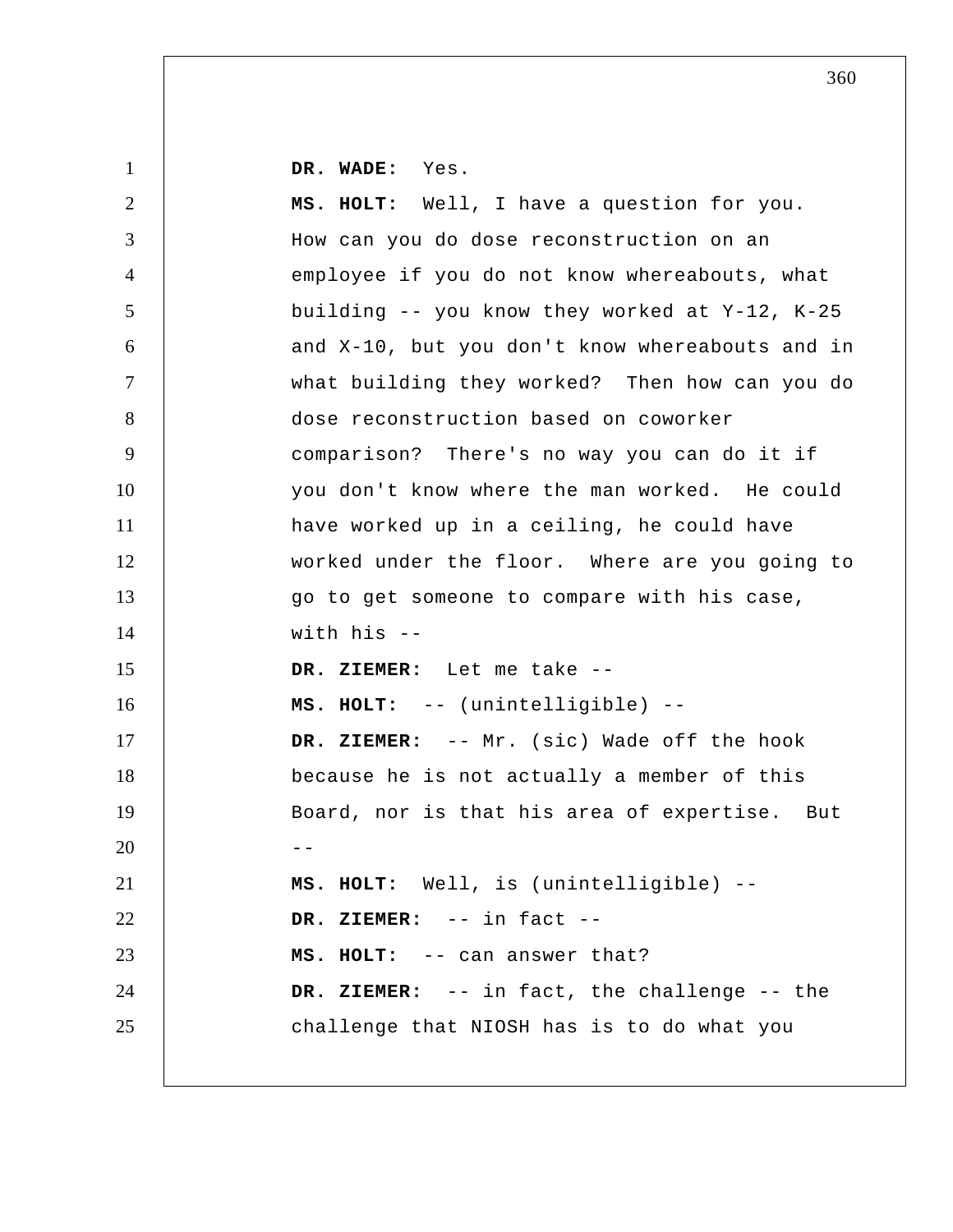**DR. WADE:** Yes.

**MS. HOLT:** Well, I have a question for you. How can you do dose reconstruction on an employee if you do not know whereabouts, what building -- you know they worked at Y-12, K-25 and X-10, but you don't know whereabouts and in what building they worked? Then how can you do dose reconstruction based on coworker comparison? There's no way you can do it if you don't know where the man worked. He could have worked up in a ceiling, he could have worked under the floor. Where are you going to go to get someone to compare with his case, with his --

**DR. ZIEMER:** Let me take --

**MS. HOLT:** -- (unintelligible) --

**DR. ZIEMER:** -- Mr. (sic) Wade off the hook because he is not actually a member of this Board, nor is that his area of expertise. But --

**MS. HOLT:** Well, is (unintelligible) --

**DR. ZIEMER:** -- in fact --

**MS. HOLT:** -- can answer that?

**DR. ZIEMER:** -- in fact, the challenge -- the challenge that NIOSH has is to do what you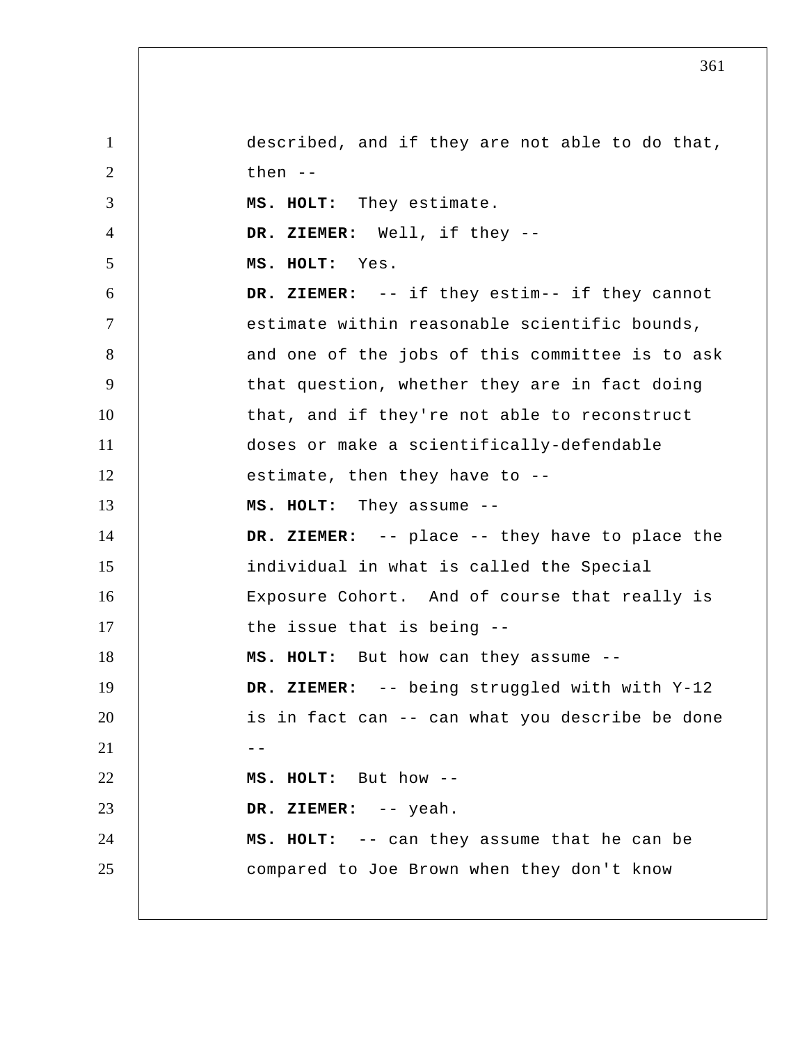described, and if they are not able to do that, then --

**MS. HOLT:** They estimate.

**DR. ZIEMER:** Well, if they --

**MS. HOLT:** Yes.

**DR. ZIEMER:** -- if they estim-- if they cannot estimate within reasonable scientific bounds, and one of the jobs of this committee is to ask that question, whether they are in fact doing that, and if they're not able to reconstruct doses or make a scientifically-defendable estimate, then they have to --

**MS. HOLT:** They assume --

**DR. ZIEMER:** -- place -- they have to place the individual in what is called the Special Exposure Cohort. And of course that really is the issue that is being --

**MS. HOLT:** But how can they assume --

**DR. ZIEMER:** -- being struggled with with Y-12 is in fact can -- can what you describe be done --

**MS. HOLT:** But how --

**DR. ZIEMER:** -- yeah.

**MS. HOLT:** -- can they assume that he can be compared to Joe Brown when they don't know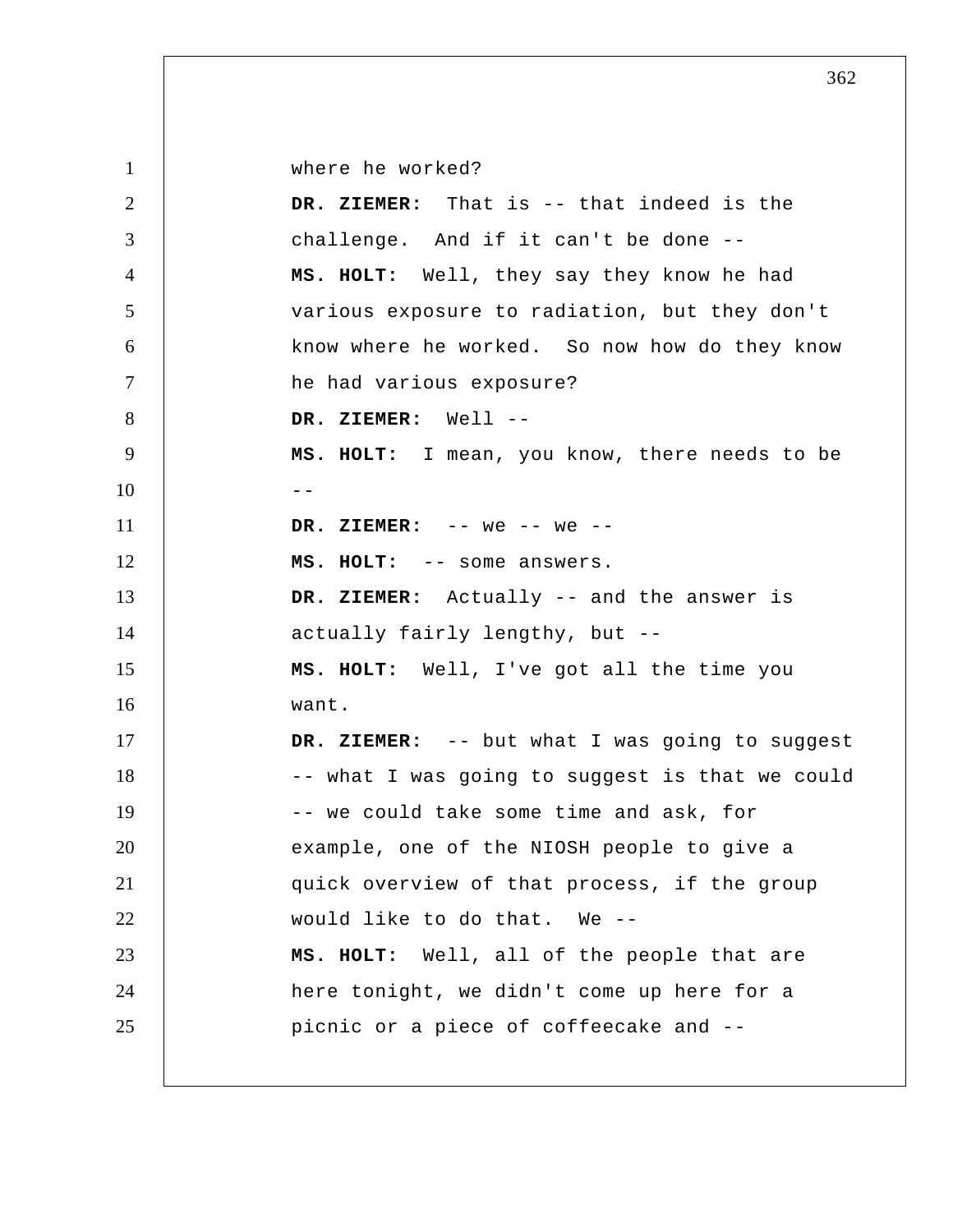where he worked?

**DR. ZIEMER:** That is -- that indeed is the challenge. And if it can't be done --

**MS. HOLT:** Well, they say they know he had various exposure to radiation, but they don't know where he worked. So now how do they know he had various exposure?

**DR. ZIEMER:** Well --

**MS. HOLT:** I mean, you know, there needs to be --

**DR. ZIEMER:** -- we -- we --

**MS. HOLT:** -- some answers.

**DR. ZIEMER:** Actually -- and the answer is actually fairly lengthy, but --

**MS. HOLT:** Well, I've got all the time you want.

**DR. ZIEMER:** -- but what I was going to suggest -- what I was going to suggest is that we could -- we could take some time and ask, for example, one of the NIOSH people to give a quick overview of that process, if the group would like to do that. We --

**MS. HOLT:** Well, all of the people that are here tonight, we didn't come up here for a picnic or a piece of coffeecake and --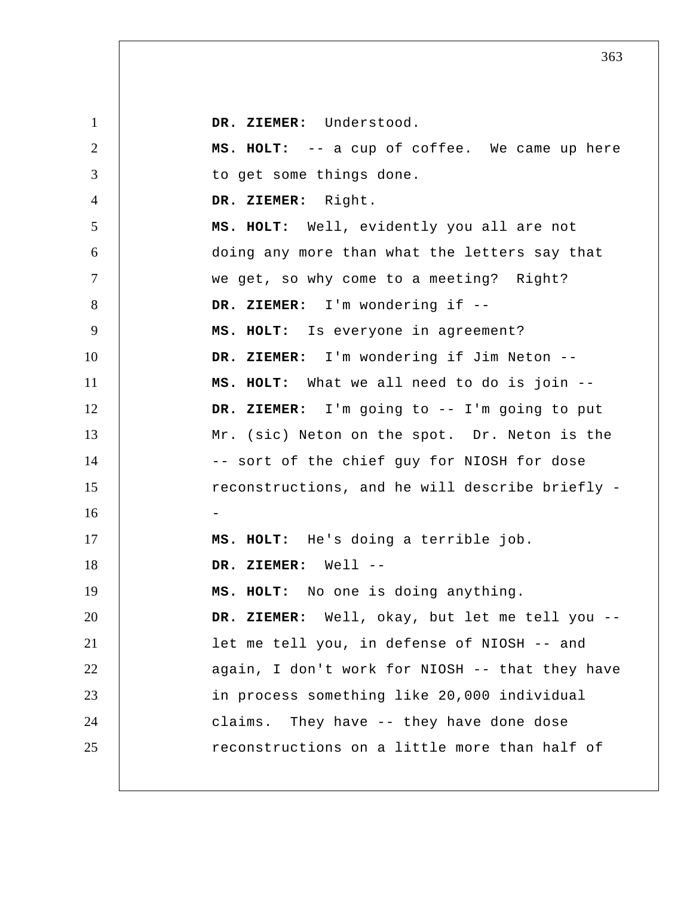**DR. ZIEMER:** Understood.

**MS. HOLT:** -- a cup of coffee. We came up here to get some things done.

**DR. ZIEMER:** Right.

**MS. HOLT:** Well, evidently you all are not doing any more than what the letters say that we get, so why come to a meeting? Right?

**DR. ZIEMER:** I'm wondering if --

**MS. HOLT:** Is everyone in agreement?

**DR. ZIEMER:** I'm wondering if Jim Neton --

**MS. HOLT:** What we all need to do is join --

**DR. ZIEMER:** I'm going to -- I'm going to put Mr. (sic) Neton on the spot. Dr. Neton is the -- sort of the chief guy for NIOSH for dose reconstructions, and he will describe briefly --

**MS. HOLT:** He's doing a terrible job.

**DR. ZIEMER:** Well --

**MS. HOLT:** No one is doing anything.

**DR. ZIEMER:** Well, okay, but let me tell you -- let me tell you, in defense of NIOSH -- and again, I don't work for NIOSH -- that they have in process something like 20,000 individual claims. They have -- they have done dose reconstructions on a little more than half of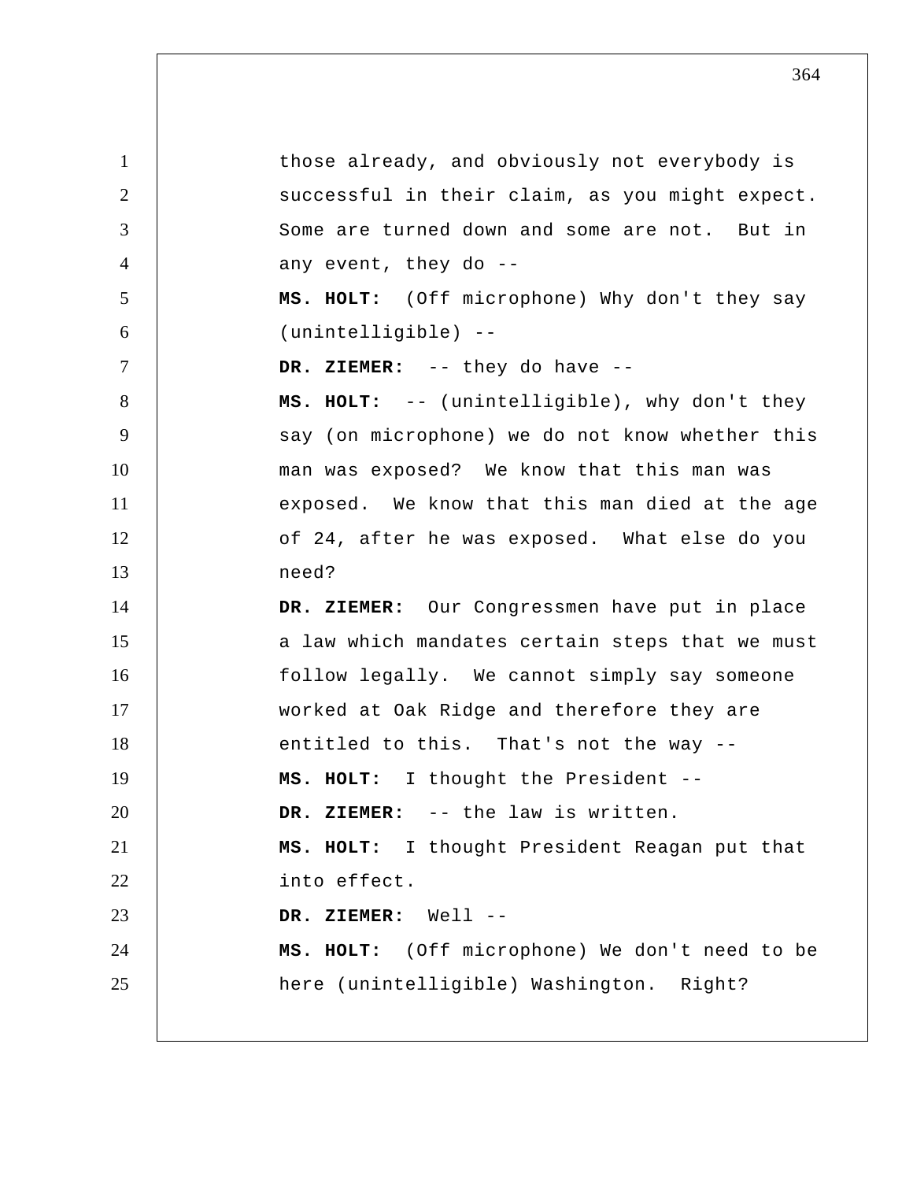those already, and obviously not everybody is successful in their claim, as you might expect. Some are turned down and some are not. But in any event, they do --

**MS. HOLT:** (Off microphone) Why don't they say (unintelligible) --

**DR. ZIEMER:** -- they do have --

**MS. HOLT:** -- (unintelligible), why don't they say (on microphone) we do not know whether this man was exposed? We know that this man was exposed. We know that this man died at the age of 24, after he was exposed. What else do you need?

**DR. ZIEMER:** Our Congressmen have put in place a law which mandates certain steps that we must follow legally. We cannot simply say someone worked at Oak Ridge and therefore they are entitled to this. That's not the way --

**MS. HOLT:** I thought the President --

**DR. ZIEMER:** -- the law is written.

**MS. HOLT:** I thought President Reagan put that into effect.

**DR. ZIEMER:** Well --

**MS. HOLT:** (Off microphone) We don't need to be here (unintelligible) Washington. Right?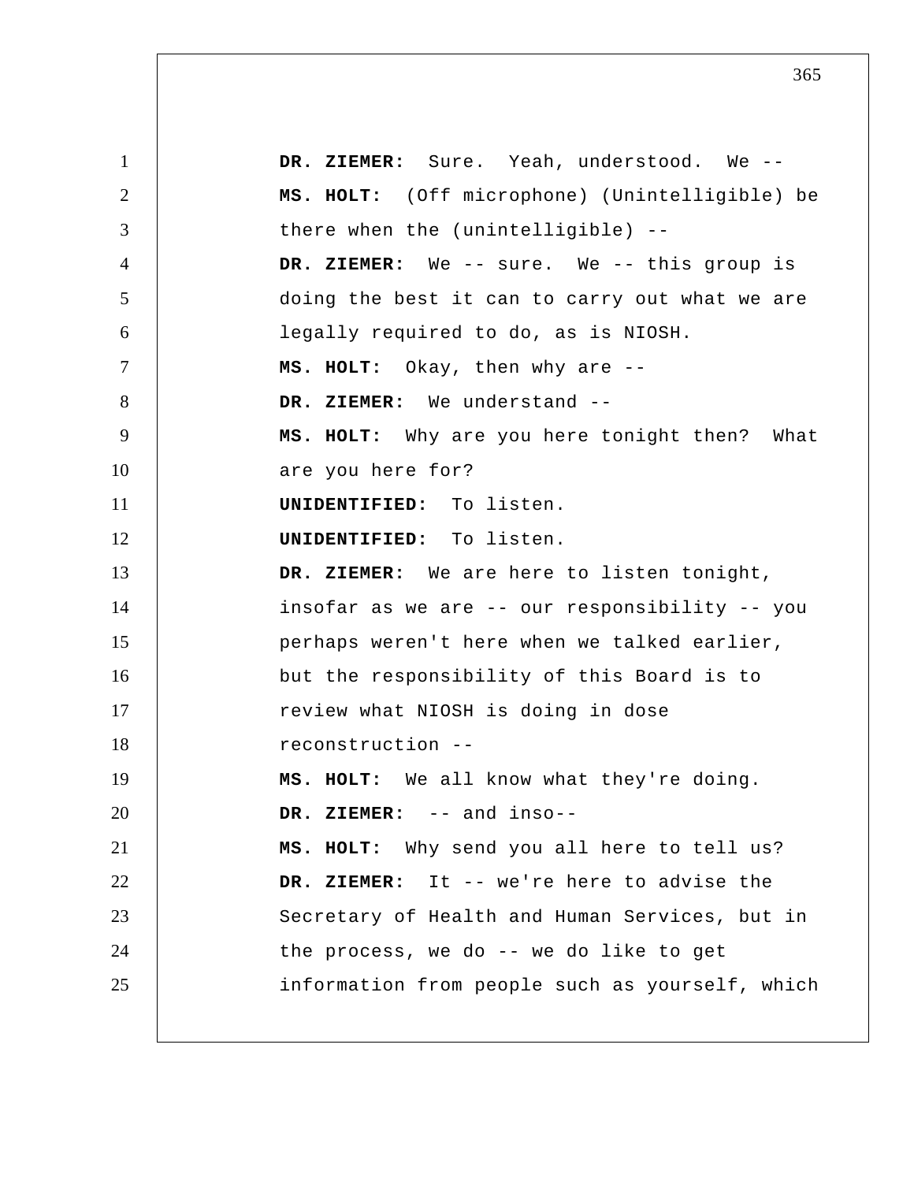**DR. ZIEMER:** Sure. Yeah, understood. We --

**MS. HOLT:** (Off microphone) (Unintelligible) be there when the (unintelligible) --

**DR. ZIEMER:** We -- sure. We -- this group is doing the best it can to carry out what we are legally required to do, as is NIOSH.

**MS. HOLT:** Okay, then why are --

**DR. ZIEMER:** We understand --

**MS. HOLT:** Why are you here tonight then? What are you here for?

**UNIDENTIFIED:** To listen.

**UNIDENTIFIED:** To listen.

**DR. ZIEMER:** We are here to listen tonight, insofar as we are -- our responsibility -- you perhaps weren't here when we talked earlier, but the responsibility of this Board is to review what NIOSH is doing in dose reconstruction --

**MS. HOLT:** We all know what they're doing.

**DR. ZIEMER:** -- and inso--

**MS. HOLT:** Why send you all here to tell us?

**DR. ZIEMER:** It -- we're here to advise the Secretary of Health and Human Services, but in the process, we do -- we do like to get information from people such as yourself, which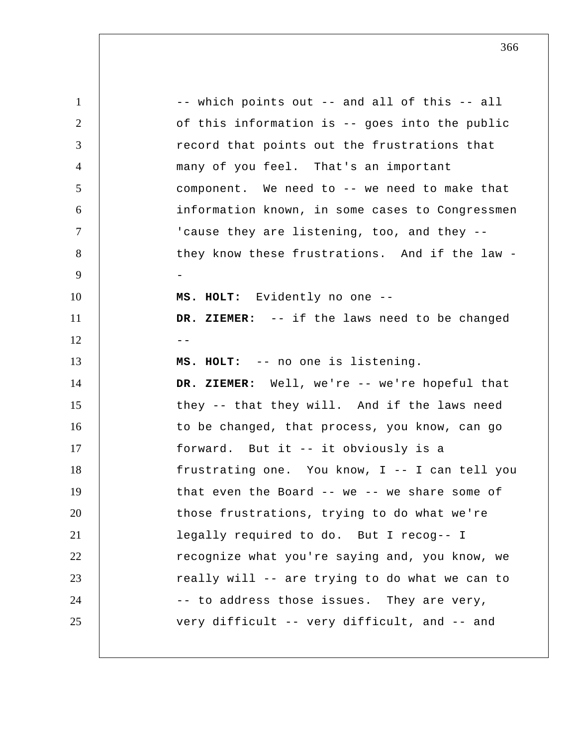-- which points out -- and all of this -- all of this information is -- goes into the public record that points out the frustrations that many of you feel. That's an important component. We need to -- we need to make that information known, in some cases to Congressmen 'cause they are listening, too, and they -- they know these frustrations. And if the law --

**MS. HOLT:** Evidently no one --

**DR. ZIEMER:** -- if the laws need to be changed --

**MS. HOLT:** -- no one is listening.

**DR. ZIEMER:** Well, we're -- we're hopeful that they -- that they will. And if the laws need to be changed, that process, you know, can go forward. But it -- it obviously is a frustrating one. You know, I -- I can tell you that even the Board -- we -- we share some of those frustrations, trying to do what we're legally required to do. But I recog-- I recognize what you're saying and, you know, we really will -- are trying to do what we can to -- to address those issues. They are very, very difficult -- very difficult, and -- and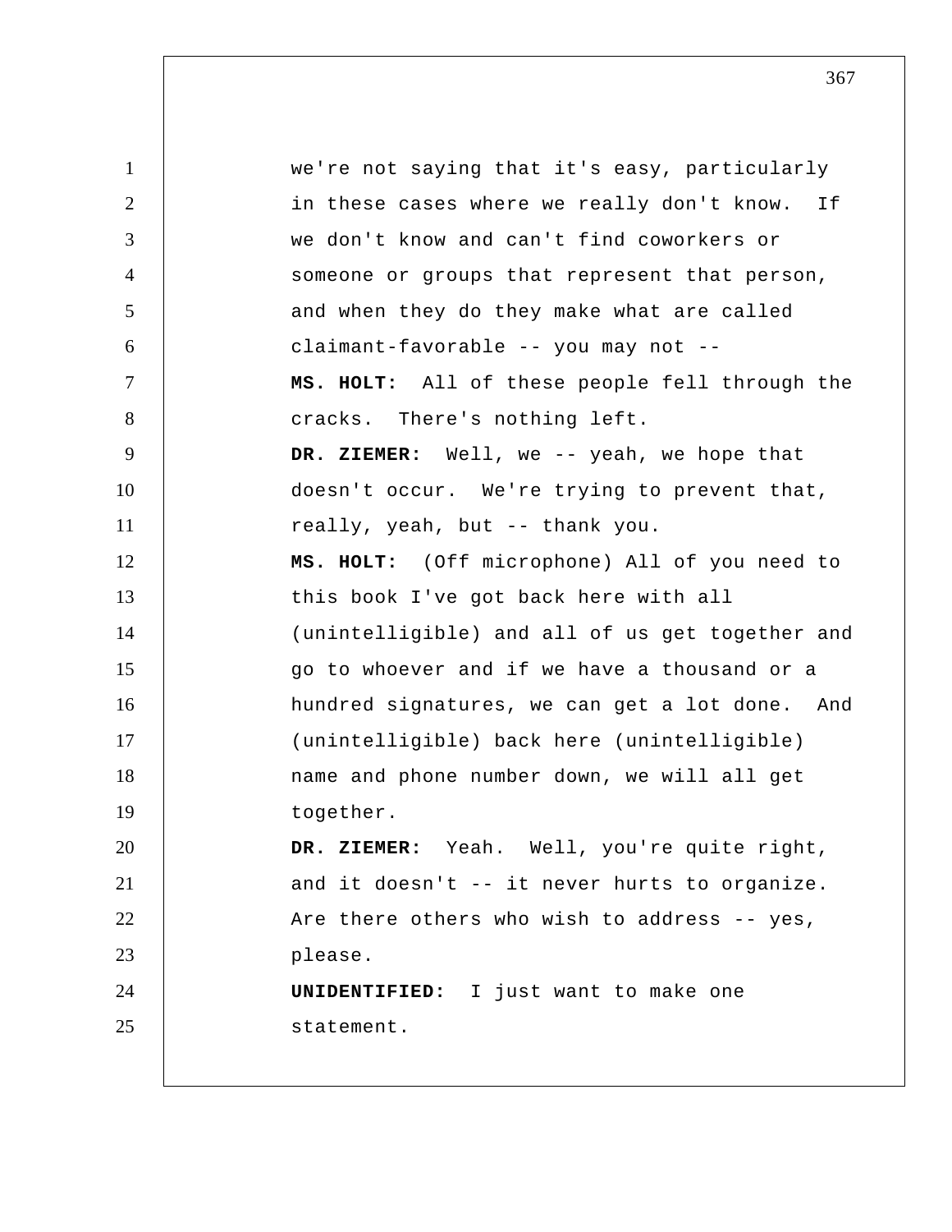we're not saying that it's easy, particularly in these cases where we really don't know. If we don't know and can't find coworkers or someone or groups that represent that person, and when they do they make what are called claimant-favorable -- you may not --

**MS. HOLT:** All of these people fell through the cracks. There's nothing left.

**DR. ZIEMER:** Well, we -- yeah, we hope that doesn't occur. We're trying to prevent that, really, yeah, but -- thank you.

**MS. HOLT:** (Off microphone) All of you need to this book I've got back here with all (unintelligible) and all of us get together and go to whoever and if we have a thousand or a hundred signatures, we can get a lot done. And (unintelligible) back here (unintelligible) name and phone number down, we will all get together.

**DR. ZIEMER:** Yeah. Well, you're quite right, and it doesn't -- it never hurts to organize. Are there others who wish to address -- yes, please.

**UNIDENTIFIED:** I just want to make one statement.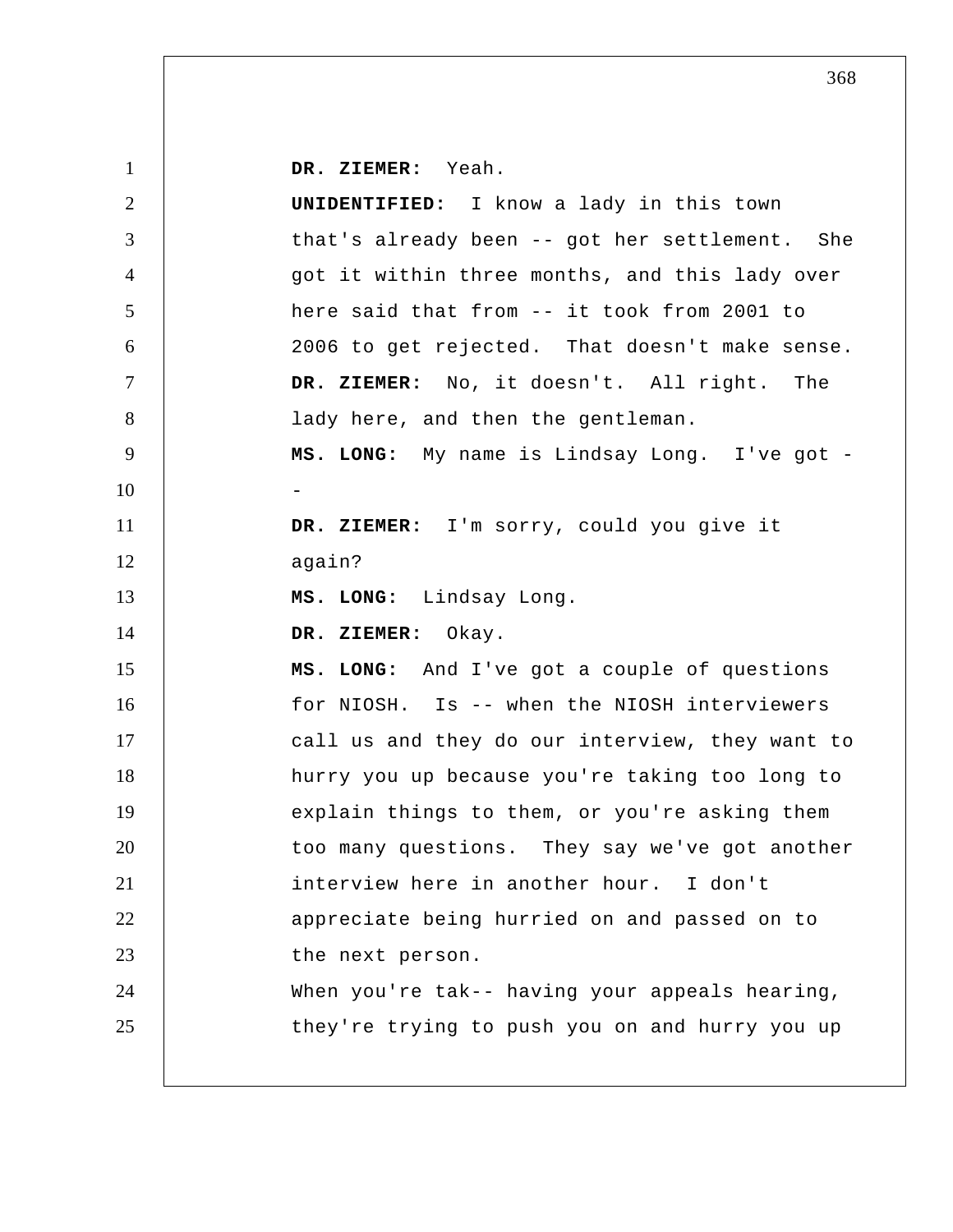**DR. ZIEMER:** Yeah.

**UNIDENTIFIED:** I know a lady in this town that's already been -- got her settlement. She got it within three months, and this lady over here said that from -- it took from 2001 to 2006 to get rejected. That doesn't make sense.

**DR. ZIEMER:** No, it doesn't. All right. The lady here, and then the gentleman.

**MS. LONG:** My name is Lindsay Long. I've got --

**DR. ZIEMER:** I'm sorry, could you give it again?

**MS. LONG:** Lindsay Long.

**DR. ZIEMER:** Okay.

**MS. LONG:** And I've got a couple of questions for NIOSH. Is -- when the NIOSH interviewers call us and they do our interview, they want to hurry you up because you're taking too long to explain things to them, or you're asking them too many questions. They say we've got another interview here in another hour. I don't appreciate being hurried on and passed on to the next person.

When you're tak-- having your appeals hearing, they're trying to push you on and hurry you up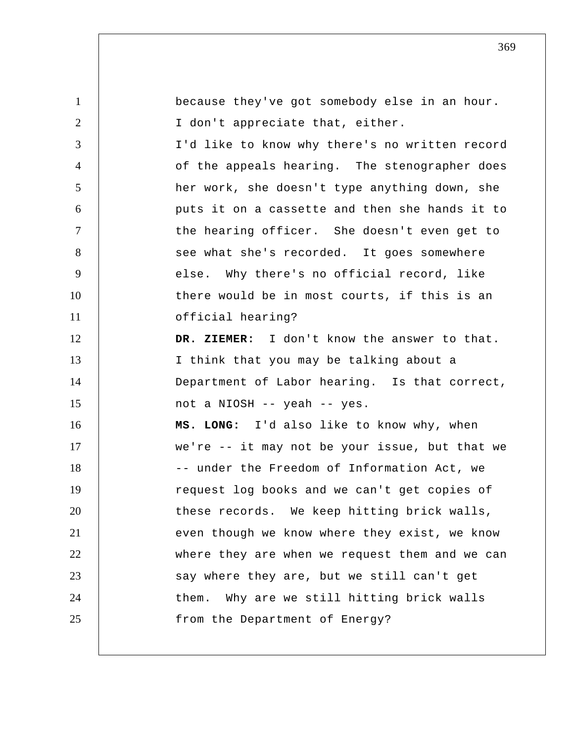because they've got somebody else in an hour. I don't appreciate that, either.

I'd like to know why there's no written record of the appeals hearing. The stenographer does her work, she doesn't type anything down, she puts it on a cassette and then she hands it to the hearing officer. She doesn't even get to see what she's recorded. It goes somewhere else. Why there's no official record, like there would be in most courts, if this is an official hearing?

**DR. ZIEMER:** I don't know the answer to that. I think that you may be talking about a Department of Labor hearing. Is that correct, not a NIOSH -- yeah -- yes.

**MS. LONG:** I'd also like to know why, when we're -- it may not be your issue, but that we -- under the Freedom of Information Act, we request log books and we can't get copies of these records. We keep hitting brick walls, even though we know where they exist, we know where they are when we request them and we can say where they are, but we still can't get them. Why are we still hitting brick walls from the Department of Energy?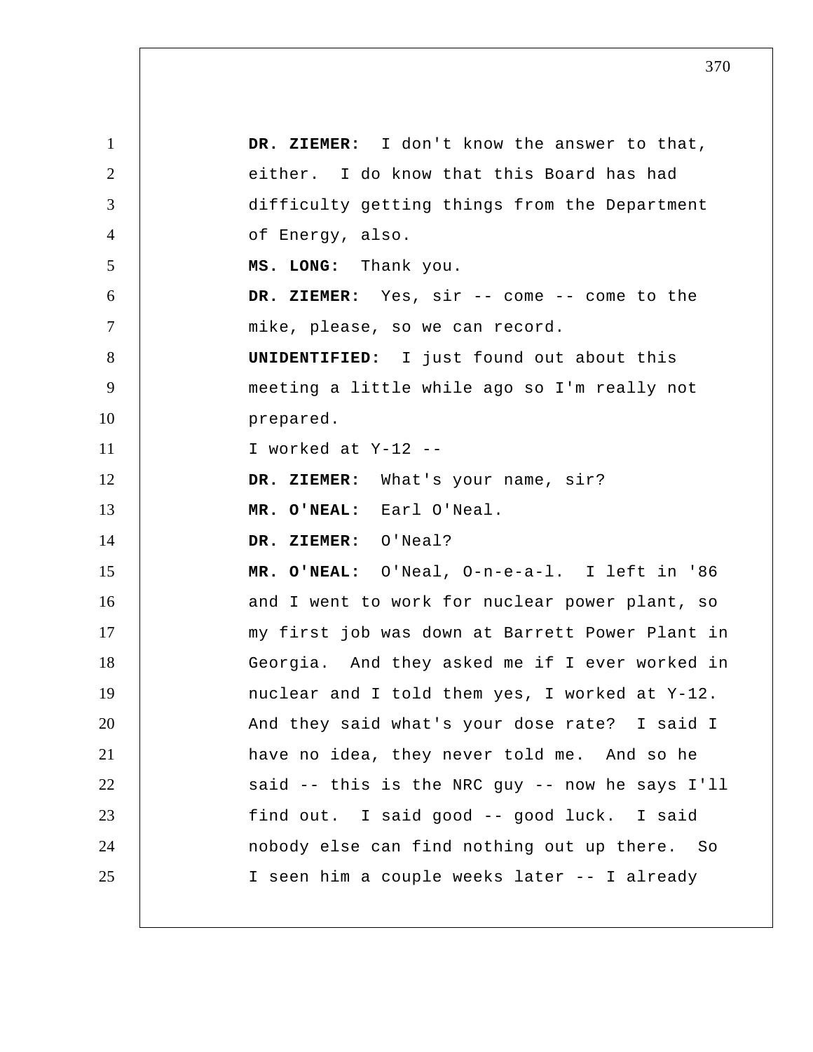**DR. ZIEMER:** I don't know the answer to that, either. I do know that this Board has had difficulty getting things from the Department of Energy, also.

**MS. LONG:** Thank you.

**DR. ZIEMER:** Yes, sir -- come -- come to the mike, please, so we can record.

**UNIDENTIFIED:** I just found out about this meeting a little while ago so I'm really not prepared.

I worked at Y-12 --

**DR. ZIEMER:** What's your name, sir?

**MR. O'NEAL:** Earl O'Neal.

**DR. ZIEMER:** O'Neal?

**MR. O'NEAL:** O'Neal, O-n-e-a-l. I left in '86 and I went to work for nuclear power plant, so my first job was down at Barrett Power Plant in Georgia. And they asked me if I ever worked in nuclear and I told them yes, I worked at Y-12. And they said what's your dose rate? I said I have no idea, they never told me. And so he said -- this is the NRC guy -- now he says I'll find out. I said good -- good luck. I said nobody else can find nothing out up there. So I seen him a couple weeks later -- I already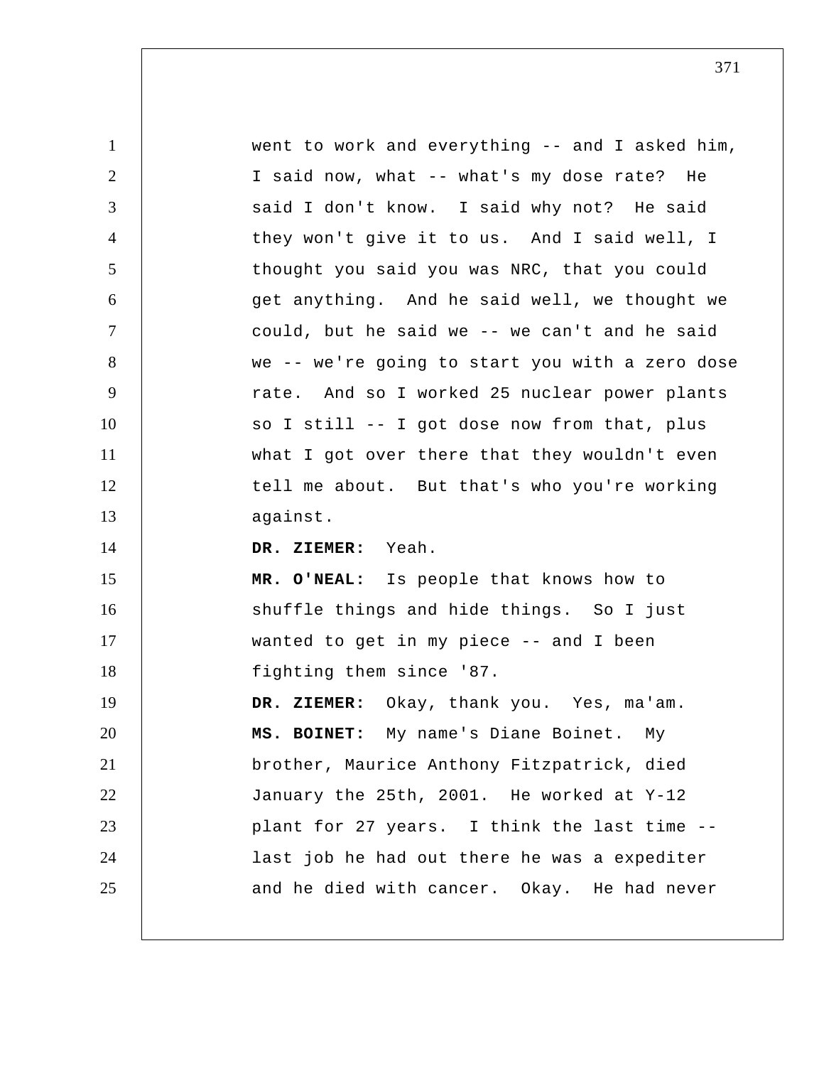went to work and everything -- and I asked him, I said now, what -- what's my dose rate? He said I don't know. I said why not? He said they won't give it to us. And I said well, I thought you said you was NRC, that you could get anything. And he said well, we thought we could, but he said we -- we can't and he said we -- we're going to start you with a zero dose rate. And so I worked 25 nuclear power plants so I still -- I got dose now from that, plus what I got over there that they wouldn't even tell me about. But that's who you're working against.

**DR. ZIEMER:** Yeah.

**MR. O'NEAL:** Is people that knows how to shuffle things and hide things. So I just wanted to get in my piece -- and I been fighting them since '87.

**DR. ZIEMER:** Okay, thank you. Yes, ma'am.

**MS. BOINET:** My name's Diane Boinet. My brother, Maurice Anthony Fitzpatrick, died January the 25th, 2001. He worked at Y-12 plant for 27 years. I think the last time -- last job he had out there he was a expediter and he died with cancer. Okay. He had never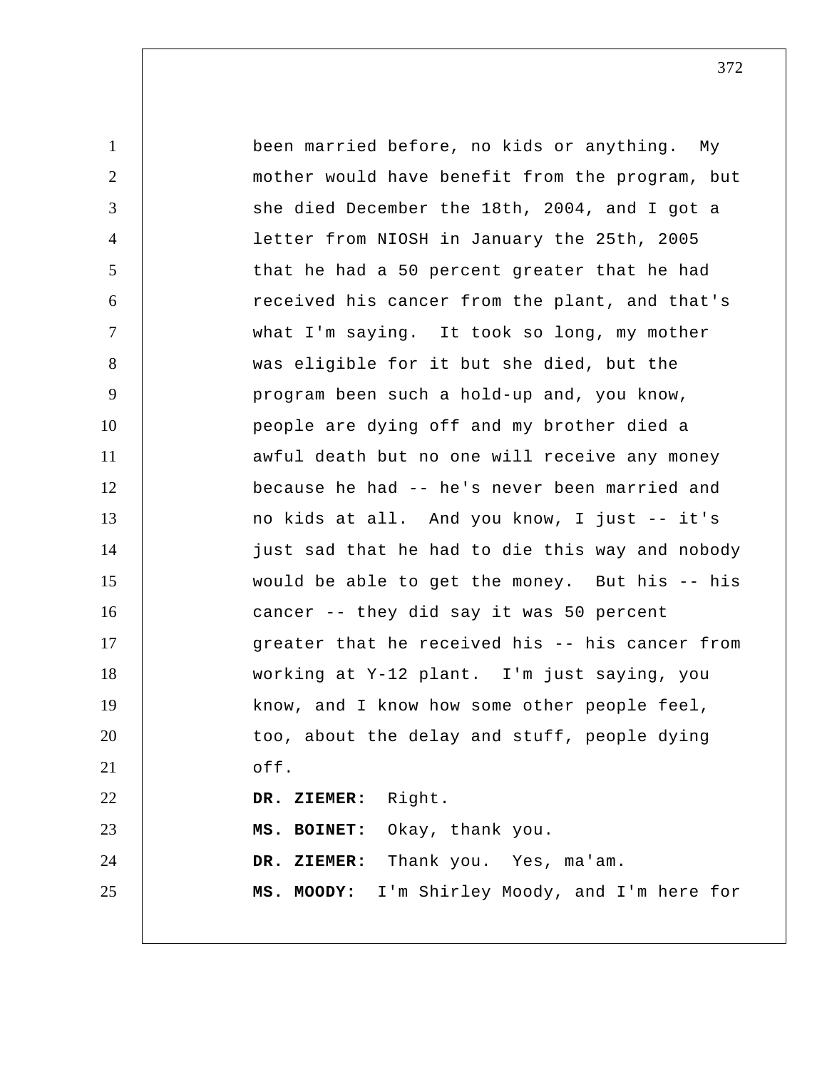been married before, no kids or anything. My mother would have benefit from the program, but she died December the 18th, 2004, and I got a letter from NIOSH in January the 25th, 2005 that he had a 50 percent greater that he had received his cancer from the plant, and that's what I'm saying. It took so long, my mother was eligible for it but she died, but the program been such a hold-up and, you know, people are dying off and my brother died a awful death but no one will receive any money because he had -- he's never been married and no kids at all. And you know, I just -- it's just sad that he had to die this way and nobody would be able to get the money. But his -- his cancer -- they did say it was 50 percent greater that he received his -- his cancer from working at Y-12 plant. I'm just saying, you know, and I know how some other people feel, too, about the delay and stuff, people dying off.

**DR. ZIEMER:** Right.

**MS. BOINET:** Okay, thank you.

**DR. ZIEMER:** Thank you. Yes, ma'am.

**MS. MOODY:** I'm Shirley Moody, and I'm here for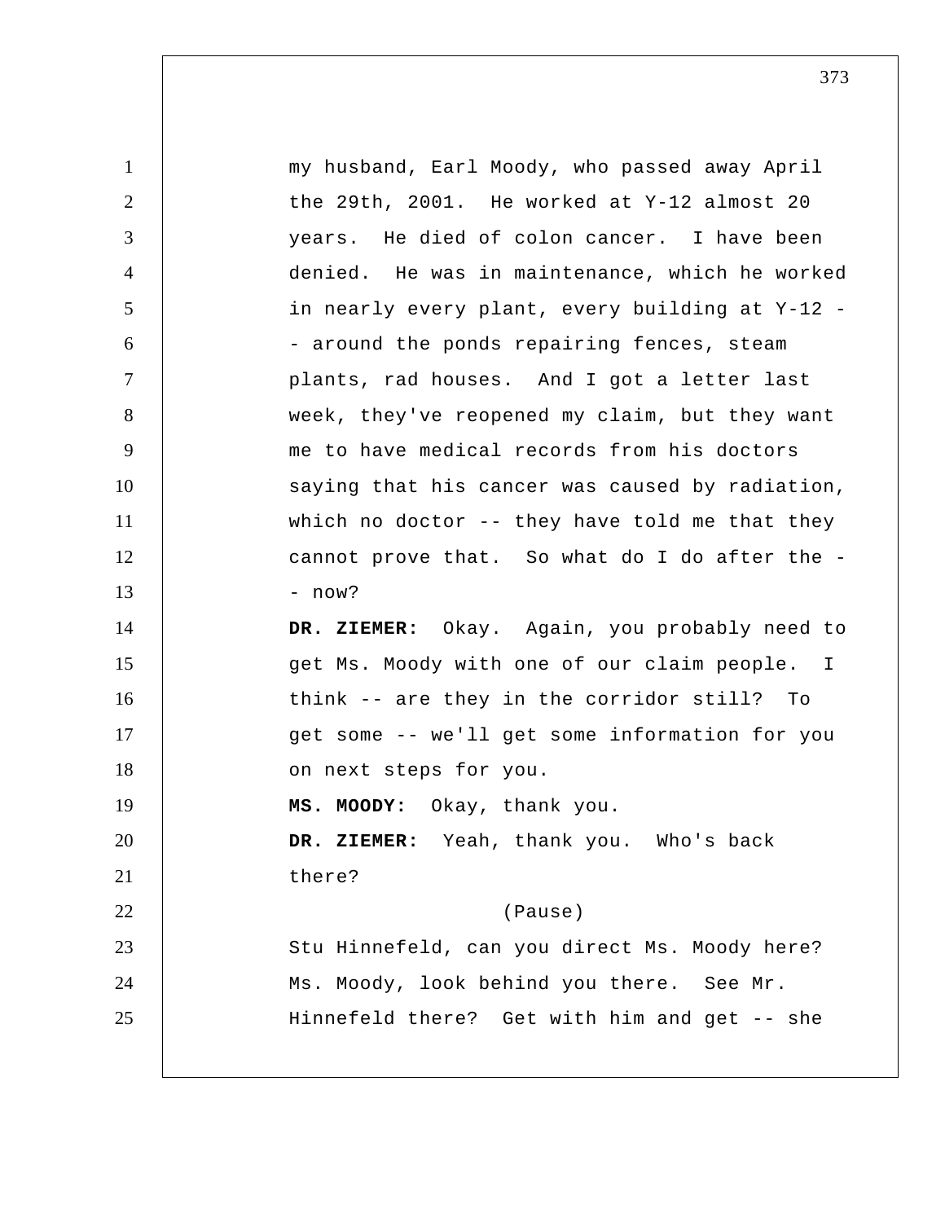my husband, Earl Moody, who passed away April the 29th, 2001. He worked at Y-12 almost 20 years. He died of colon cancer. I have been denied. He was in maintenance, which he worked in nearly every plant, every building at Y-12 -- around the ponds repairing fences, steam plants, rad houses. And I got a letter last week, they've reopened my claim, but they want me to have medical records from his doctors saying that his cancer was caused by radiation, which no doctor -- they have told me that they cannot prove that. So what do I do after the -- now?

**DR. ZIEMER:** Okay. Again, you probably need to get Ms. Moody with one of our claim people. I think -- are they in the corridor still? To get some -- we'll get some information for you on next steps for you.

**MS. MOODY:** Okay, thank you.

**DR. ZIEMER:** Yeah, thank you. Who's back there?

(Pause)

Stu Hinnefeld, can you direct Ms. Moody here? Ms. Moody, look behind you there. See Mr. Hinnefeld there? Get with him and get -- she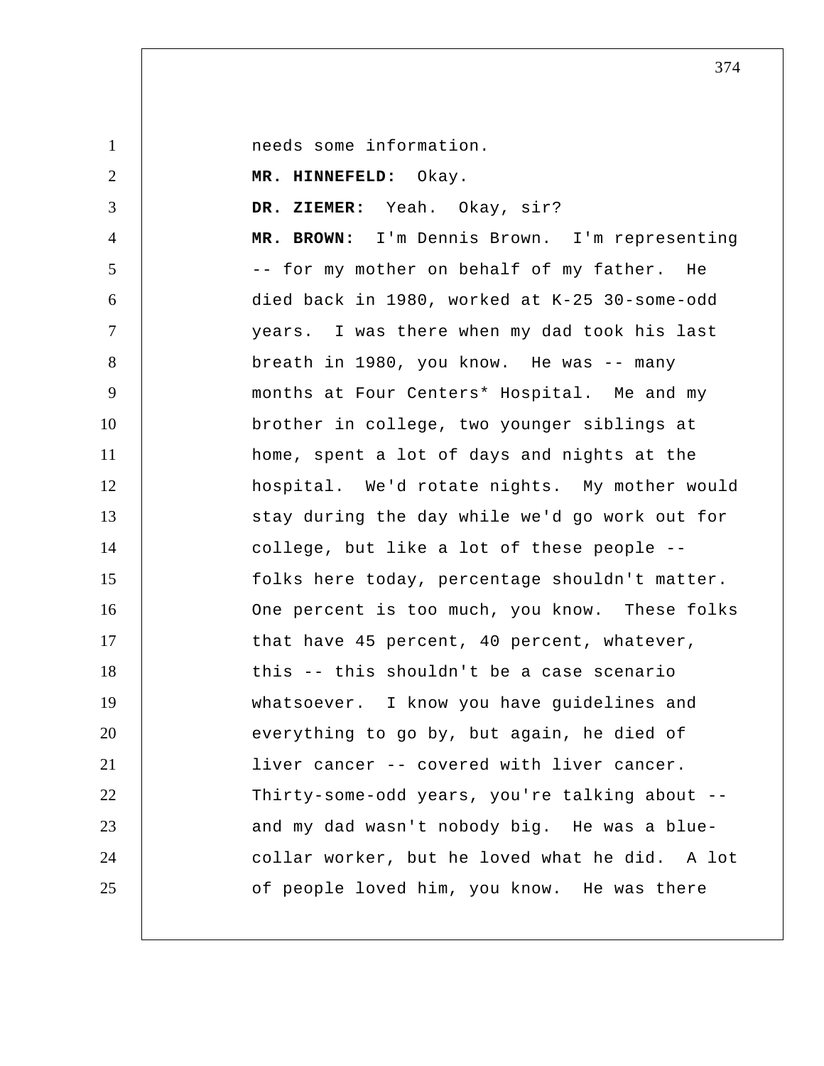needs some information.

**MR. HINNEFELD:** Okay.

**DR. ZIEMER:** Yeah. Okay, sir?

**MR. BROWN:** I'm Dennis Brown. I'm representing -- for my mother on behalf of my father. He died back in 1980, worked at K-25 30-some-odd years. I was there when my dad took his last breath in 1980, you know. He was -- many months at Four Centers* Hospital. Me and my brother in college, two younger siblings at home, spent a lot of days and nights at the hospital. We'd rotate nights. My mother would stay during the day while we'd go work out for college, but like a lot of these people -- folks here today, percentage shouldn't matter. One percent is too much, you know. These folks that have 45 percent, 40 percent, whatever, this -- this shouldn't be a case scenario whatsoever. I know you have guidelines and everything to go by, but again, he died of liver cancer -- covered with liver cancer. Thirty-some-odd years, you're talking about -- and my dad wasn't nobody big. He was a blue-collar worker, but he loved what he did. A lot of people loved him, you know. He was there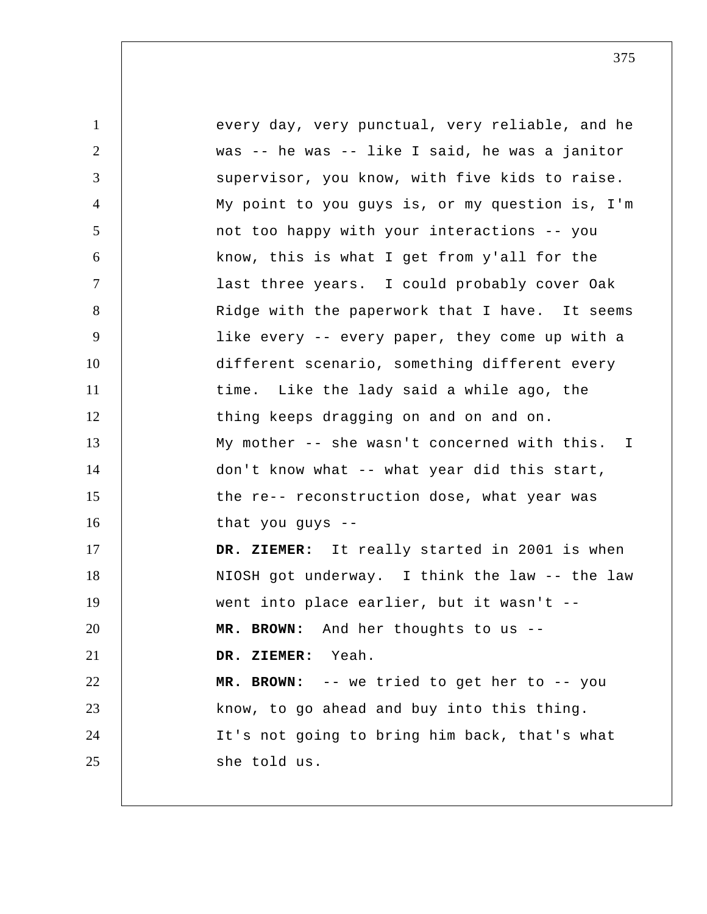every day, very punctual, very reliable, and he was -- he was -- like I said, he was a janitor supervisor, you know, with five kids to raise. My point to you guys is, or my question is, I'm not too happy with your interactions -- you know, this is what I get from y'all for the last three years. I could probably cover Oak Ridge with the paperwork that I have. It seems like every -- every paper, they come up with a different scenario, something different every time. Like the lady said a while ago, the thing keeps dragging on and on and on.

My mother -- she wasn't concerned with this. I don't know what -- what year did this start, the re-- reconstruction dose, what year was that you guys --

**DR. ZIEMER:** It really started in 2001 is when NIOSH got underway. I think the law -- the law went into place earlier, but it wasn't --

**MR. BROWN:** And her thoughts to us --

**DR. ZIEMER:** Yeah.

**MR. BROWN:** -- we tried to get her to -- you know, to go ahead and buy into this thing. It's not going to bring him back, that's what she told us.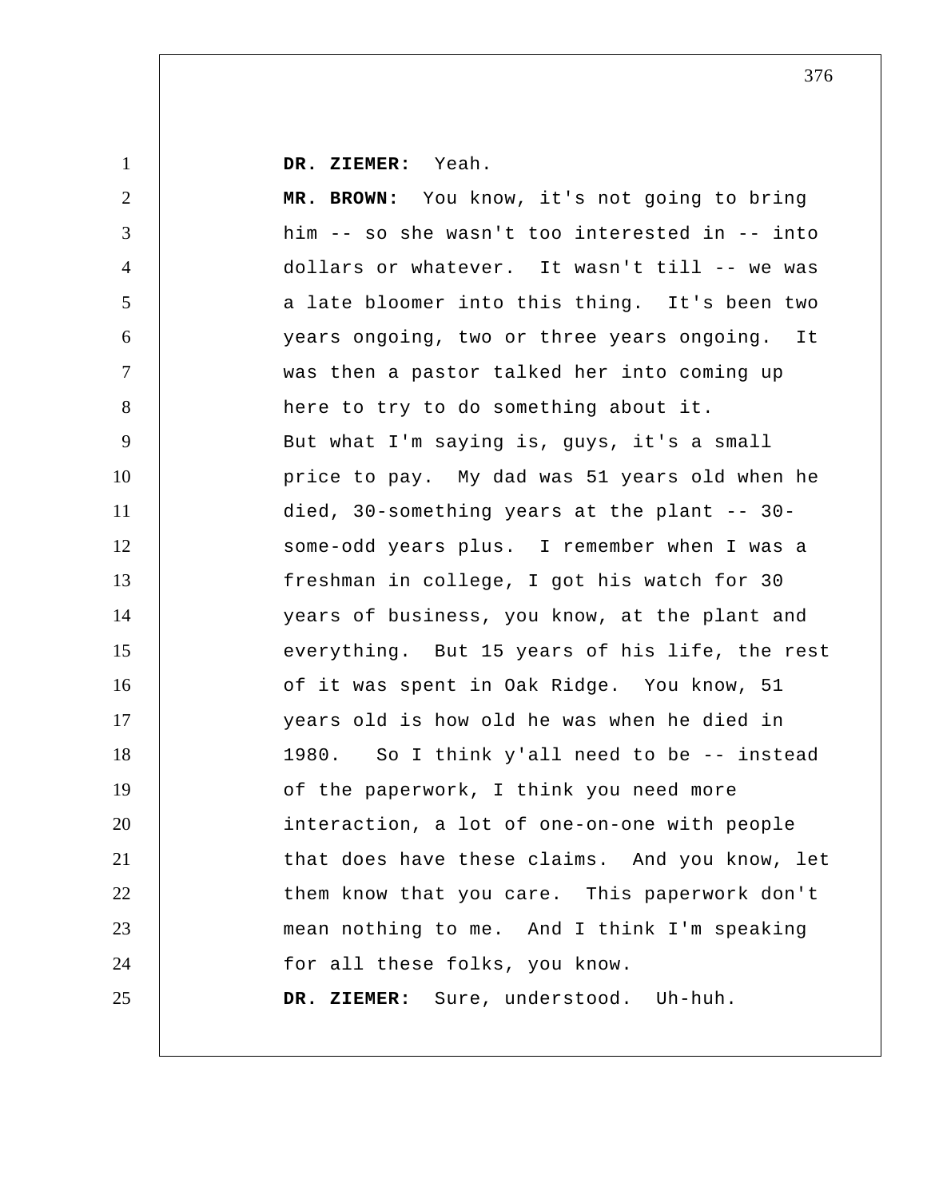**DR. ZIEMER:** Yeah.

**MR. BROWN:** You know, it's not going to bring him -- so she wasn't too interested in -- into dollars or whatever. It wasn't till -- we was a late bloomer into this thing. It's been two years ongoing, two or three years ongoing. It was then a pastor talked her into coming up here to try to do something about it.

But what I'm saying is, guys, it's a small price to pay. My dad was 51 years old when he died, 30-something years at the plant -- 30-some-odd years plus. I remember when I was a freshman in college, I got his watch for 30 years of business, you know, at the plant and everything. But 15 years of his life, the rest of it was spent in Oak Ridge. You know, 51 years old is how old he was when he died in 1980. So I think y'all need to be -- instead of the paperwork, I think you need more interaction, a lot of one-on-one with people that does have these claims. And you know, let them know that you care. This paperwork don't mean nothing to me. And I think I'm speaking for all these folks, you know.

**DR. ZIEMER:** Sure, understood. Uh-huh.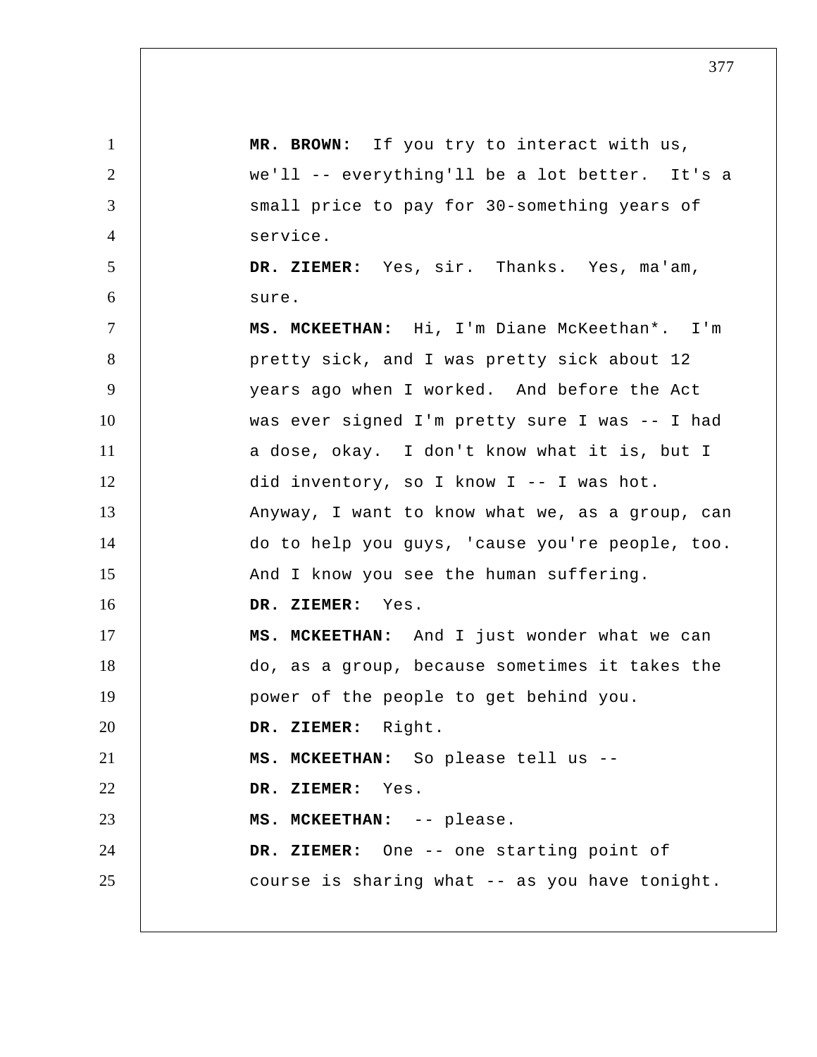**MR. BROWN:** If you try to interact with us, we'll -- everything'll be a lot better. It's a small price to pay for 30-something years of service.

**DR. ZIEMER:** Yes, sir. Thanks. Yes, ma'am, sure.

**MS. MCKEETHAN:** Hi, I'm Diane McKeethan*. I'm pretty sick, and I was pretty sick about 12 years ago when I worked. And before the Act was ever signed I'm pretty sure I was -- I had a dose, okay. I don't know what it is, but I did inventory, so I know I -- I was hot. Anyway, I want to know what we, as a group, can do to help you guys, 'cause you're people, too. And I know you see the human suffering.

**DR. ZIEMER:** Yes.

**MS. MCKEETHAN:** And I just wonder what we can do, as a group, because sometimes it takes the power of the people to get behind you.

**DR. ZIEMER:** Right.

**MS. MCKEETHAN:** So please tell us --

**DR. ZIEMER:** Yes.

**MS. MCKEETHAN:** -- please.

**DR. ZIEMER:** One -- one starting point of course is sharing what -- as you have tonight.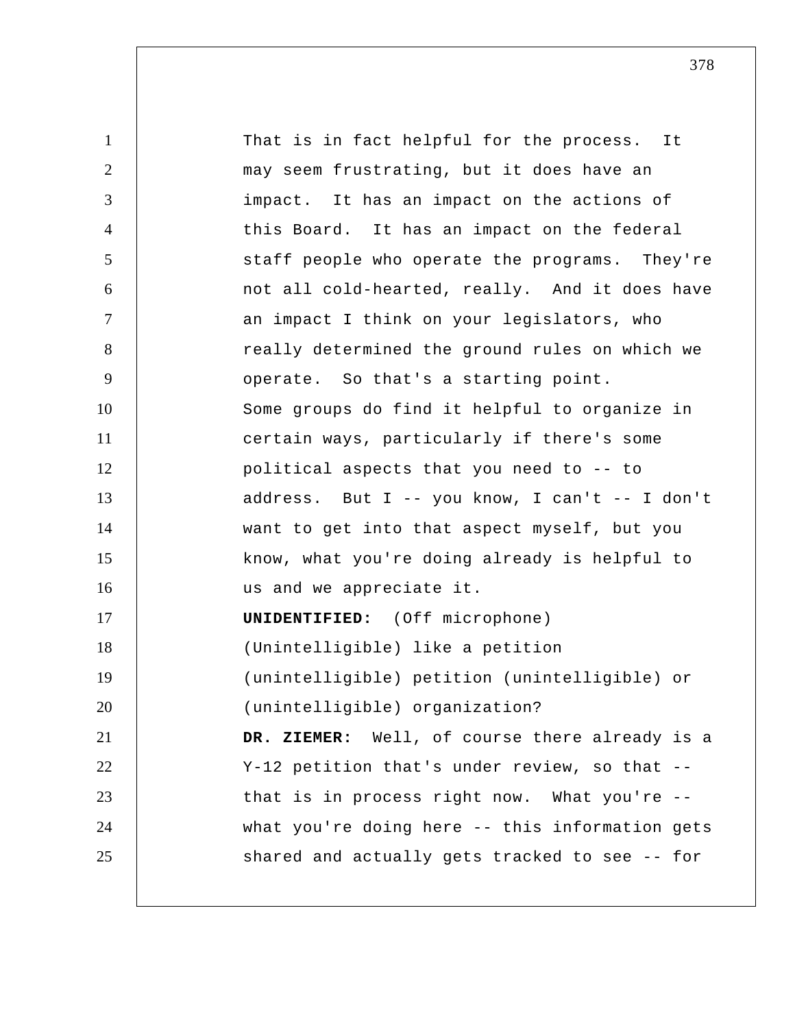That is in fact helpful for the process. It may seem frustrating, but it does have an impact. It has an impact on the actions of this Board. It has an impact on the federal staff people who operate the programs. They're not all cold-hearted, really. And it does have an impact I think on your legislators, who really determined the ground rules on which we operate. So that's a starting point.

Some groups do find it helpful to organize in certain ways, particularly if there's some political aspects that you need to -- to address. But I -- you know, I can't -- I don't want to get into that aspect myself, but you know, what you're doing already is helpful to us and we appreciate it.

**UNIDENTIFIED:** (Off microphone) (Unintelligible) like a petition (unintelligible) petition (unintelligible) or (unintelligible) organization?

**DR. ZIEMER:** Well, of course there already is a Y-12 petition that's under review, so that -- that is in process right now. What you're -- what you're doing here -- this information gets shared and actually gets tracked to see -- for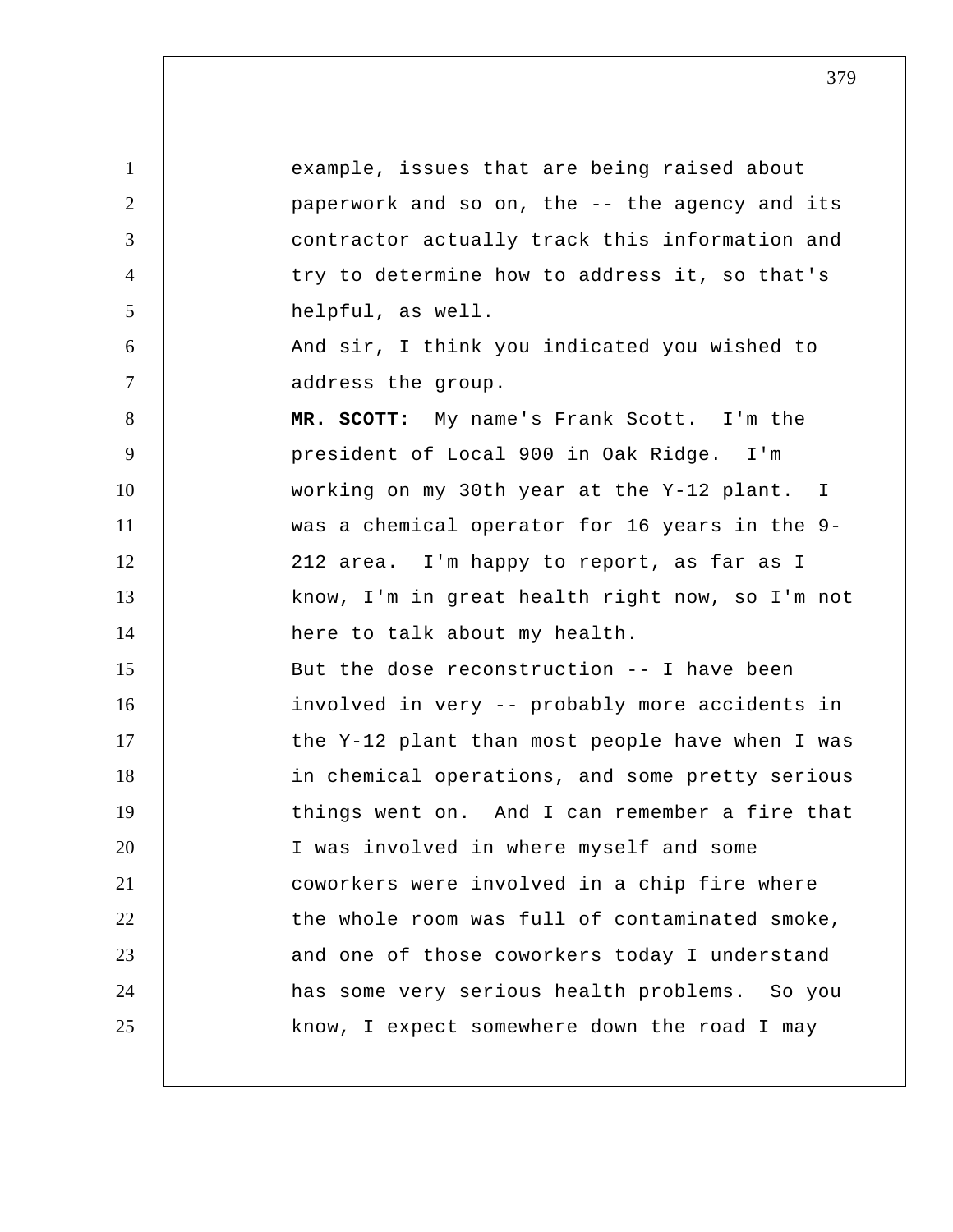example, issues that are being raised about paperwork and so on, the -- the agency and its contractor actually track this information and try to determine how to address it, so that's helpful, as well.

And sir, I think you indicated you wished to address the group.

**MR. SCOTT:** My name's Frank Scott. I'm the president of Local 900 in Oak Ridge. I'm working on my 30th year at the Y-12 plant. I was a chemical operator for 16 years in the 9-212 area. I'm happy to report, as far as I know, I'm in great health right now, so I'm not here to talk about my health.

But the dose reconstruction -- I have been involved in very -- probably more accidents in the Y-12 plant than most people have when I was in chemical operations, and some pretty serious things went on. And I can remember a fire that I was involved in where myself and some coworkers were involved in a chip fire where the whole room was full of contaminated smoke, and one of those coworkers today I understand has some very serious health problems. So you know, I expect somewhere down the road I may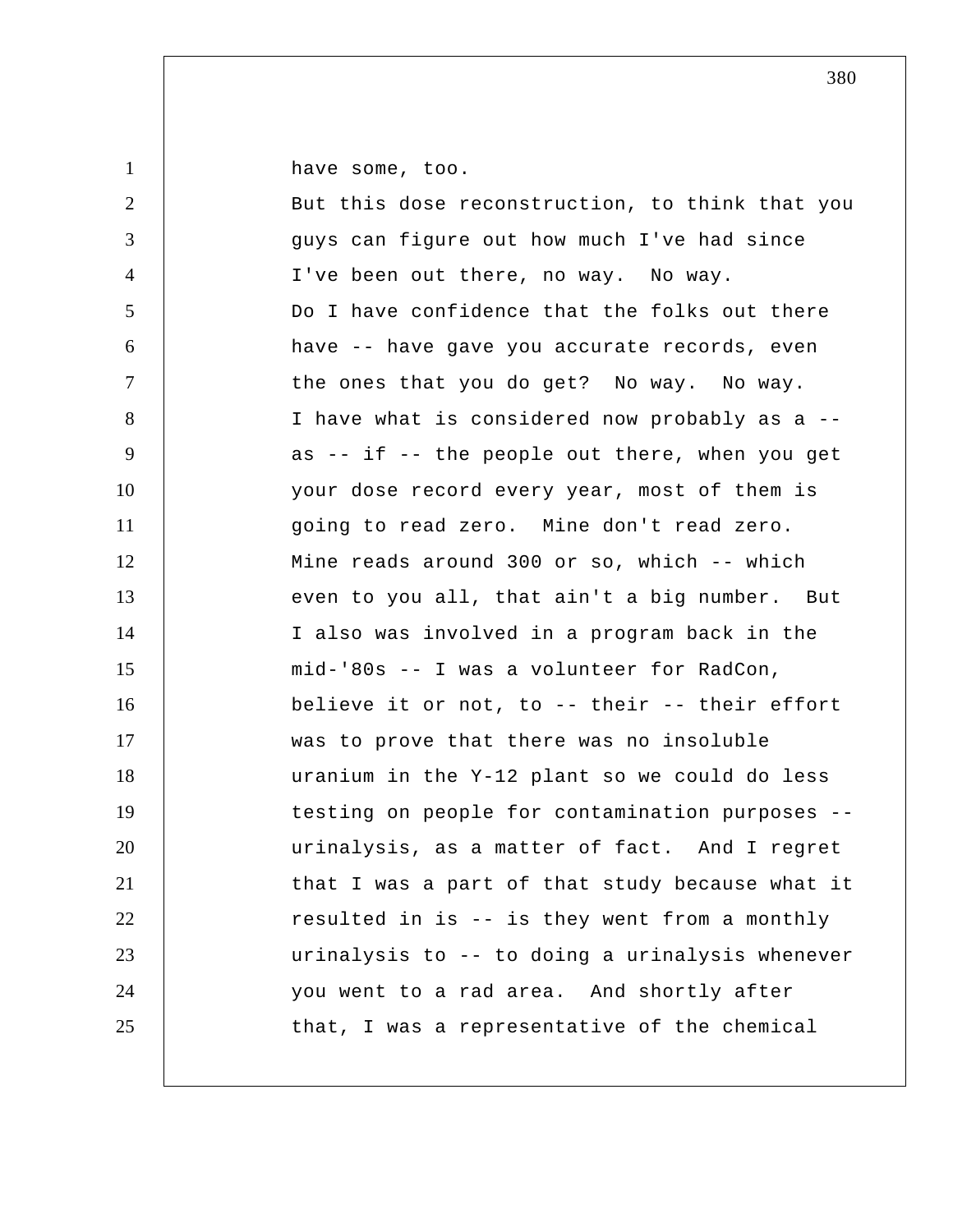have some, too.

But this dose reconstruction, to think that you guys can figure out how much I've had since I've been out there, no way. No way.

Do I have confidence that the folks out there have -- have gave you accurate records, even the ones that you do get? No way. No way.

I have what is considered now probably as a -- as -- if -- the people out there, when you get your dose record every year, most of them is going to read zero. Mine don't read zero.

Mine reads around 300 or so, which -- which even to you all, that ain't a big number. But I also was involved in a program back in the mid-'80s -- I was a volunteer for RadCon, believe it or not, to -- their -- their effort was to prove that there was no insoluble uranium in the Y-12 plant so we could do less testing on people for contamination purposes -- urinalysis, as a matter of fact. And I regret that I was a part of that study because what it resulted in is -- is they went from a monthly urinalysis to -- to doing a urinalysis whenever you went to a rad area. And shortly after that, I was a representative of the chemical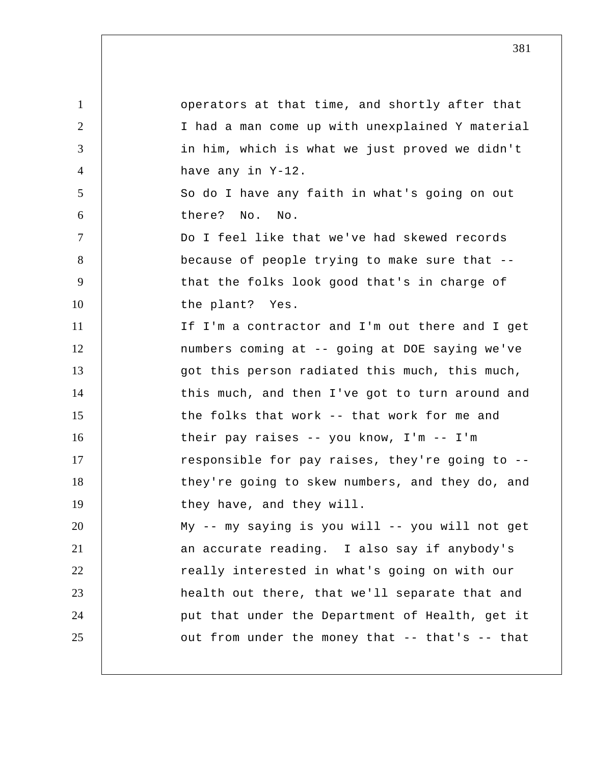operators at that time, and shortly after that I had a man come up with unexplained Y material in him, which is what we just proved we didn't have any in Y-12.

So do I have any faith in what's going on out there? No. No.

Do I feel like that we've had skewed records because of people trying to make sure that -- that the folks look good that's in charge of the plant? Yes.

If I'm a contractor and I'm out there and I get numbers coming at -- going at DOE saying we've got this person radiated this much, this much, this much, and then I've got to turn around and the folks that work -- that work for me and their pay raises -- you know, I'm -- I'm responsible for pay raises, they're going to -- they're going to skew numbers, and they do, and they have, and they will.

My -- my saying is you will -- you will not get an accurate reading. I also say if anybody's really interested in what's going on with our health out there, that we'll separate that and put that under the Department of Health, get it out from under the money that -- that's -- that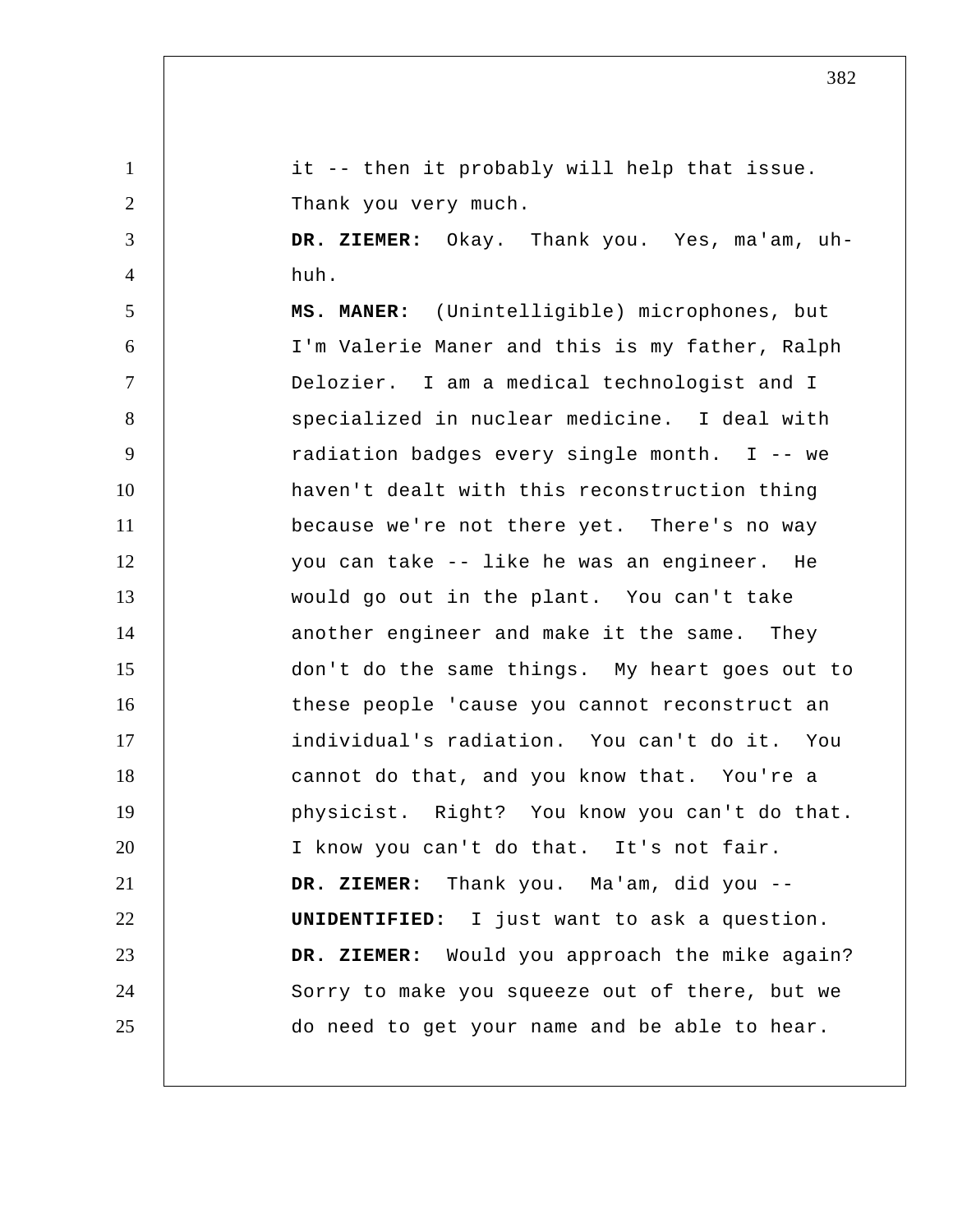it -- then it probably will help that issue. Thank you very much.

**DR. ZIEMER:** Okay. Thank you. Yes, ma'am, uh-huh.

**MS. MANER:** (Unintelligible) microphones, but I'm Valerie Maner and this is my father, Ralph Delozier. I am a medical technologist and I specialized in nuclear medicine. I deal with radiation badges every single month. I -- we haven't dealt with this reconstruction thing because we're not there yet. There's no way you can take -- like he was an engineer. He would go out in the plant. You can't take another engineer and make it the same. They don't do the same things. My heart goes out to these people 'cause you cannot reconstruct an individual's radiation. You can't do it. You cannot do that, and you know that. You're a physicist. Right? You know you can't do that. I know you can't do that. It's not fair.

**DR. ZIEMER:** Thank you. Ma'am, did you --

**UNIDENTIFIED:** I just want to ask a question.

**DR. ZIEMER:** Would you approach the mike again? Sorry to make you squeeze out of there, but we do need to get your name and be able to hear.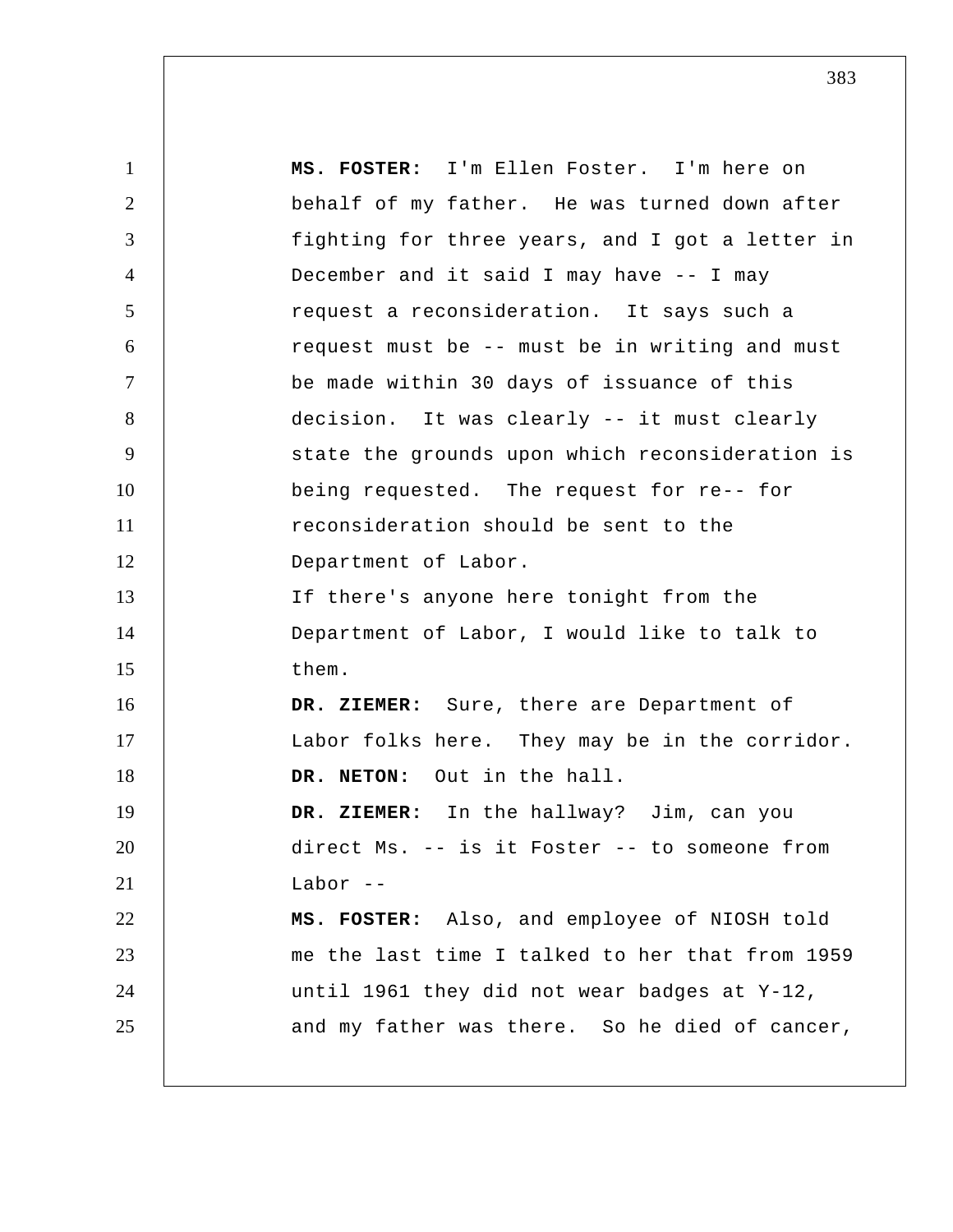**MS. FOSTER:** I'm Ellen Foster. I'm here on behalf of my father. He was turned down after fighting for three years, and I got a letter in December and it said I may have -- I may request a reconsideration. It says such a request must be -- must be in writing and must be made within 30 days of issuance of this decision. It was clearly -- it must clearly state the grounds upon which reconsideration is being requested. The request for re-- for reconsideration should be sent to the Department of Labor.

If there's anyone here tonight from the Department of Labor, I would like to talk to them.

**DR. ZIEMER:** Sure, there are Department of Labor folks here. They may be in the corridor.

**DR. NETON:** Out in the hall.

**DR. ZIEMER:** In the hallway? Jim, can you direct Ms. -- is it Foster -- to someone from Labor --

**MS. FOSTER:** Also, and employee of NIOSH told me the last time I talked to her that from 1959 until 1961 they did not wear badges at Y-12, and my father was there. So he died of cancer,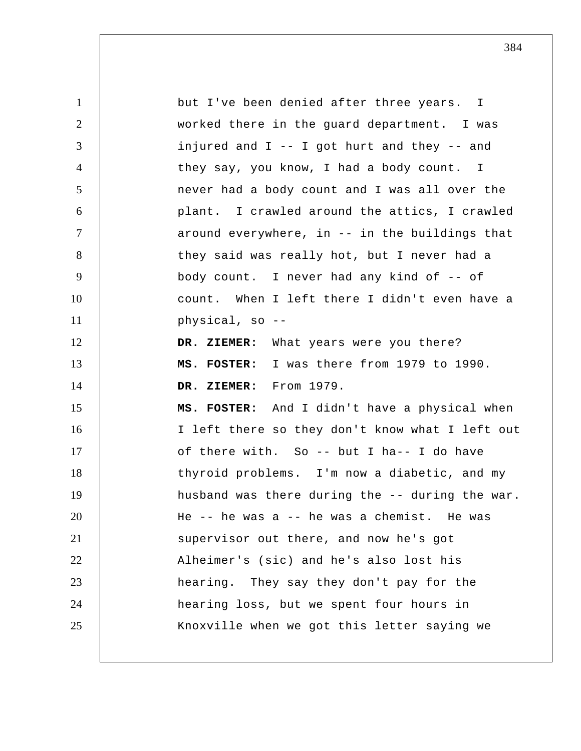but I've been denied after three years. I worked there in the guard department. I was injured and I -- I got hurt and they -- and they say, you know, I had a body count. I never had a body count and I was all over the plant. I crawled around the attics, I crawled around everywhere, in -- in the buildings that they said was really hot, but I never had a body count. I never had any kind of -- of count. When I left there I didn't even have a physical, so --

**DR. ZIEMER:** What years were you there?

**MS. FOSTER:** I was there from 1979 to 1990.

**DR. ZIEMER:** From 1979.

**MS. FOSTER:** And I didn't have a physical when I left there so they don't know what I left out of there with. So -- but I ha-- I do have thyroid problems. I'm now a diabetic, and my husband was there during the -- during the war. He -- he was a -- he was a chemist. He was supervisor out there, and now he's got Alheimer's (sic) and he's also lost his hearing. They say they don't pay for the hearing loss, but we spent four hours in Knoxville when we got this letter saying we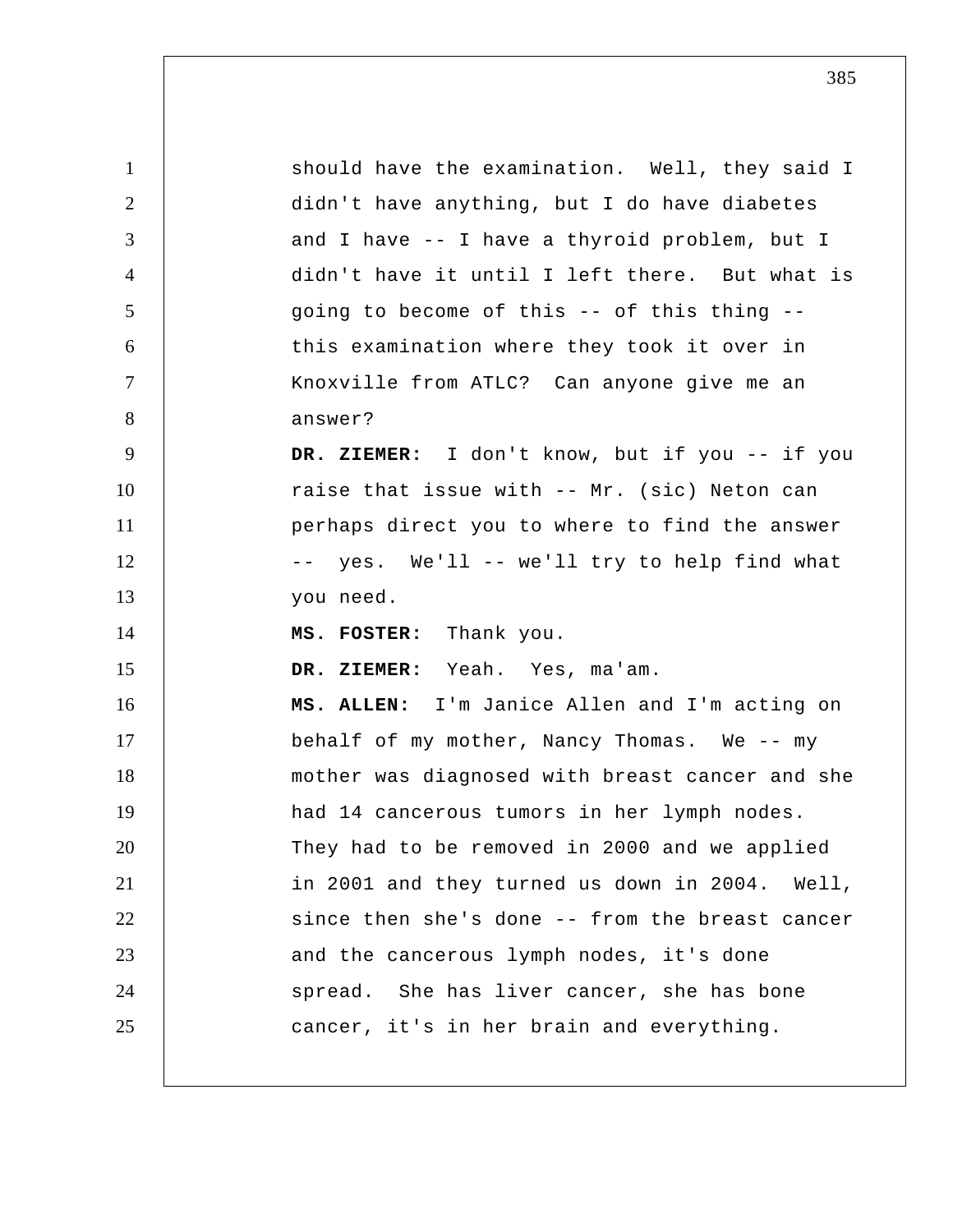should have the examination. Well, they said I didn't have anything, but I do have diabetes and I have -- I have a thyroid problem, but I didn't have it until I left there. But what is going to become of this -- of this thing -- this examination where they took it over in Knoxville from ATLC? Can anyone give me an answer?

**DR. ZIEMER:** I don't know, but if you -- if you raise that issue with -- Mr. (sic) Neton can perhaps direct you to where to find the answer -- yes. We'll -- we'll try to help find what you need.

**MS. FOSTER:** Thank you.

**DR. ZIEMER:** Yeah. Yes, ma'am.

**MS. ALLEN:** I'm Janice Allen and I'm acting on behalf of my mother, Nancy Thomas. We -- my mother was diagnosed with breast cancer and she had 14 cancerous tumors in her lymph nodes. They had to be removed in 2000 and we applied in 2001 and they turned us down in 2004. Well, since then she's done -- from the breast cancer and the cancerous lymph nodes, it's done spread. She has liver cancer, she has bone cancer, it's in her brain and everything.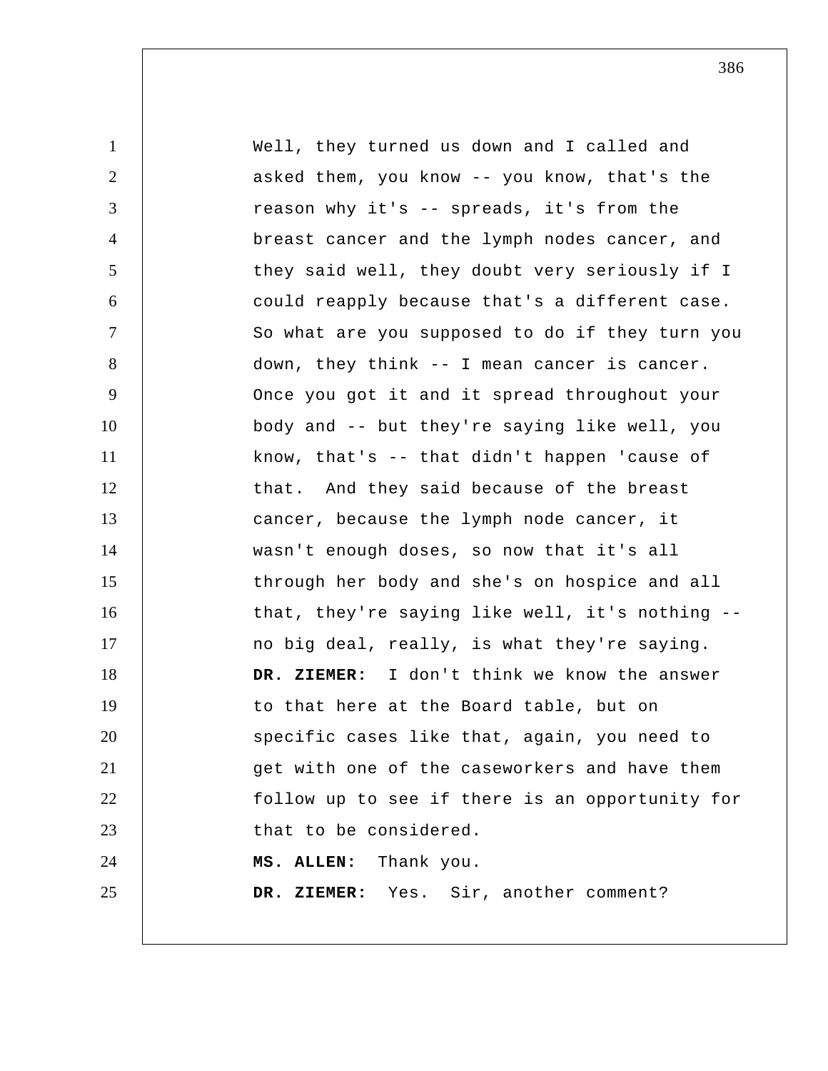Well, they turned us down and I called and asked them, you know -- you know, that's the reason why it's -- spreads, it's from the breast cancer and the lymph nodes cancer, and they said well, they doubt very seriously if I could reapply because that's a different case. So what are you supposed to do if they turn you down, they think -- I mean cancer is cancer. Once you got it and it spread throughout your body and -- but they're saying like well, you know, that's -- that didn't happen 'cause of that. And they said because of the breast cancer, because the lymph node cancer, it wasn't enough doses, so now that it's all through her body and she's on hospice and all that, they're saying like well, it's nothing -- no big deal, really, is what they're saying.

**DR. ZIEMER:** I don't think we know the answer to that here at the Board table, but on specific cases like that, again, you need to get with one of the caseworkers and have them follow up to see if there is an opportunity for that to be considered.

**MS. ALLEN:** Thank you.

**DR. ZIEMER:** Yes. Sir, another comment?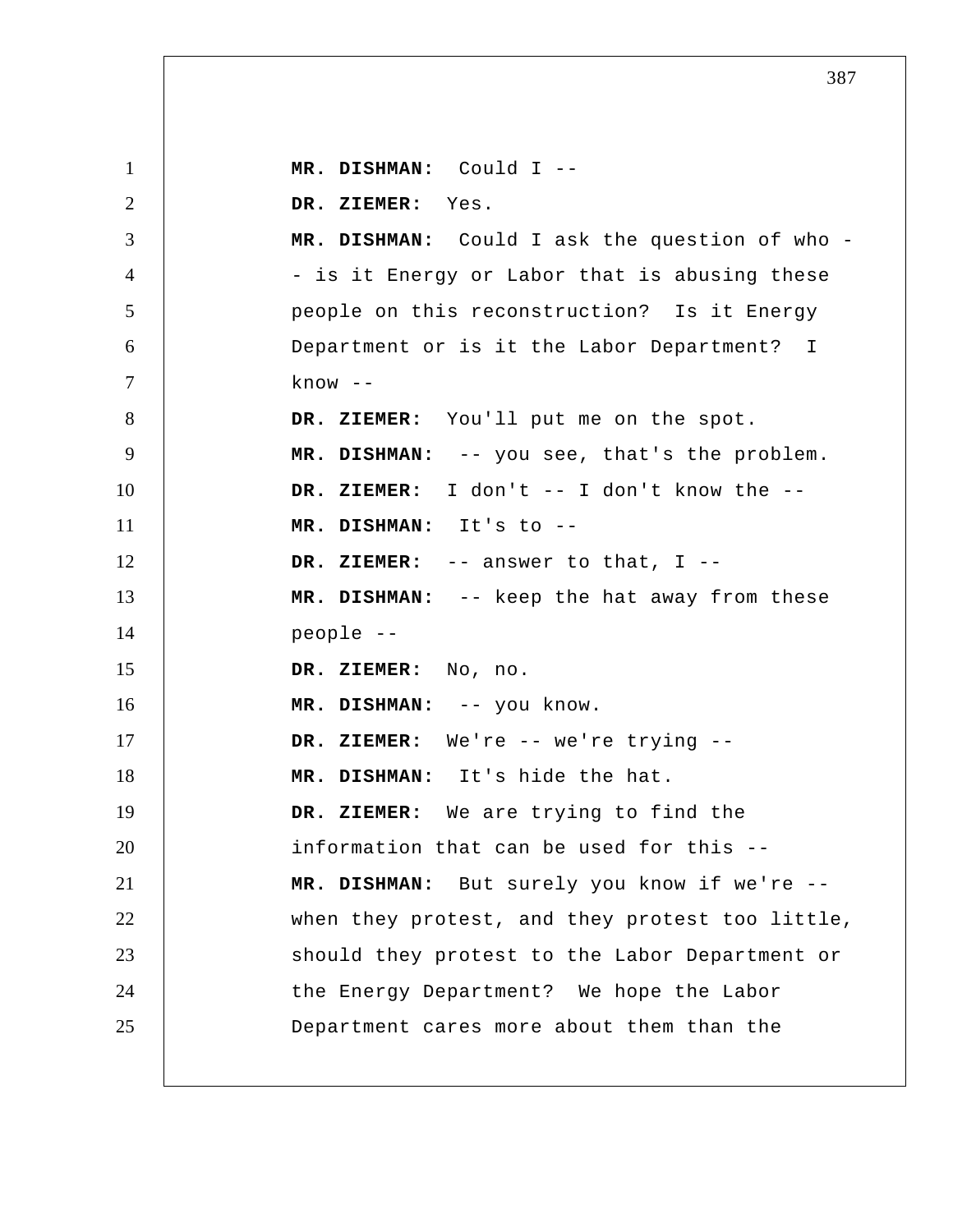**MR. DISHMAN:** Could I --

**DR. ZIEMER:** Yes.

**MR. DISHMAN:** Could I ask the question of who -- is it Energy or Labor that is abusing these people on this reconstruction? Is it Energy Department or is it the Labor Department? I know --

**DR. ZIEMER:** You'll put me on the spot.

**MR. DISHMAN:** -- you see, that's the problem.

**DR. ZIEMER:** I don't -- I don't know the --

**MR. DISHMAN:** It's to --

**DR. ZIEMER:** -- answer to that, I --

**MR. DISHMAN:** -- keep the hat away from these people --

**DR. ZIEMER:** No, no.

**MR. DISHMAN:** -- you know.

**DR. ZIEMER:** We're -- we're trying --

**MR. DISHMAN:** It's hide the hat.

**DR. ZIEMER:** We are trying to find the information that can be used for this --

**MR. DISHMAN:** But surely you know if we're -- when they protest, and they protest too little, should they protest to the Labor Department or the Energy Department? We hope the Labor Department cares more about them than the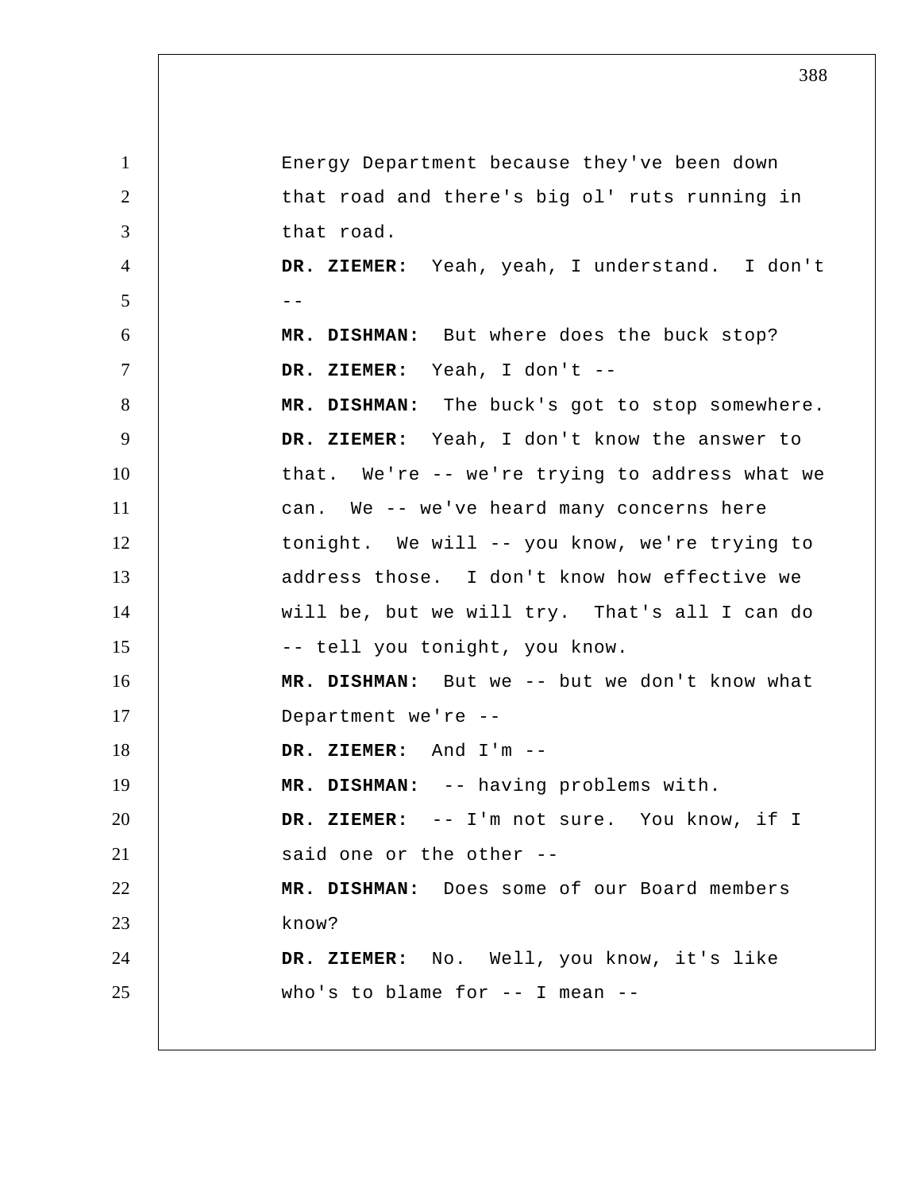Energy Department because they've been down that road and there's big ol' ruts running in that road.

**DR. ZIEMER:** Yeah, yeah, I understand. I don't --

**MR. DISHMAN:** But where does the buck stop?

**DR. ZIEMER:** Yeah, I don't --

**MR. DISHMAN:** The buck's got to stop somewhere.

**DR. ZIEMER:** Yeah, I don't know the answer to that. We're -- we're trying to address what we can. We -- we've heard many concerns here tonight. We will -- you know, we're trying to address those. I don't know how effective we will be, but we will try. That's all I can do -- tell you tonight, you know.

**MR. DISHMAN:** But we -- but we don't know what Department we're --

**DR. ZIEMER:** And I'm --

**MR. DISHMAN:** -- having problems with.

**DR. ZIEMER:** -- I'm not sure. You know, if I said one or the other --

**MR. DISHMAN:** Does some of our Board members know?

**DR. ZIEMER:** No. Well, you know, it's like who's to blame for -- I mean --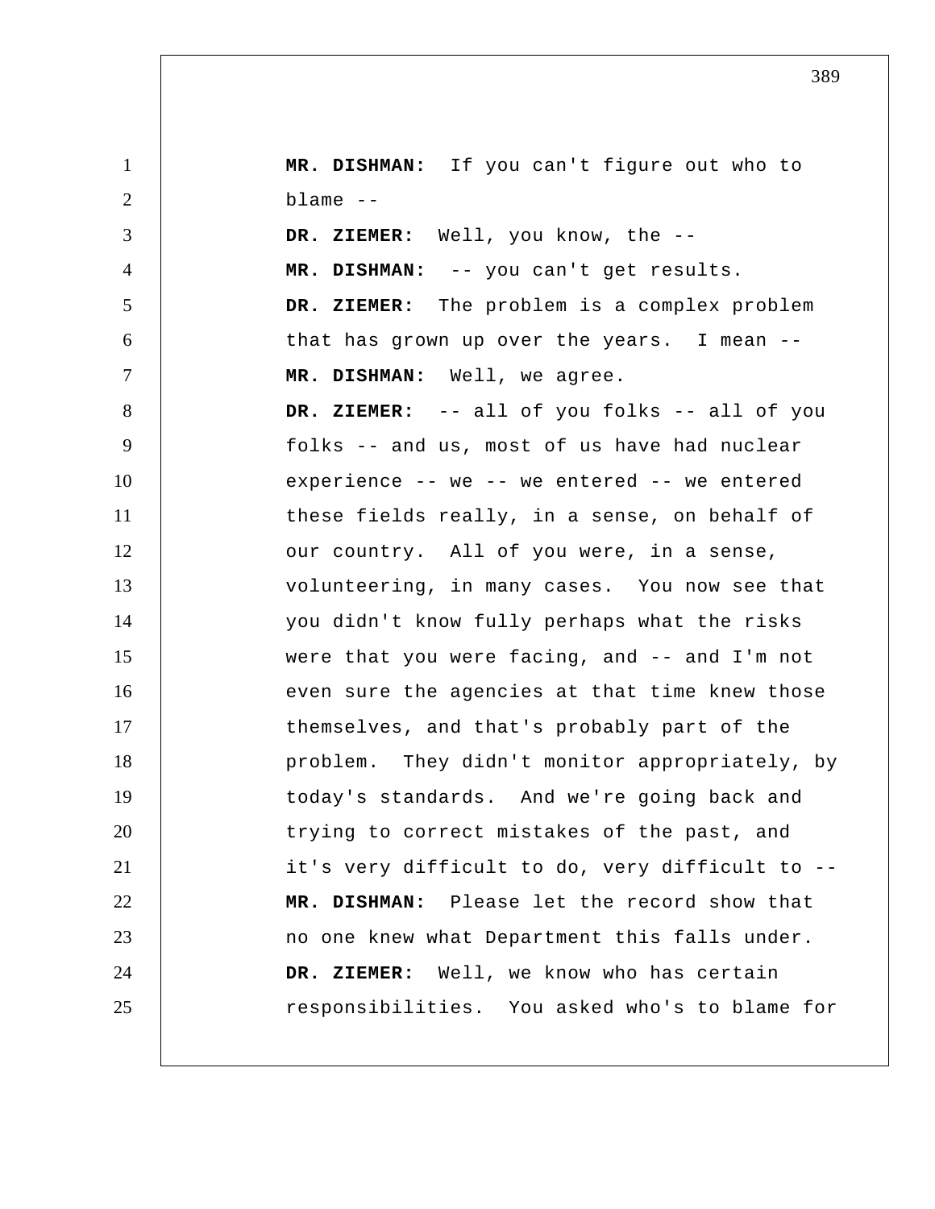**MR. DISHMAN:** If you can't figure out who to blame --

**DR. ZIEMER:** Well, you know, the --

**MR. DISHMAN:** -- you can't get results.

**DR. ZIEMER:** The problem is a complex problem that has grown up over the years. I mean --

**MR. DISHMAN:** Well, we agree.

**DR. ZIEMER:** -- all of you folks -- all of you folks -- and us, most of us have had nuclear experience -- we -- we entered -- we entered these fields really, in a sense, on behalf of our country. All of you were, in a sense, volunteering, in many cases. You now see that you didn't know fully perhaps what the risks were that you were facing, and -- and I'm not even sure the agencies at that time knew those themselves, and that's probably part of the problem. They didn't monitor appropriately, by today's standards. And we're going back and trying to correct mistakes of the past, and it's very difficult to do, very difficult to --

**MR. DISHMAN:** Please let the record show that no one knew what Department this falls under.

**DR. ZIEMER:** Well, we know who has certain responsibilities. You asked who's to blame for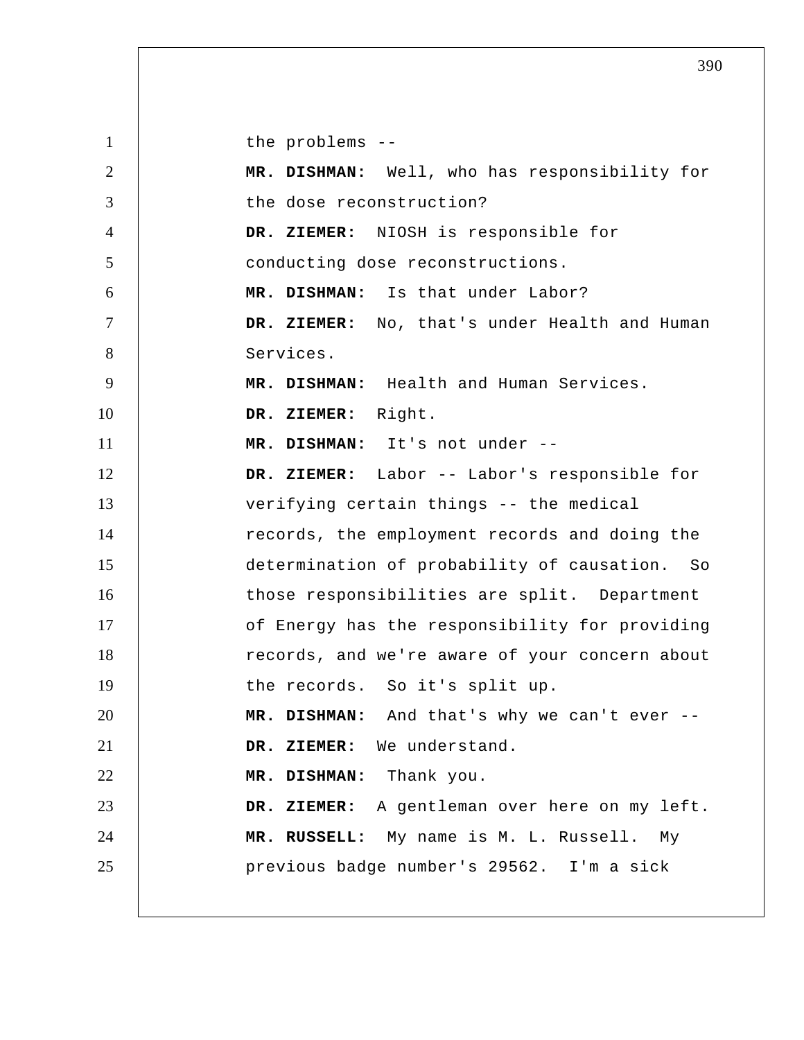the problems --

**MR. DISHMAN:** Well, who has responsibility for the dose reconstruction?

**DR. ZIEMER:** NIOSH is responsible for conducting dose reconstructions.

**MR. DISHMAN:** Is that under Labor?

**DR. ZIEMER:** No, that's under Health and Human Services.

**MR. DISHMAN:** Health and Human Services.

**DR. ZIEMER:** Right.

**MR. DISHMAN:** It's not under --

**DR. ZIEMER:** Labor -- Labor's responsible for verifying certain things -- the medical records, the employment records and doing the determination of probability of causation. So those responsibilities are split. Department of Energy has the responsibility for providing records, and we're aware of your concern about the records. So it's split up.

**MR. DISHMAN:** And that's why we can't ever --

**DR. ZIEMER:** We understand.

**MR. DISHMAN:** Thank you.

**DR. ZIEMER:** A gentleman over here on my left.

**MR. RUSSELL:** My name is M. L. Russell. My previous badge number's 29562. I'm a sick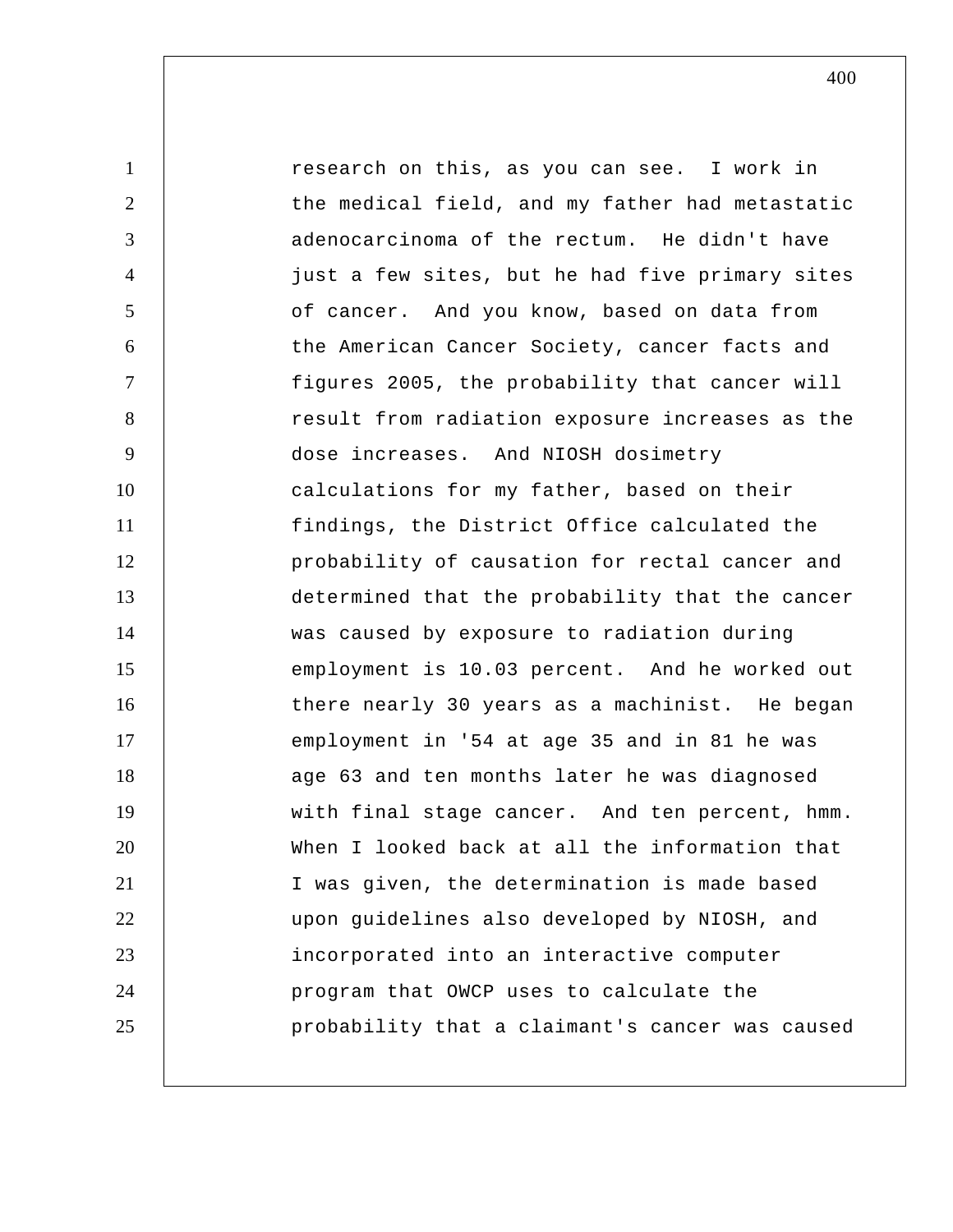research on this, as you can see. I work in the medical field, and my father had metastatic adenocarcinoma of the rectum. He didn't have just a few sites, but he had five primary sites of cancer. And you know, based on data from the American Cancer Society, cancer facts and figures 2005, the probability that cancer will result from radiation exposure increases as the dose increases. And NIOSH dosimetry calculations for my father, based on their findings, the District Office calculated the probability of causation for rectal cancer and determined that the probability that the cancer was caused by exposure to radiation during employment is 10.03 percent. And he worked out there nearly 30 years as a machinist. He began employment in '54 at age 35 and in 81 he was age 63 and ten months later he was diagnosed with final stage cancer. And ten percent, hmm. When I looked back at all the information that I was given, the determination is made based upon guidelines also developed by NIOSH, and incorporated into an interactive computer program that OWCP uses to calculate the probability that a claimant's cancer was caused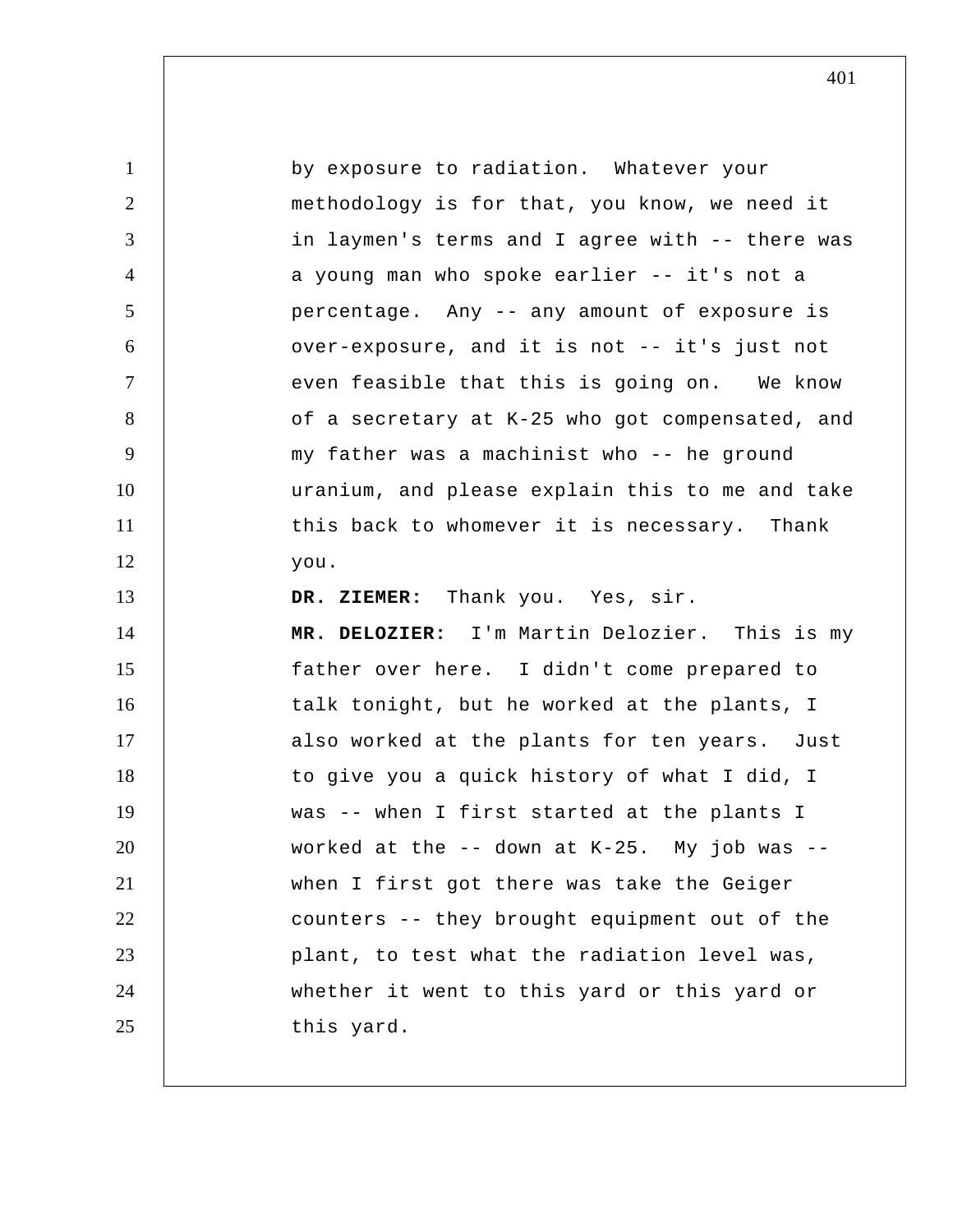by exposure to radiation. Whatever your methodology is for that, you know, we need it in laymen's terms and I agree with -- there was a young man who spoke earlier -- it's not a percentage. Any -- any amount of exposure is over-exposure, and it is not -- it's just not even feasible that this is going on. We know of a secretary at K-25 who got compensated, and my father was a machinist who -- he ground uranium, and please explain this to me and take this back to whomever it is necessary. Thank you.

**DR. ZIEMER:** Thank you. Yes, sir.

**MR. DELOZIER:** I'm Martin Delozier. This is my father over here. I didn't come prepared to talk tonight, but he worked at the plants, I also worked at the plants for ten years. Just to give you a quick history of what I did, I was -- when I first started at the plants I worked at the -- down at K-25. My job was -- when I first got there was take the Geiger counters -- they brought equipment out of the plant, to test what the radiation level was, whether it went to this yard or this yard or this yard.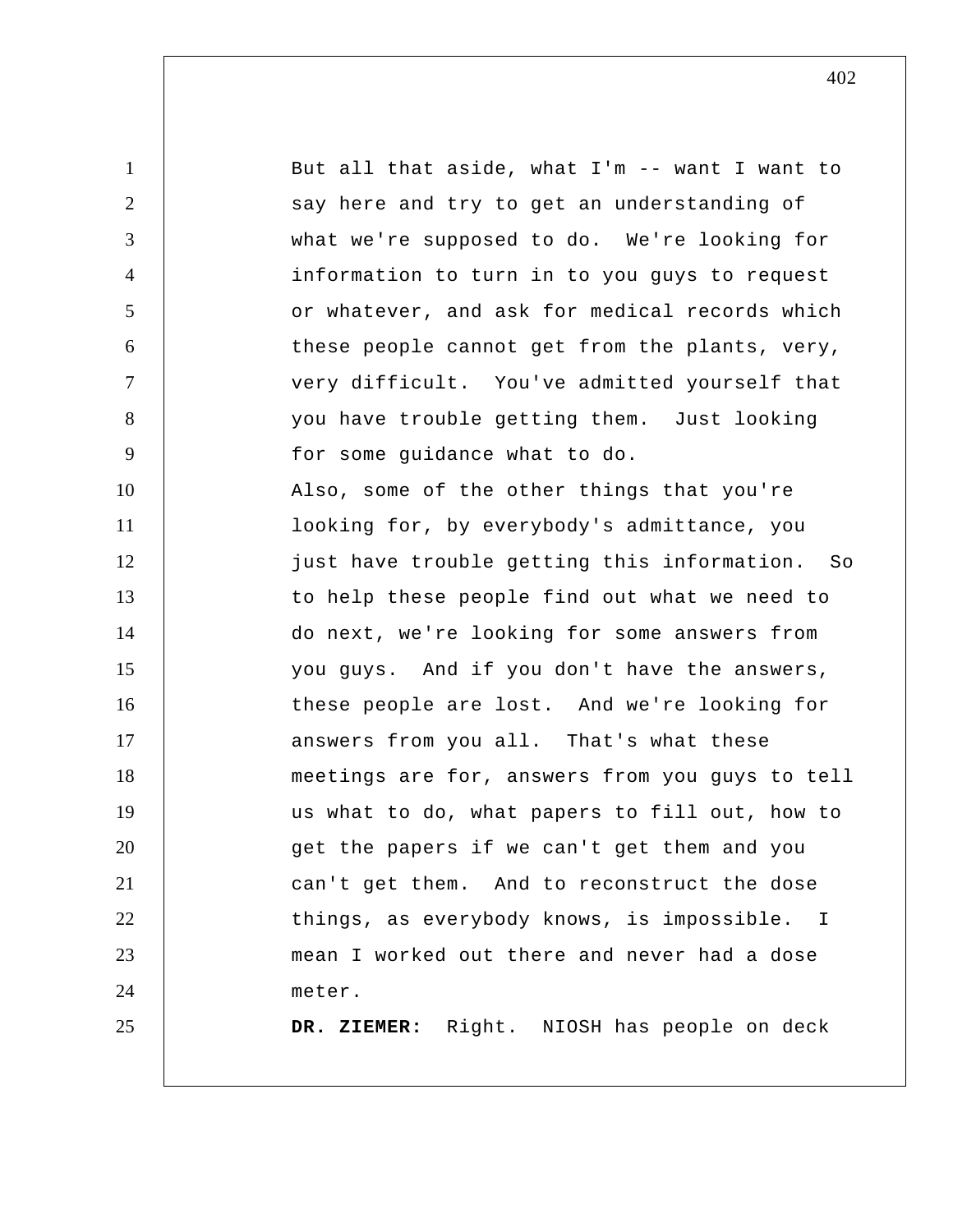But all that aside, what I'm -- want I want to say here and try to get an understanding of what we're supposed to do. We're looking for information to turn in to you guys to request or whatever, and ask for medical records which these people cannot get from the plants, very, very difficult. You've admitted yourself that you have trouble getting them. Just looking for some guidance what to do.

Also, some of the other things that you're looking for, by everybody's admittance, you just have trouble getting this information. So to help these people find out what we need to do next, we're looking for some answers from you guys. And if you don't have the answers, these people are lost. And we're looking for answers from you all. That's what these meetings are for, answers from you guys to tell us what to do, what papers to fill out, how to get the papers if we can't get them and you can't get them. And to reconstruct the dose things, as everybody knows, is impossible. I mean I worked out there and never had a dose meter.

**DR. ZIEMER:** Right. NIOSH has people on deck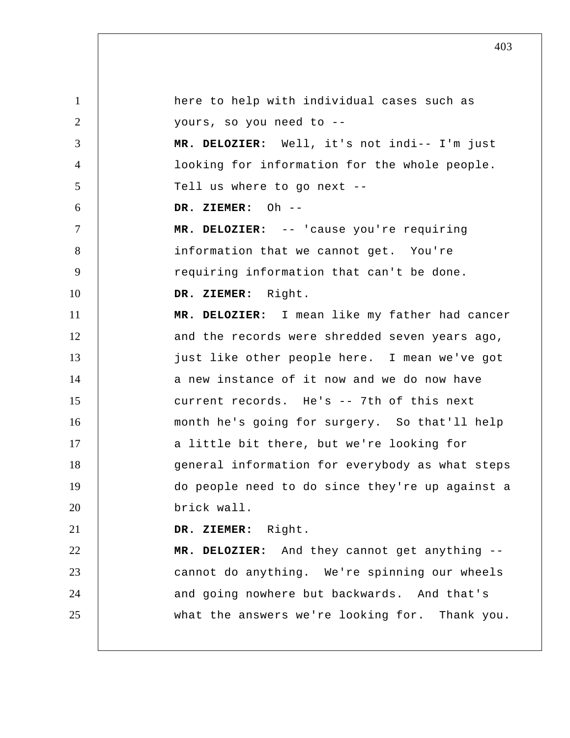here to help with individual cases such as yours, so you need to --

**MR. DELOZIER:** Well, it's not indi-- I'm just looking for information for the whole people. Tell us where to go next --

**DR. ZIEMER:** Oh --

**MR. DELOZIER:** -- 'cause you're requiring information that we cannot get. You're requiring information that can't be done.

**DR. ZIEMER:** Right.

**MR. DELOZIER:** I mean like my father had cancer and the records were shredded seven years ago, just like other people here. I mean we've got a new instance of it now and we do now have current records. He's -- 7th of this next month he's going for surgery. So that'll help a little bit there, but we're looking for general information for everybody as what steps do people need to do since they're up against a brick wall.

**DR. ZIEMER:** Right.

**MR. DELOZIER:** And they cannot get anything -- cannot do anything. We're spinning our wheels and going nowhere but backwards. And that's what the answers we're looking for. Thank you.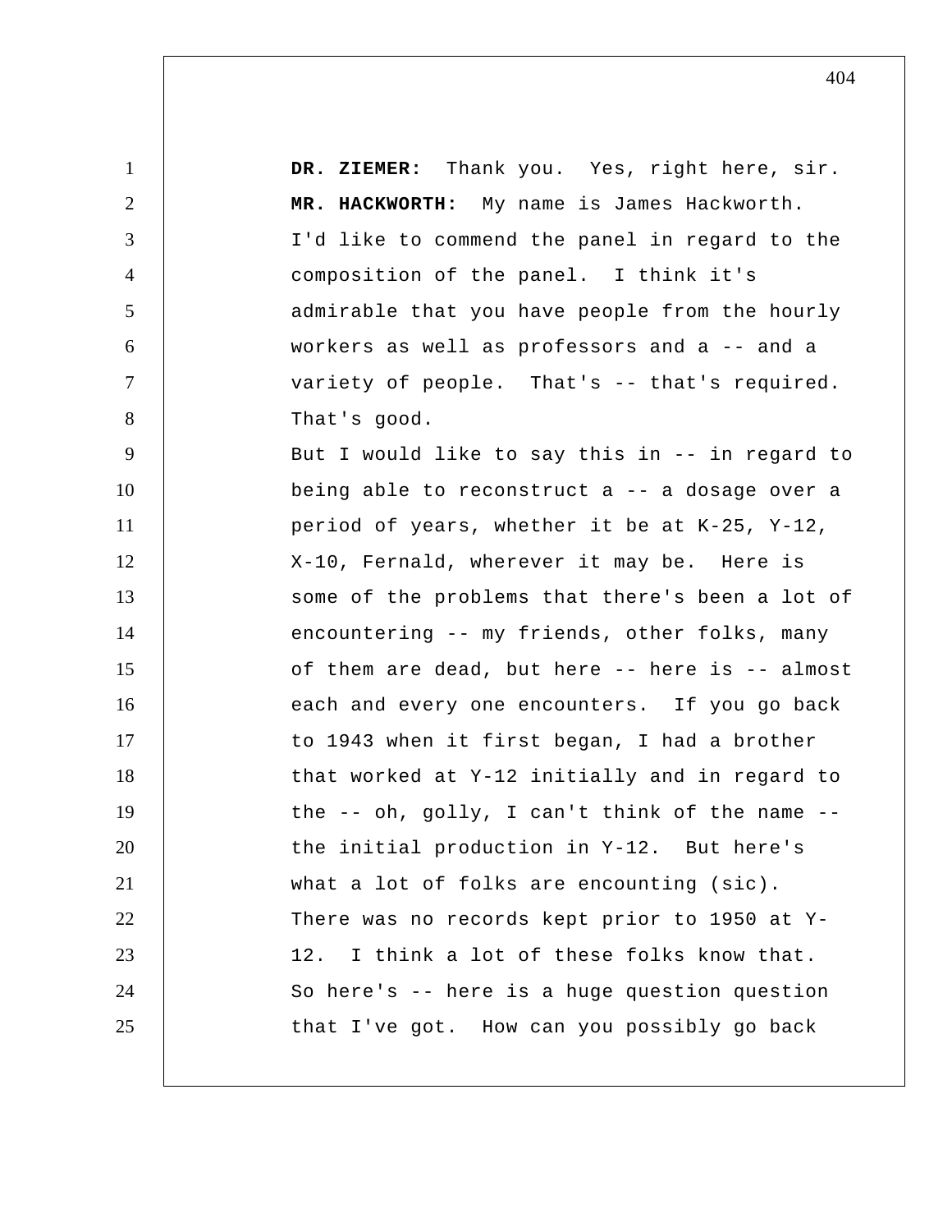**DR. ZIEMER:** Thank you. Yes, right here, sir.

**MR. HACKWORTH:** My name is James Hackworth. I'd like to commend the panel in regard to the composition of the panel. I think it's admirable that you have people from the hourly workers as well as professors and a -- and a variety of people. That's -- that's required. That's good.

But I would like to say this in -- in regard to being able to reconstruct a -- a dosage over a period of years, whether it be at K-25, Y-12, X-10, Fernald, wherever it may be. Here is some of the problems that there's been a lot of encountering -- my friends, other folks, many of them are dead, but here -- here is -- almost each and every one encounters. If you go back to 1943 when it first began, I had a brother that worked at Y-12 initially and in regard to the -- oh, golly, I can't think of the name -- the initial production in Y-12. But here's what a lot of folks are encounting (sic). There was no records kept prior to 1950 at Y-12. I think a lot of these folks know that. So here's -- here is a huge question question that I've got. How can you possibly go back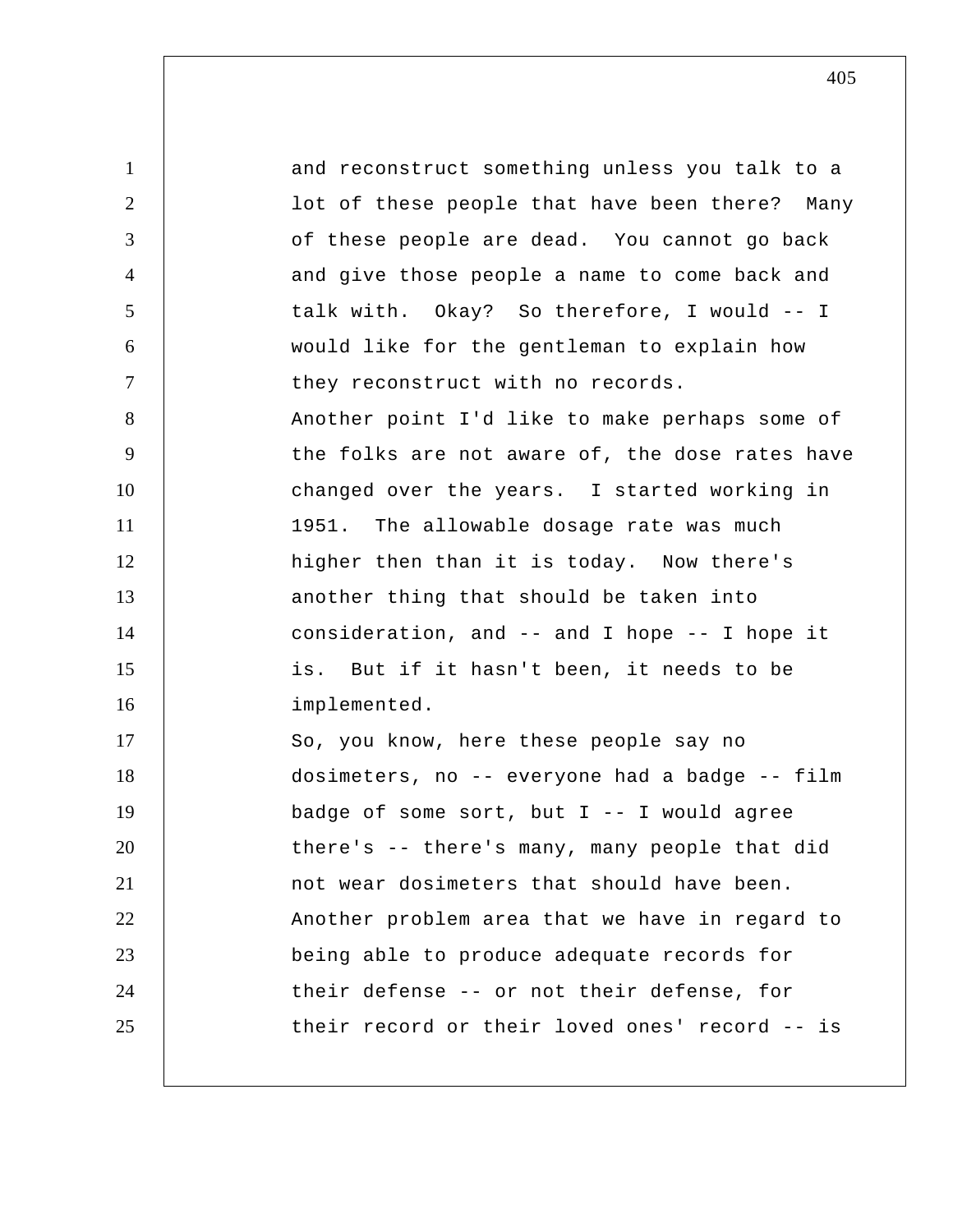and reconstruct something unless you talk to a lot of these people that have been there? Many of these people are dead. You cannot go back and give those people a name to come back and talk with. Okay? So therefore, I would -- I would like for the gentleman to explain how they reconstruct with no records.

Another point I'd like to make perhaps some of the folks are not aware of, the dose rates have changed over the years. I started working in 1951. The allowable dosage rate was much higher then than it is today. Now there's another thing that should be taken into consideration, and -- and I hope -- I hope it is. But if it hasn't been, it needs to be implemented.

So, you know, here these people say no dosimeters, no -- everyone had a badge -- film badge of some sort, but I -- I would agree there's -- there's many, many people that did not wear dosimeters that should have been.

Another problem area that we have in regard to being able to produce adequate records for their defense -- or not their defense, for their record or their loved ones' record -- is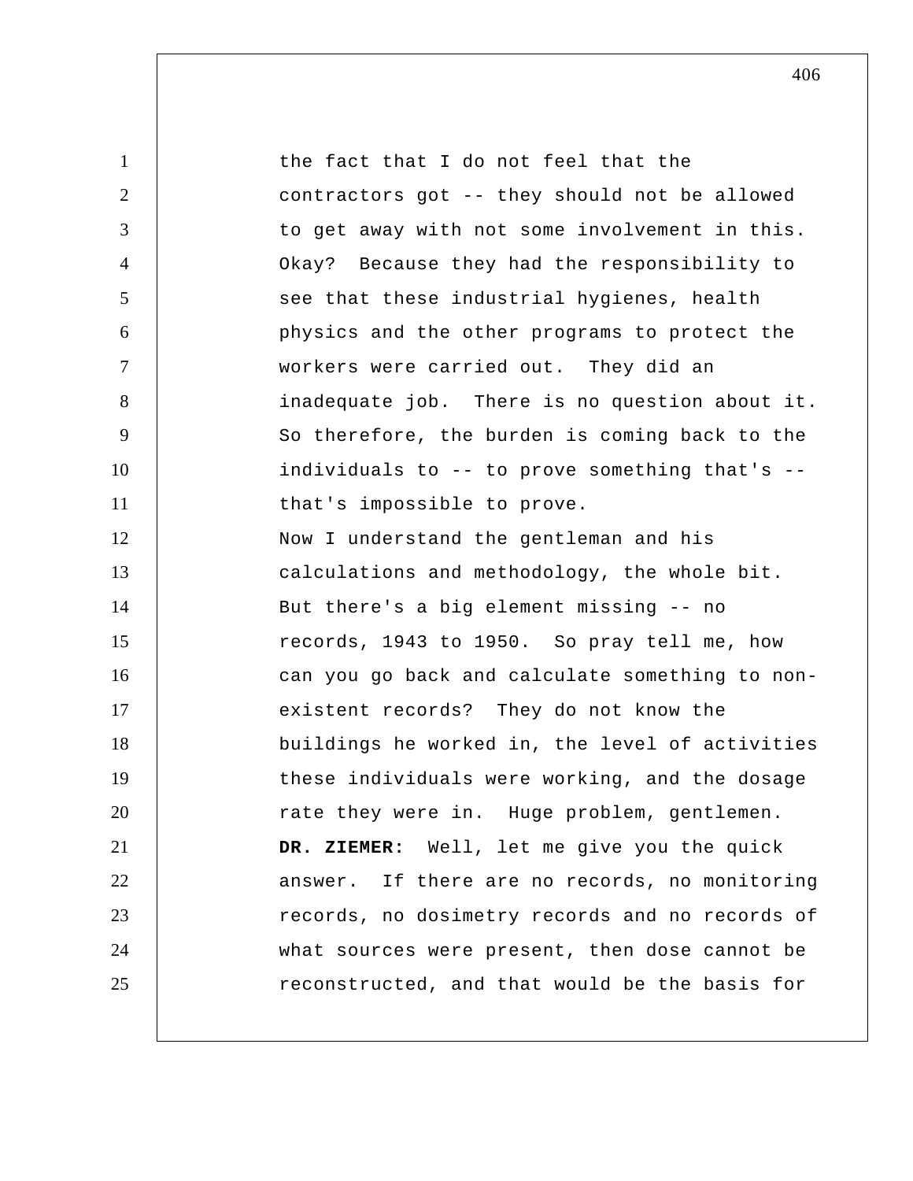the fact that I do not feel that the contractors got -- they should not be allowed to get away with not some involvement in this. Okay? Because they had the responsibility to see that these industrial hygienes, health physics and the other programs to protect the workers were carried out. They did an inadequate job. There is no question about it. So therefore, the burden is coming back to the individuals to -- to prove something that's -- that's impossible to prove.

Now I understand the gentleman and his calculations and methodology, the whole bit. But there's a big element missing -- no records, 1943 to 1950. So pray tell me, how can you go back and calculate something to non-existent records? They do not know the buildings he worked in, the level of activities these individuals were working, and the dosage rate they were in. Huge problem, gentlemen.

**DR. ZIEMER:** Well, let me give you the quick answer. If there are no records, no monitoring records, no dosimetry records and no records of what sources were present, then dose cannot be reconstructed, and that would be the basis for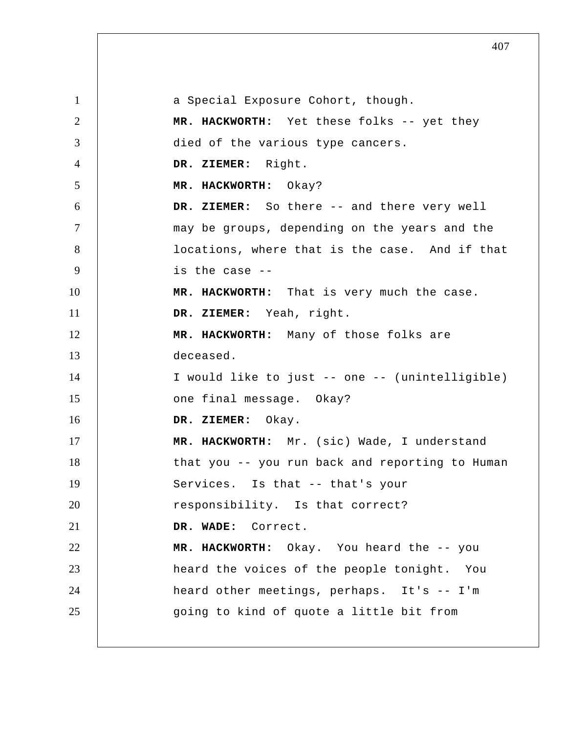a Special Exposure Cohort, though.

**MR. HACKWORTH:** Yet these folks -- yet they died of the various type cancers.

**DR. ZIEMER:** Right.

**MR. HACKWORTH:** Okay?

**DR. ZIEMER:** So there -- and there very well may be groups, depending on the years and the locations, where that is the case. And if that is the case --

**MR. HACKWORTH:** That is very much the case.

**DR. ZIEMER:** Yeah, right.

**MR. HACKWORTH:** Many of those folks are deceased.

I would like to just -- one -- (unintelligible) one final message. Okay?

**DR. ZIEMER:** Okay.

**MR. HACKWORTH:** Mr. (sic) Wade, I understand that you -- you run back and reporting to Human Services. Is that -- that's your responsibility. Is that correct?

**DR. WADE:** Correct.

**MR. HACKWORTH:** Okay. You heard the -- you heard the voices of the people tonight. You heard other meetings, perhaps. It's -- I'm going to kind of quote a little bit from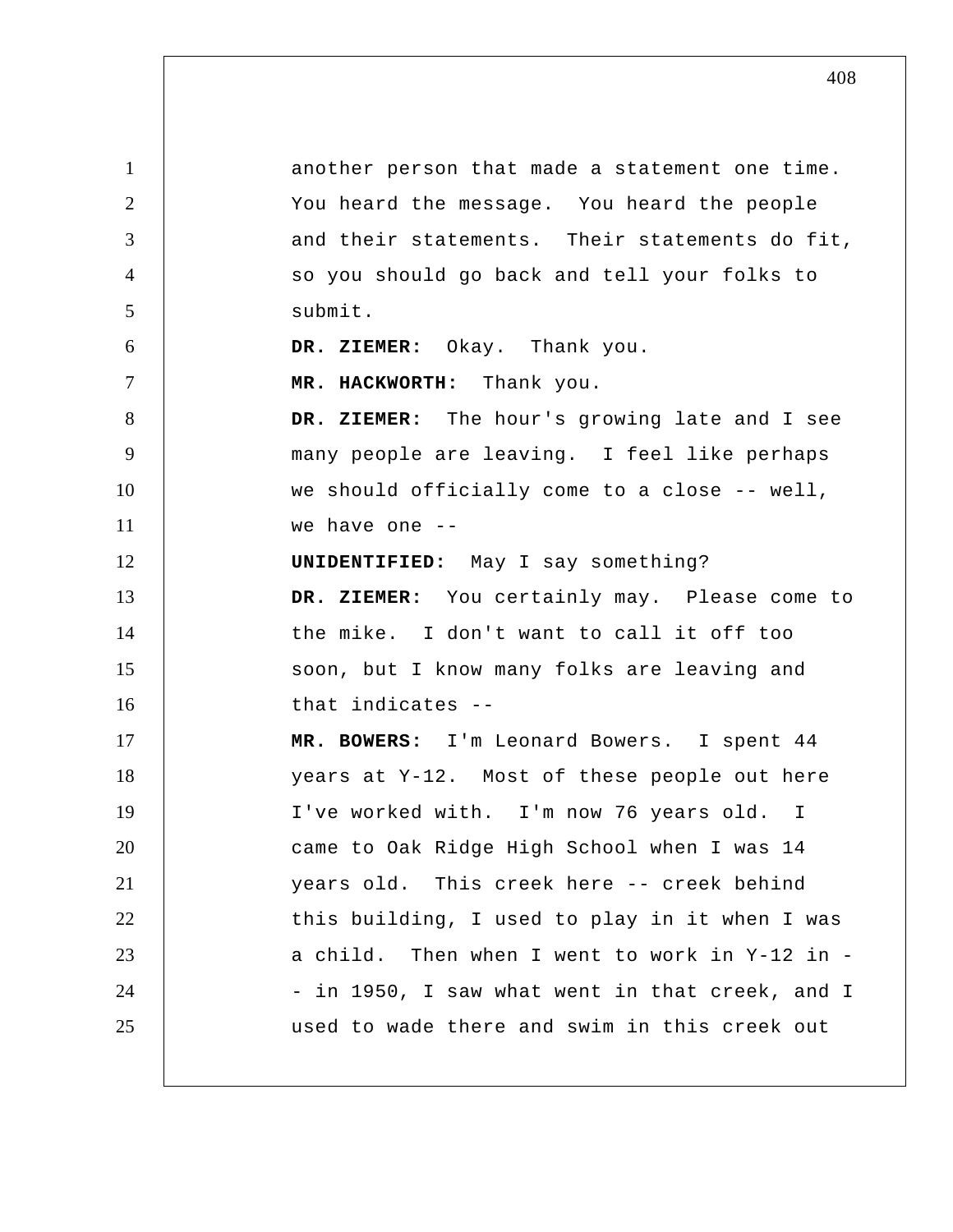another person that made a statement one time. You heard the message. You heard the people and their statements. Their statements do fit, so you should go back and tell your folks to submit.

**DR. ZIEMER:** Okay. Thank you.

**MR. HACKWORTH:** Thank you.

**DR. ZIEMER:** The hour's growing late and I see many people are leaving. I feel like perhaps we should officially come to a close -- well, we have one --

**UNIDENTIFIED:** May I say something?

**DR. ZIEMER:** You certainly may. Please come to the mike. I don't want to call it off too soon, but I know many folks are leaving and that indicates --

**MR. BOWERS:** I'm Leonard Bowers. I spent 44 years at Y-12. Most of these people out here I've worked with. I'm now 76 years old. I came to Oak Ridge High School when I was 14 years old. This creek here -- creek behind this building, I used to play in it when I was a child. Then when I went to work in Y-12 in -- in 1950, I saw what went in that creek, and I used to wade there and swim in this creek out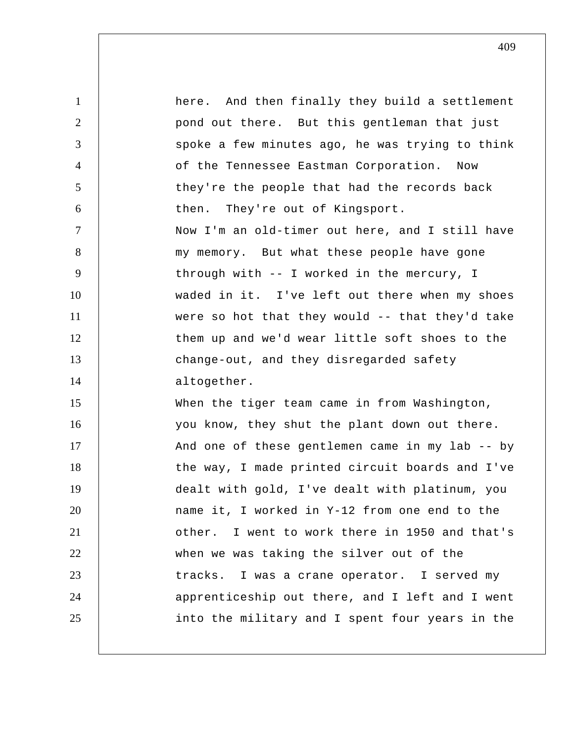here. And then finally they build a settlement pond out there. But this gentleman that just spoke a few minutes ago, he was trying to think of the Tennessee Eastman Corporation. Now they're the people that had the records back then. They're out of Kingsport.

Now I'm an old-timer out here, and I still have my memory. But what these people have gone through with -- I worked in the mercury, I waded in it. I've left out there when my shoes were so hot that they would -- that they'd take them up and we'd wear little soft shoes to the change-out, and they disregarded safety altogether.

When the tiger team came in from Washington, you know, they shut the plant down out there. And one of these gentlemen came in my lab -- by the way, I made printed circuit boards and I've dealt with gold, I've dealt with platinum, you name it, I worked in Y-12 from one end to the other. I went to work there in 1950 and that's when we was taking the silver out of the tracks. I was a crane operator. I served my apprenticeship out there, and I left and I went into the military and I spent four years in the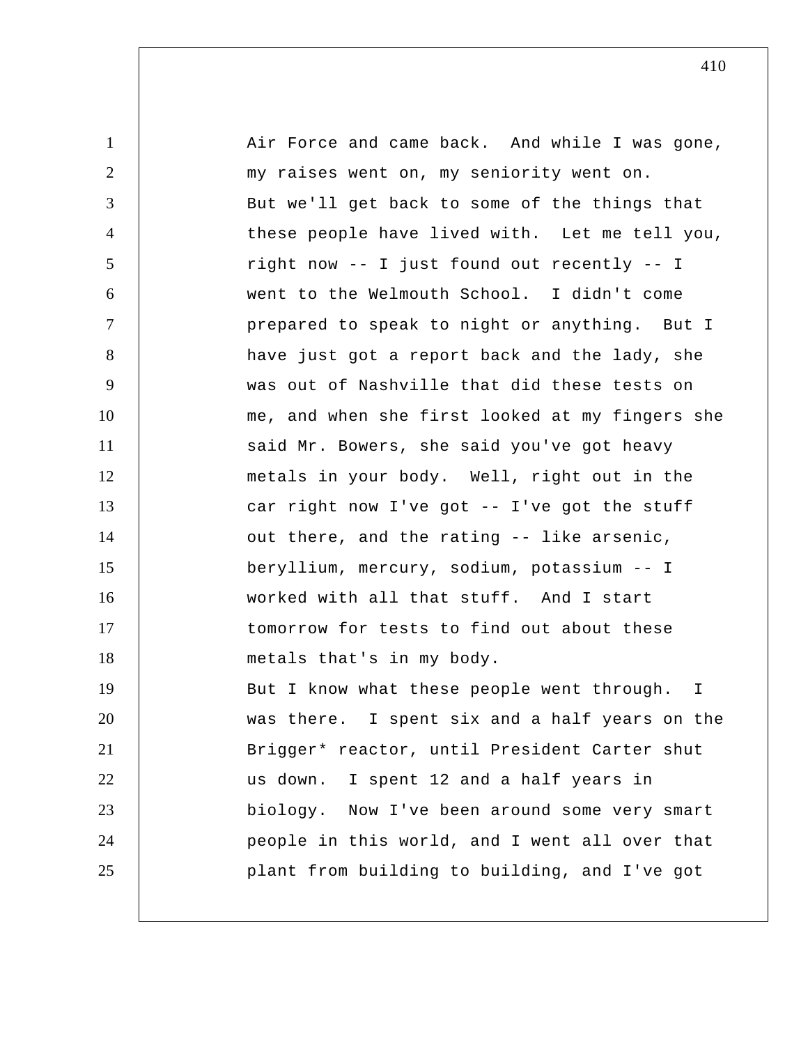Air Force and came back. And while I was gone, my raises went on, my seniority went on.

But we'll get back to some of the things that these people have lived with. Let me tell you, right now -- I just found out recently -- I went to the Welmouth School. I didn't come prepared to speak to night or anything. But I have just got a report back and the lady, she was out of Nashville that did these tests on me, and when she first looked at my fingers she said Mr. Bowers, she said you've got heavy metals in your body. Well, right out in the car right now I've got -- I've got the stuff out there, and the rating -- like arsenic, beryllium, mercury, sodium, potassium -- I worked with all that stuff. And I start tomorrow for tests to find out about these metals that's in my body.

But I know what these people went through. I was there. I spent six and a half years on the Brigger* reactor, until President Carter shut us down. I spent 12 and a half years in biology. Now I've been around some very smart people in this world, and I went all over that plant from building to building, and I've got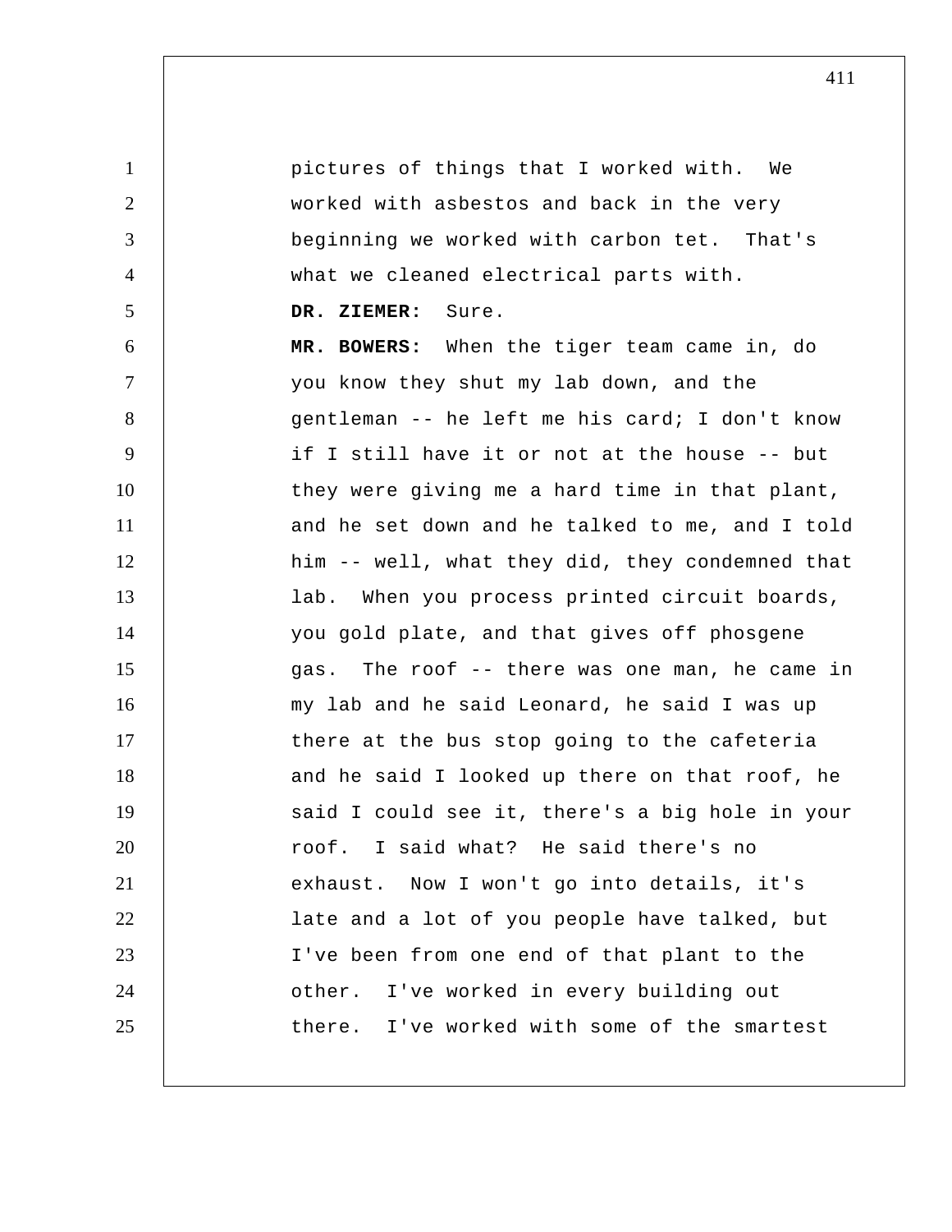pictures of things that I worked with. We worked with asbestos and back in the very beginning we worked with carbon tet. That's what we cleaned electrical parts with.

**DR. ZIEMER:** Sure.

**MR. BOWERS:** When the tiger team came in, do you know they shut my lab down, and the gentleman -- he left me his card; I don't know if I still have it or not at the house -- but they were giving me a hard time in that plant, and he set down and he talked to me, and I told him -- well, what they did, they condemned that lab. When you process printed circuit boards, you gold plate, and that gives off phosgene gas. The roof -- there was one man, he came in my lab and he said Leonard, he said I was up there at the bus stop going to the cafeteria and he said I looked up there on that roof, he said I could see it, there's a big hole in your roof. I said what? He said there's no exhaust. Now I won't go into details, it's late and a lot of you people have talked, but I've been from one end of that plant to the other. I've worked in every building out there. I've worked with some of the smartest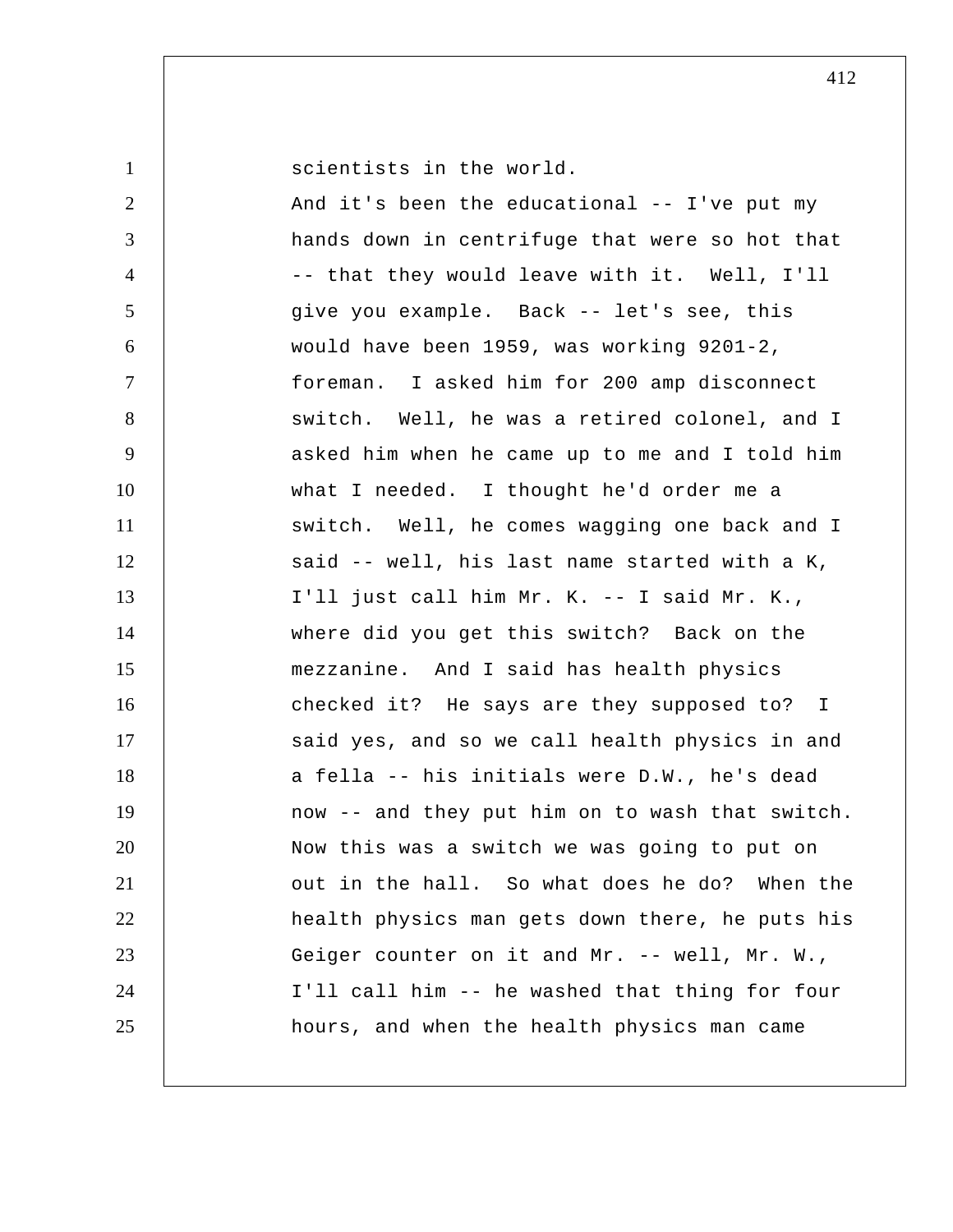scientists in the world.

And it's been the educational -- I've put my hands down in centrifuge that were so hot that -- that they would leave with it. Well, I'll give you example. Back -- let's see, this would have been 1959, was working 9201-2, foreman. I asked him for 200 amp disconnect switch. Well, he was a retired colonel, and I asked him when he came up to me and I told him what I needed. I thought he'd order me a switch. Well, he comes wagging one back and I said -- well, his last name started with a K, I'll just call him Mr. K. -- I said Mr. K., where did you get this switch? Back on the mezzanine. And I said has health physics checked it? He says are they supposed to? I said yes, and so we call health physics in and a fella -- his initials were D.W., he's dead now -- and they put him on to wash that switch. Now this was a switch we was going to put on out in the hall. So what does he do? When the health physics man gets down there, he puts his Geiger counter on it and Mr. -- well, Mr. W., I'll call him -- he washed that thing for four hours, and when the health physics man came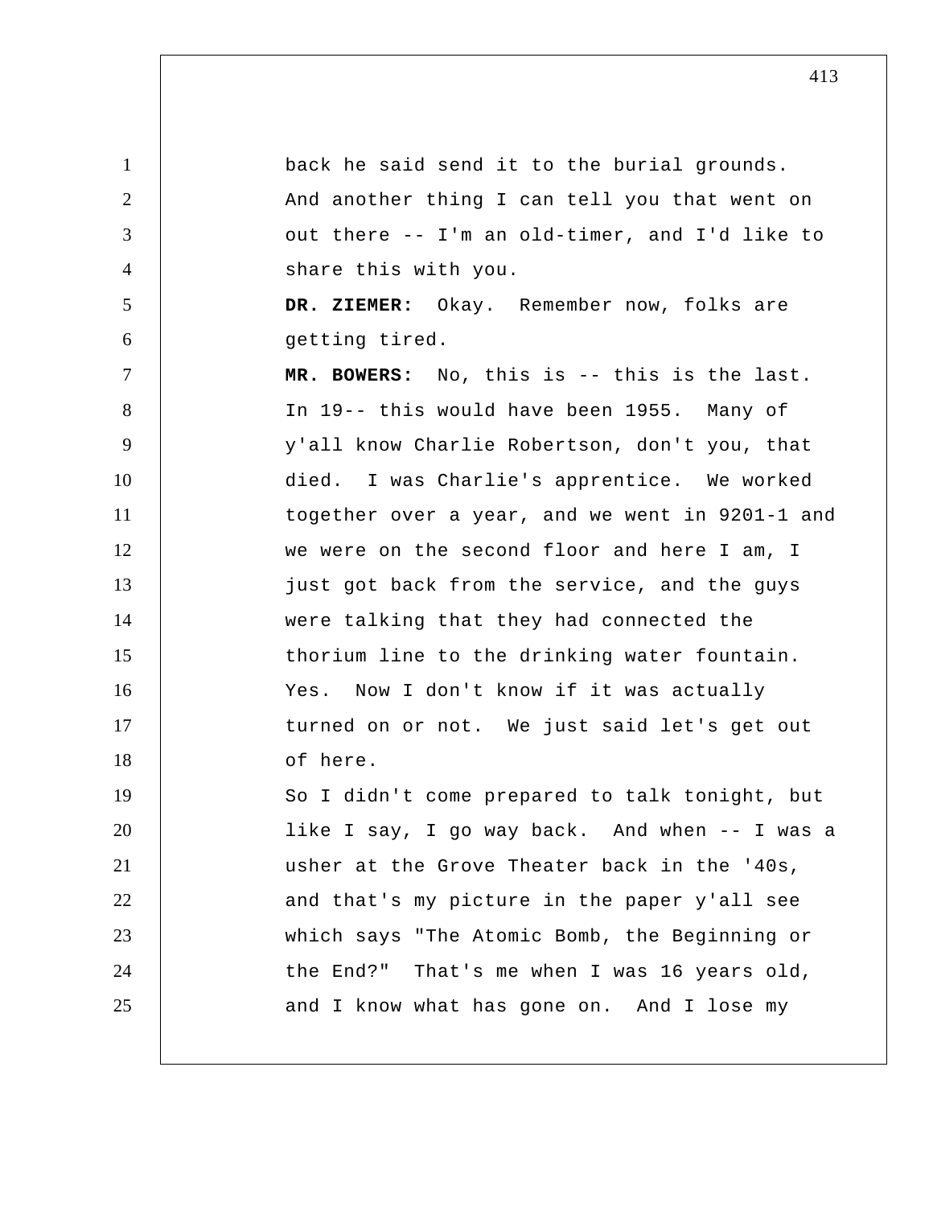back he said send it to the burial grounds. And another thing I can tell you that went on out there -- I'm an old-timer, and I'd like to share this with you.

**DR. ZIEMER:** Okay. Remember now, folks are getting tired.

**MR. BOWERS:** No, this is -- this is the last. In 19-- this would have been 1955. Many of y'all know Charlie Robertson, don't you, that died. I was Charlie's apprentice. We worked together over a year, and we went in 9201-1 and we were on the second floor and here I am, I just got back from the service, and the guys were talking that they had connected the thorium line to the drinking water fountain. Yes. Now I don't know if it was actually turned on or not. We just said let's get out of here.

So I didn't come prepared to talk tonight, but like I say, I go way back. And when -- I was a usher at the Grove Theater back in the '40s, and that's my picture in the paper y'all see which says "The Atomic Bomb, the Beginning or the End?" That's me when I was 16 years old, and I know what has gone on. And I lose my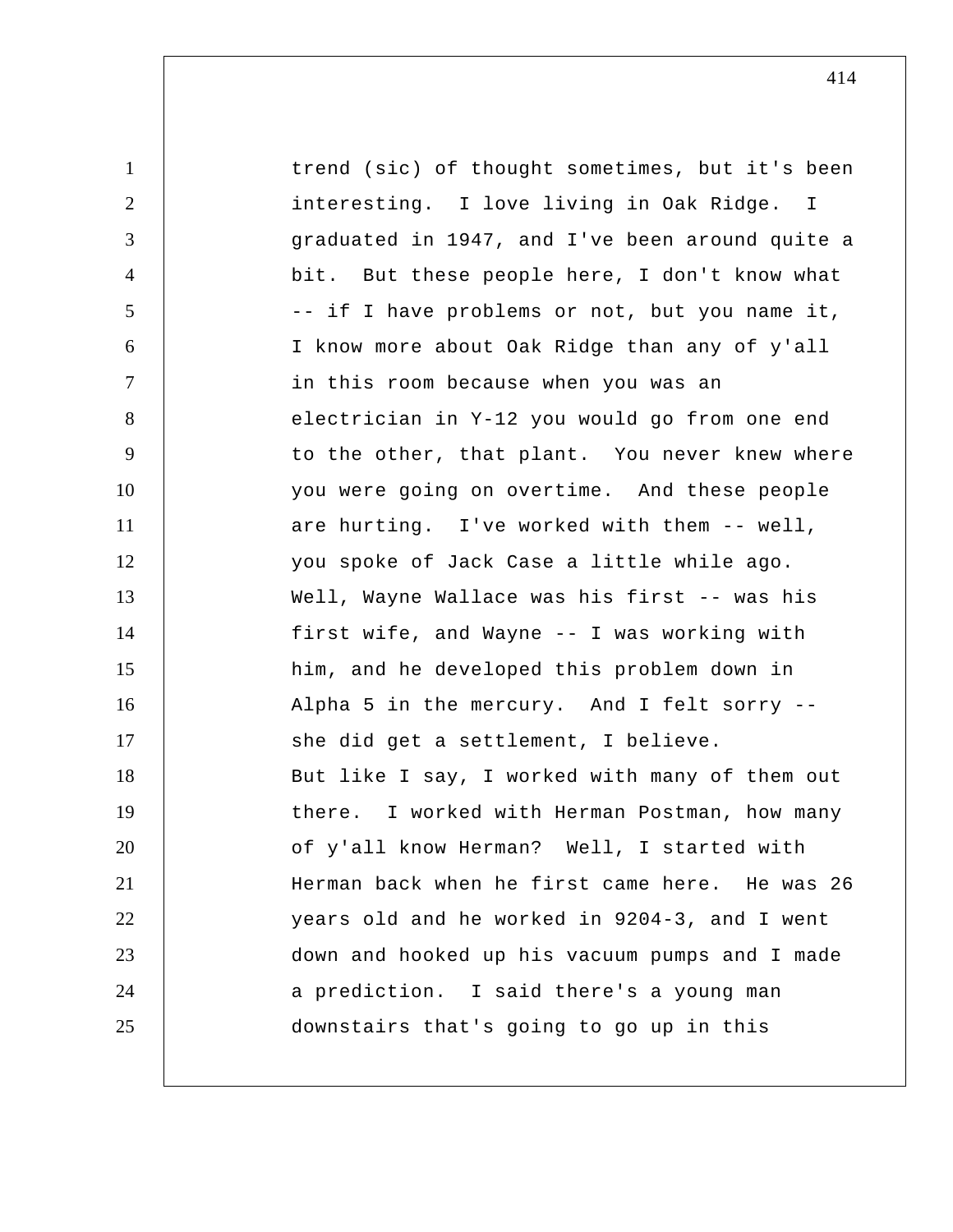trend (sic) of thought sometimes, but it's been interesting. I love living in Oak Ridge. I graduated in 1947, and I've been around quite a bit. But these people here, I don't know what -- if I have problems or not, but you name it, I know more about Oak Ridge than any of y'all in this room because when you was an electrician in Y-12 you would go from one end to the other, that plant. You never knew where you were going on overtime. And these people are hurting. I've worked with them -- well, you spoke of Jack Case a little while ago. Well, Wayne Wallace was his first -- was his first wife, and Wayne -- I was working with him, and he developed this problem down in Alpha 5 in the mercury. And I felt sorry -- she did get a settlement, I believe.

But like I say, I worked with many of them out there. I worked with Herman Postman, how many of y'all know Herman? Well, I started with Herman back when he first came here. He was 26 years old and he worked in 9204-3, and I went down and hooked up his vacuum pumps and I made a prediction. I said there's a young man downstairs that's going to go up in this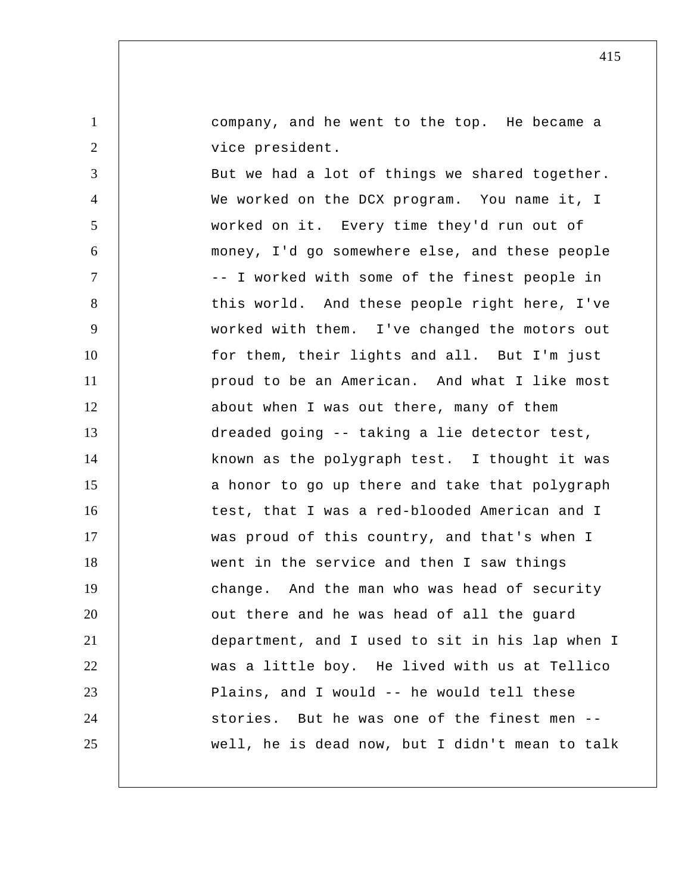company, and he went to the top. He became a vice president.

But we had a lot of things we shared together. We worked on the DCX program. You name it, I worked on it. Every time they'd run out of money, I'd go somewhere else, and these people -- I worked with some of the finest people in this world. And these people right here, I've worked with them. I've changed the motors out for them, their lights and all. But I'm just proud to be an American. And what I like most about when I was out there, many of them dreaded going -- taking a lie detector test, known as the polygraph test. I thought it was a honor to go up there and take that polygraph test, that I was a red-blooded American and I was proud of this country, and that's when I went in the service and then I saw things change. And the man who was head of security out there and he was head of all the guard department, and I used to sit in his lap when I was a little boy. He lived with us at Tellico Plains, and I would -- he would tell these stories. But he was one of the finest men -- well, he is dead now, but I didn't mean to talk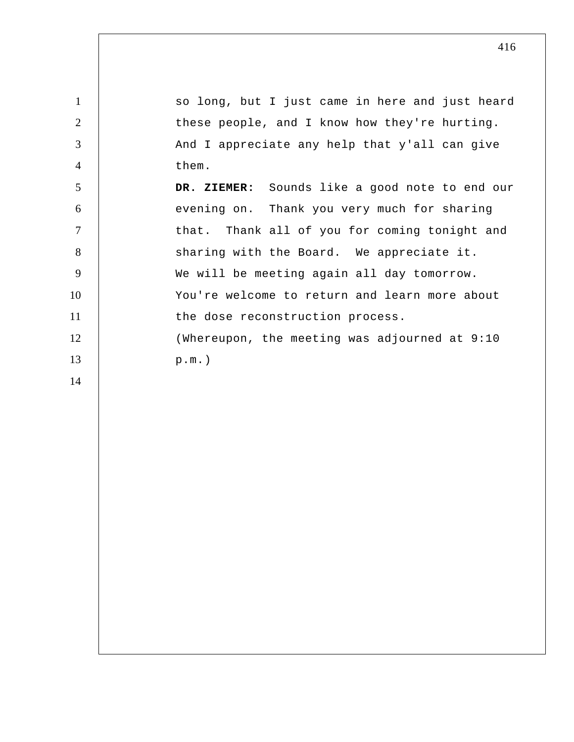so long, but I just came in here and just heard these people, and I know how they're hurting. And I appreciate any help that y'all can give them.

**DR. ZIEMER:** Sounds like a good note to end our evening on. Thank you very much for sharing that. Thank all of you for coming tonight and sharing with the Board. We appreciate it. We will be meeting again all day tomorrow. You're welcome to return and learn more about the dose reconstruction process.

(Whereupon, the meeting was adjourned at 9:10 p.m.)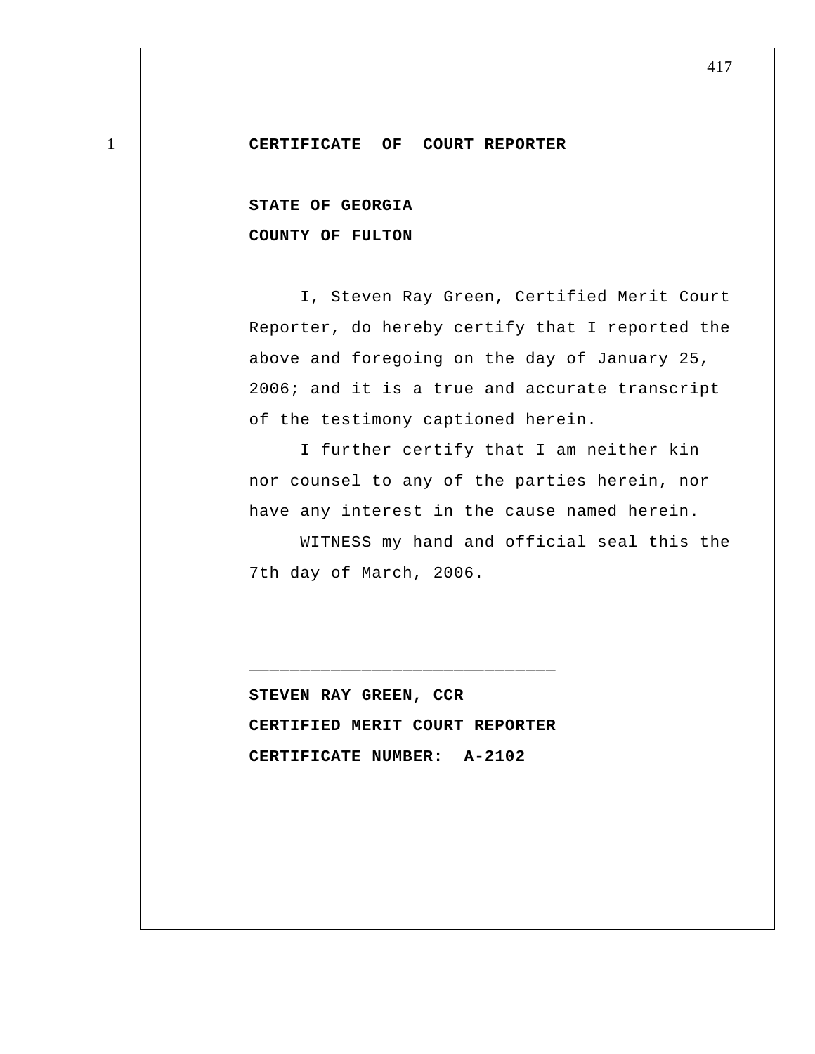**CERTIFICATE OF COURT REPORTER**

**STATE OF GEORGIA**
**COUNTY OF FULTON**

I, Steven Ray Green, Certified Merit Court Reporter, do hereby certify that I reported the above and foregoing on the day of January 25, 2006; and it is a true and accurate transcript of the testimony captioned herein.

I further certify that I am neither kin nor counsel to any of the parties herein, nor have any interest in the cause named herein.

WITNESS my hand and official seal this the 7th day of March, 2006.

______________________________

**STEVEN RAY GREEN, CCR**
**CERTIFIED MERIT COURT REPORTER**
**CERTIFICATE NUMBER: A-2102**